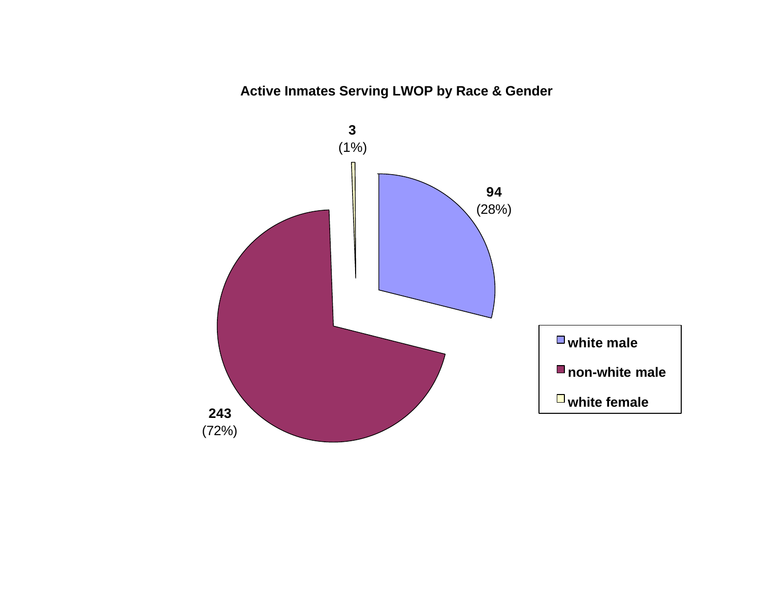**Active Inmates Serving LWOP by Race & Gender**

| Category | Count | Percent |
|---|---|---|
| white male | 94 | (28%) |
| non-white male | 243 | (72%) |
| white female | 3 | (1%) |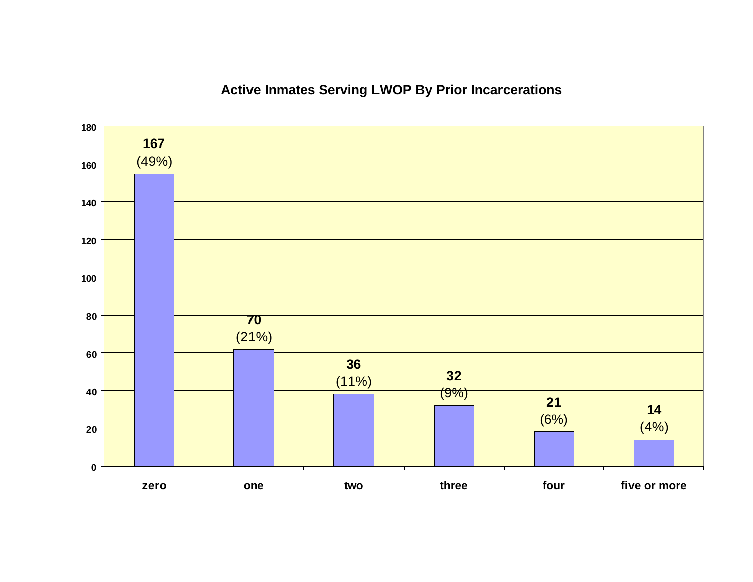## Active Inmates Serving LWOP By Prior Incarcerations

| Prior Incarcerations | Count | Percent |
|---|---|---|
| zero | 167 | (49%) |
| one | 70 | (21%) |
| two | 36 | (11%) |
| three | 32 | (9%) |
| four | 21 | (6%) |
| five or more | 14 | (4%) |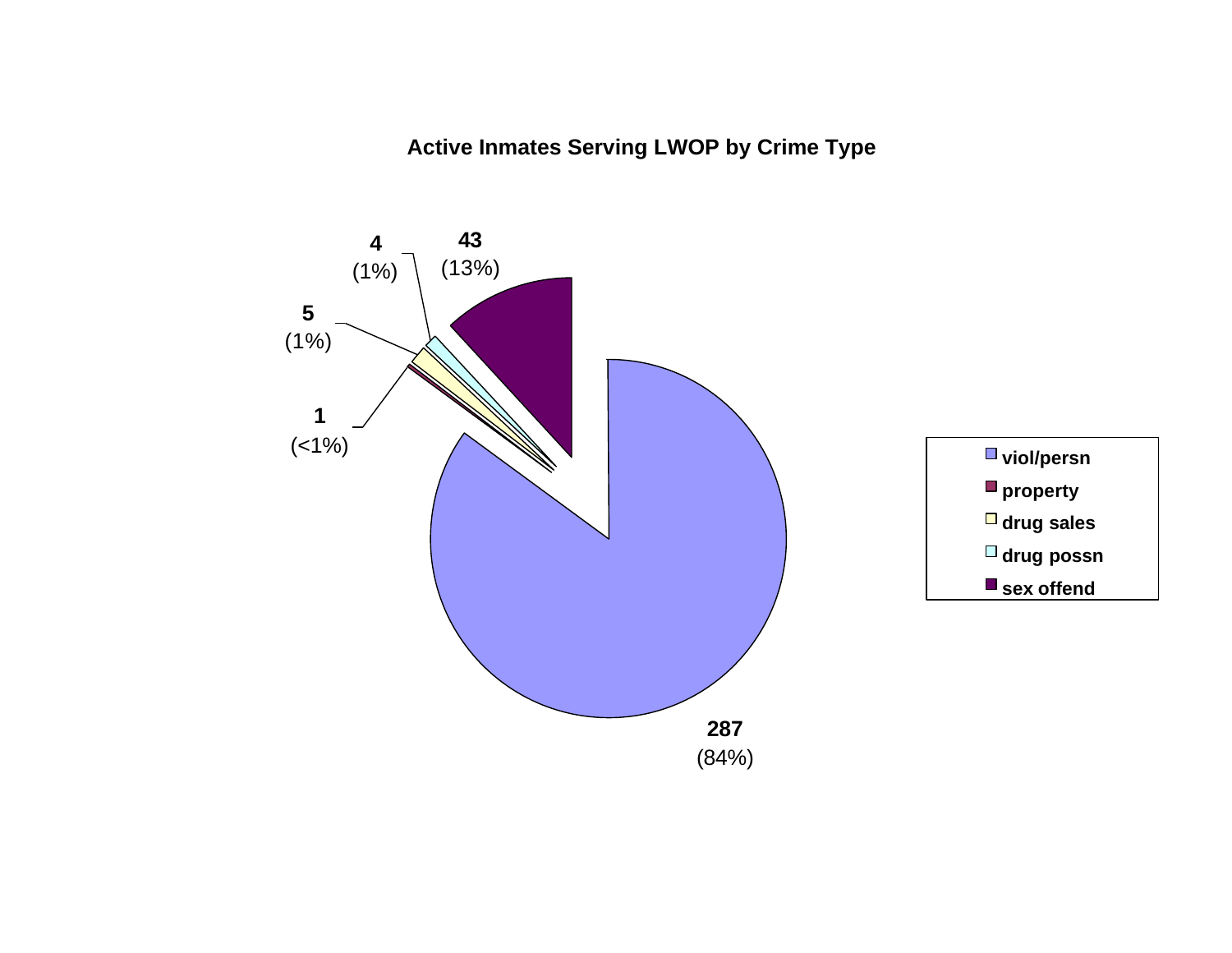**Active Inmates Serving LWOP by Crime Type**

| Crime Type | Count | Percent |
|---|---|---|
| viol/persn | 287 | (84%) |
| property | 1 | (<1%) |
| drug sales | 5 | (1%) |
| drug possn | 4 | (1%) |
| sex offend | 43 | (13%) |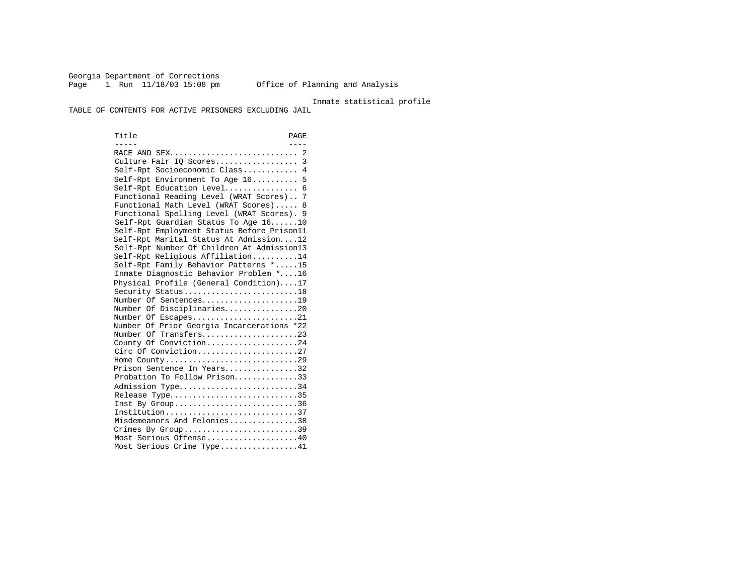Georgia Department of Corrections

Office of Planning and Analysis

Inmate statistical profile

# TABLE OF CONTENTS FOR ACTIVE PRISONERS EXCLUDING JAIL

| Title | PAGE |
|---|---|
| RACE AND SEX | 2 |
| Culture Fair IQ Scores | 3 |
| Self-Rpt Socioeconomic Class | 4 |
| Self-Rpt Environment To Age 16 | 5 |
| Self-Rpt Education Level | 6 |
| Functional Reading Level (WRAT Scores) | 7 |
| Functional Math Level (WRAT Scores) | 8 |
| Functional Spelling Level (WRAT Scores) | 9 |
| Self-Rpt Guardian Status To Age 16 | 10 |
| Self-Rpt Employment Status Before Prison | 11 |
| Self-Rpt Marital Status At Admission | 12 |
| Self-Rpt Number Of Children At Admission | 13 |
| Self-Rpt Religious Affiliation | 14 |
| Self-Rpt Family Behavior Patterns * | 15 |
| Inmate Diagnostic Behavior Problem * | 16 |
| Physical Profile (General Condition) | 17 |
| Security Status | 18 |
| Number Of Sentences | 19 |
| Number Of Disciplinaries | 20 |
| Number Of Escapes | 21 |
| Number Of Prior Georgia Incarcerations * | 22 |
| Number Of Transfers | 23 |
| County Of Conviction | 24 |
| Circ Of Conviction | 27 |
| Home County | 29 |
| Prison Sentence In Years | 32 |
| Probation To Follow Prison | 33 |
| Admission Type | 34 |
| Release Type | 35 |
| Inst By Group | 36 |
| Institution | 37 |
| Misdemeanors And Felonies | 38 |
| Crimes By Group | 39 |
| Most Serious Offense | 40 |
| Most Serious Crime Type | 41 |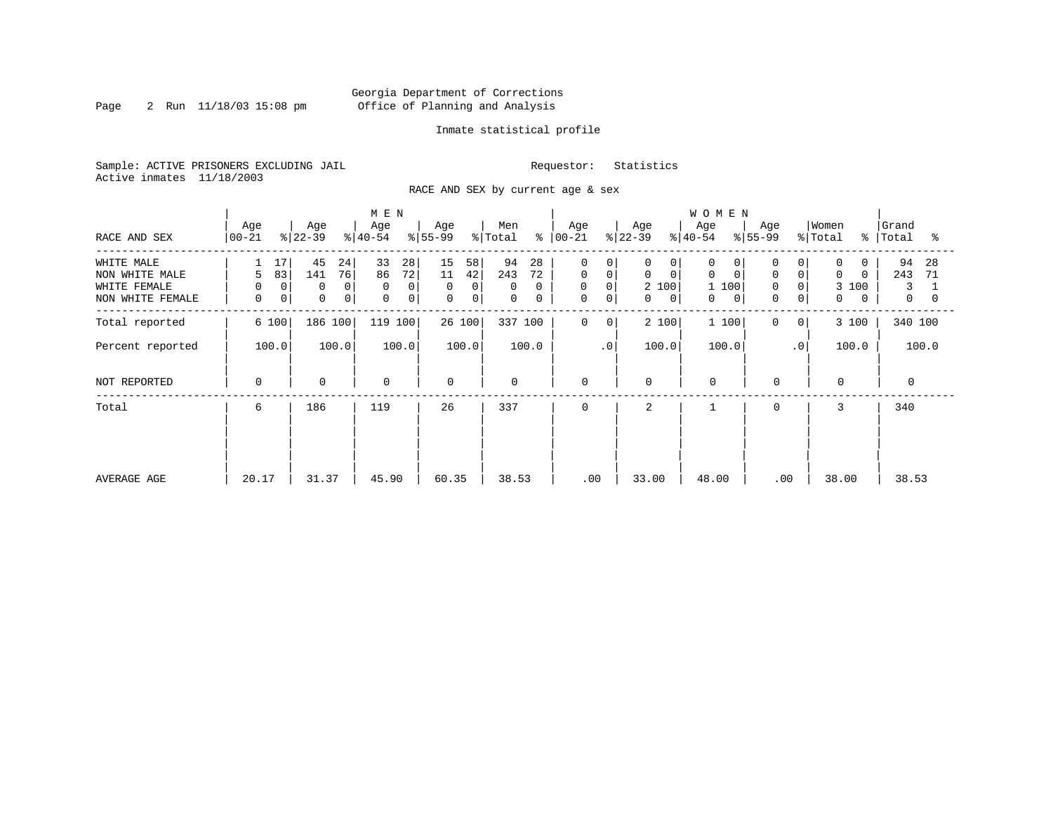Georgia Department of Corrections
Office of Planning and Analysis

Inmate statistical profile

Sample: ACTIVE PRISONERS EXCLUDING JAIL

Requestor: Statistics

Active inmates 11/18/2003

RACE AND SEX by current age & sex

| RACE AND SEX | MEN Age 00-21 | % | MEN Age 22-39 | % | MEN Age 40-54 | % | MEN Age 55-99 | % | Men Total | % | WOMEN Age 00-21 | % | WOMEN Age 22-39 | % | WOMEN Age 40-54 | % | WOMEN Age 55-99 | % | Women Total | % | Grand Total | % |
|---|---|---|---|---|---|---|---|---|---|---|---|---|---|---|---|---|---|---|---|---|---|---|
| WHITE MALE | 1 | 17 | 45 | 24 | 33 | 28 | 15 | 58 | 94 | 28 | 0 | 0 | 0 | 0 | 0 | 0 | 0 | 0 | 0 | 0 | 94 | 28 |
| NON WHITE MALE | 5 | 83 | 141 | 76 | 86 | 72 | 11 | 42 | 243 | 72 | 0 | 0 | 0 | 0 | 0 | 0 | 0 | 0 | 0 | 0 | 243 | 71 |
| WHITE FEMALE | 0 | 0 | 0 | 0 | 0 | 0 | 0 | 0 | 0 | 0 | 0 | 0 | 2 | 100 | 1 | 100 | 0 | 0 | 3 | 100 | 3 | 1 |
| NON WHITE FEMALE | 0 | 0 | 0 | 0 | 0 | 0 | 0 | 0 | 0 | 0 | 0 | 0 | 0 | 0 | 0 | 0 | 0 | 0 | 0 | 0 | 0 | 0 |
| Total reported | 6 | 100 | 186 | 100 | 119 | 100 | 26 | 100 | 337 | 100 | 0 | 0 | 2 | 100 | 1 | 100 | 0 | 0 | 3 | 100 | 340 | 100 |
| Percent reported | | 100.0 | | 100.0 | | 100.0 | | 100.0 | | 100.0 | | .0 | | 100.0 | | 100.0 | | .0 | | 100.0 | | 100.0 |
| NOT REPORTED | 0 | | 0 | | 0 | | 0 | | 0 | | 0 | | 0 | | 0 | | 0 | | 0 | | 0 | |
| Total | 6 | | 186 | | 119 | | 26 | | 337 | | 0 | | 2 | | 1 | | 0 | | 3 | | 340 | |
| AVERAGE AGE | 20.17 | | 31.37 | | 45.90 | | 60.35 | | 38.53 | | .00 | | 33.00 | | 48.00 | | .00 | | 38.00 | | 38.53 | |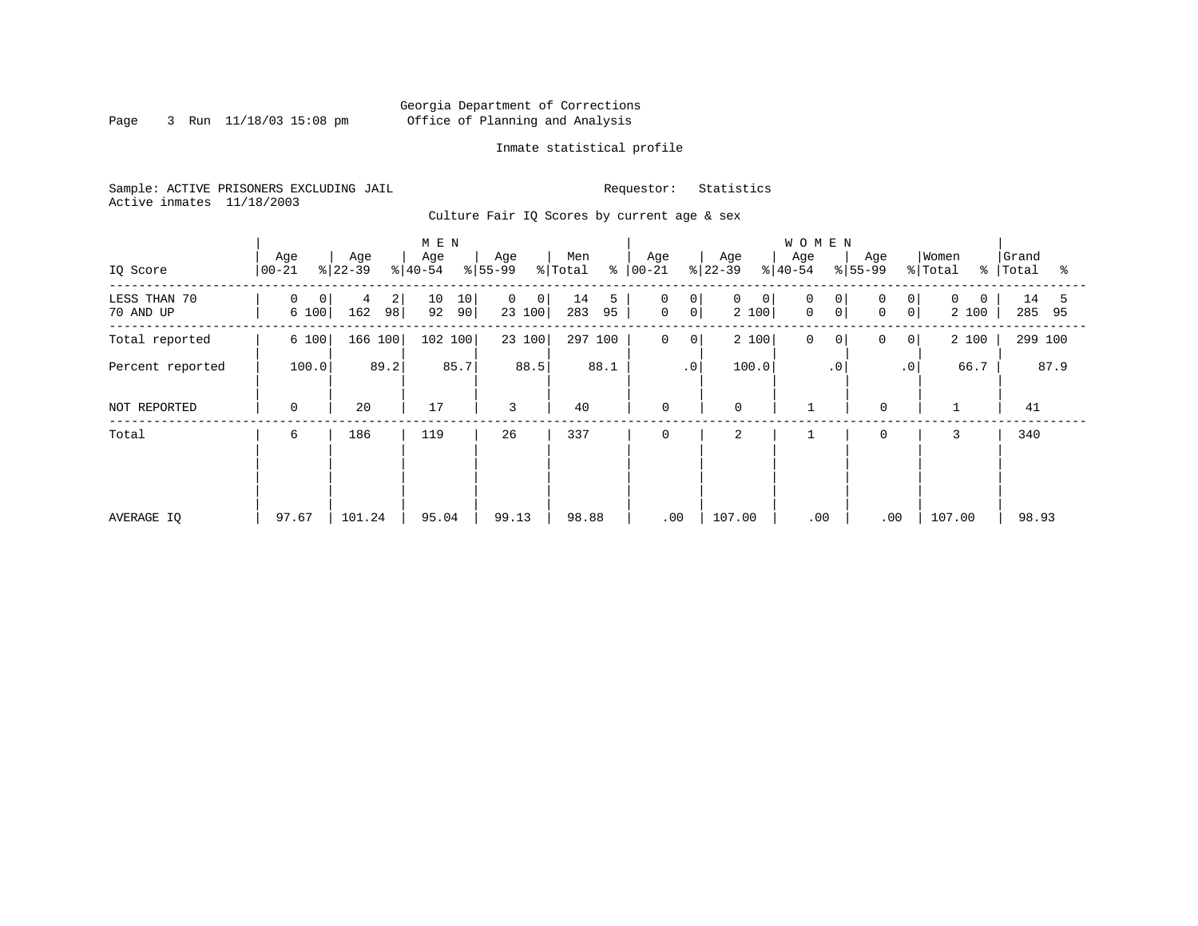Georgia Department of Corrections
Office of Planning and Analysis

Inmate statistical profile

Sample: ACTIVE PRISONERS EXCLUDING JAIL
Active inmates 11/18/2003

Requestor: Statistics

Culture Fair IQ Scores by current age & sex

| IQ Score | MEN Age 00-21 | % | Age 22-39 | % | Age 40-54 | % | Age 55-99 | % | Men Total | % | WOMEN Age 00-21 | % | Age 22-39 | % | Age 40-54 | % | Age 55-99 | % | Women Total | % | Grand Total | % |
|---|---|---|---|---|---|---|---|---|---|---|---|---|---|---|---|---|---|---|---|---|---|---|
| LESS THAN 70 | 0 | 0 | 4 | 2 | 10 | 10 | 0 | 0 | 14 | 5 | 0 | 0 | 0 | 0 | 0 | 0 | 0 | 0 | 0 | 0 | 14 | 5 |
| 70 AND UP | 6 | 100 | 162 | 98 | 92 | 90 | 23 | 100 | 283 | 95 | 0 | 0 | 2 | 100 | 0 | 0 | 0 | 0 | 2 | 100 | 285 | 95 |
| Total reported | 6 | 100 | 166 | 100 | 102 | 100 | 23 | 100 | 297 | 100 | 0 | 0 | 2 | 100 | 0 | 0 | 0 | 0 | 2 | 100 | 299 | 100 |
| Percent reported | | 100.0 | | 89.2 | | 85.7 | | 88.5 | | 88.1 | | .0 | | 100.0 | | .0 | | .0 | | 66.7 | | 87.9 |
| NOT REPORTED | 0 | | 20 | | 17 | | 3 | | 40 | | 0 | | 0 | | 1 | | 0 | | 1 | | 41 | |
| Total | 6 | | 186 | | 119 | | 26 | | 337 | | 0 | | 2 | | 1 | | 0 | | 3 | | 340 | |
| AVERAGE IQ | 97.67 | | 101.24 | | 95.04 | | 99.13 | | 98.88 | | .00 | | 107.00 | | .00 | | .00 | | 107.00 | | 98.93 | |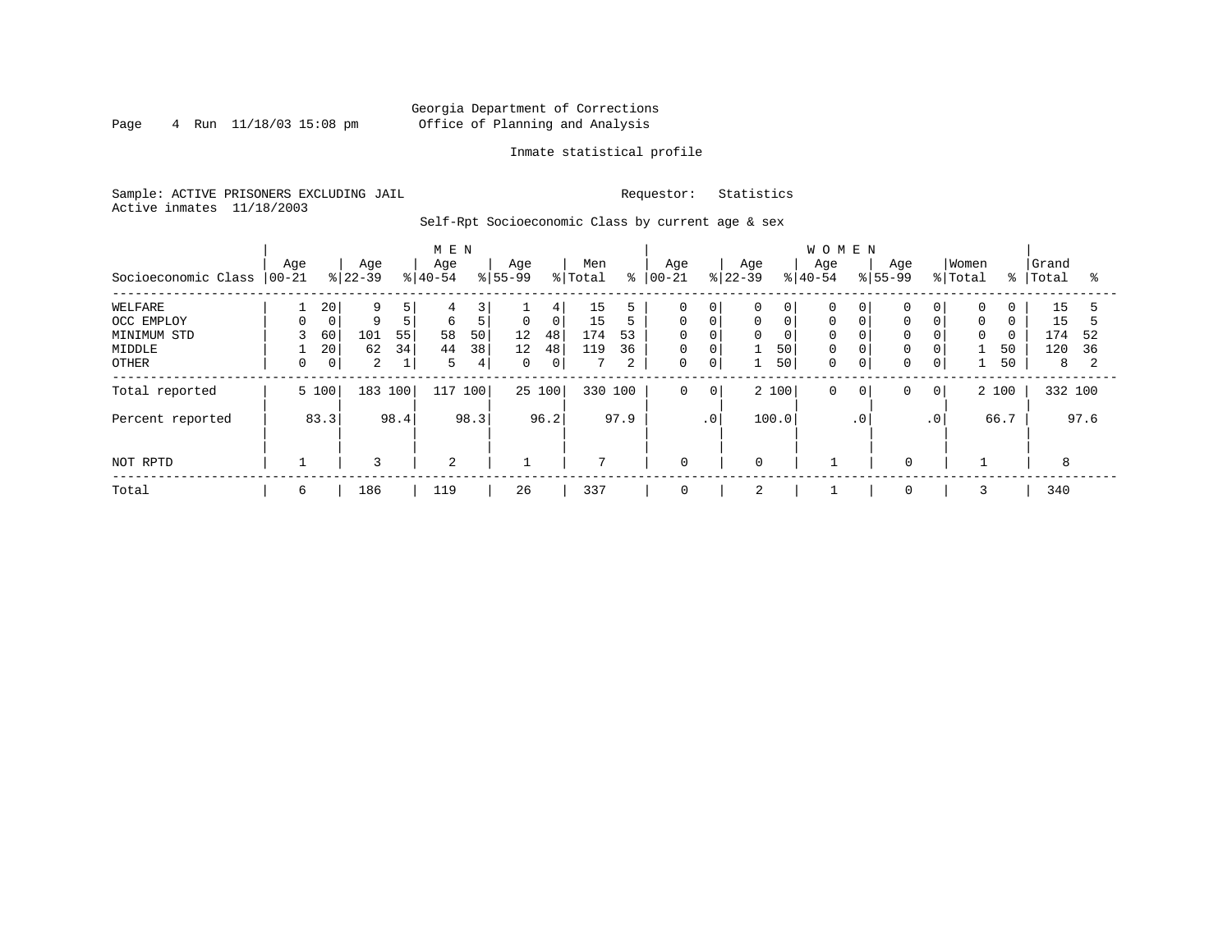Georgia Department of Corrections
Office of Planning and Analysis

Inmate statistical profile

Sample: ACTIVE PRISONERS EXCLUDING JAIL
Active inmates 11/18/2003

Requestor: Statistics

Self-Rpt Socioeconomic Class by current age & sex

| Socioeconomic Class | MEN Age 00-21 | % | Age 22-39 | % | Age 40-54 | % | Age 55-99 | % | Men Total | % | WOMEN Age 00-21 | % | Age 22-39 | % | Age 40-54 | % | Age 55-99 | % | Women Total | % | Grand Total | % |
|---|---|---|---|---|---|---|---|---|---|---|---|---|---|---|---|---|---|---|---|---|---|---|
| WELFARE | 1 | 20 | 9 | 5 | 4 | 3 | 1 | 4 | 15 | 5 | 0 | 0 | 0 | 0 | 0 | 0 | 0 | 0 | 0 | 0 | 15 | 5 |
| OCC EMPLOY | 0 | 0 | 9 | 5 | 6 | 5 | 0 | 0 | 15 | 5 | 0 | 0 | 0 | 0 | 0 | 0 | 0 | 0 | 0 | 0 | 15 | 5 |
| MINIMUM STD | 3 | 60 | 101 | 55 | 58 | 50 | 12 | 48 | 174 | 53 | 0 | 0 | 0 | 0 | 0 | 0 | 0 | 0 | 0 | 0 | 174 | 52 |
| MIDDLE | 1 | 20 | 62 | 34 | 44 | 38 | 12 | 48 | 119 | 36 | 0 | 0 | 1 | 50 | 0 | 0 | 0 | 0 | 1 | 50 | 120 | 36 |
| OTHER | 0 | 0 | 2 | 1 | 5 | 4 | 0 | 0 | 7 | 2 | 0 | 0 | 1 | 50 | 0 | 0 | 0 | 0 | 1 | 50 | 8 | 2 |
| Total reported | 5 | 100 | 183 | 100 | 117 | 100 | 25 | 100 | 330 | 100 | 0 | 0 | 2 | 100 | 0 | 0 | 0 | 0 | 2 | 100 | 332 | 100 |
| Percent reported | | 83.3 | | 98.4 | | 98.3 | | 96.2 | | 97.9 | | .0 | | 100.0 | | .0 | | .0 | | 66.7 | | 97.6 |
| NOT RPTD | 1 | | 3 | | 2 | | 1 | | 7 | | 0 | | 0 | | 1 | | 0 | | 1 | | 8 | |
| Total | 6 | | 186 | | 119 | | 26 | | 337 | | 0 | | 2 | | 1 | | 0 | | 3 | | 340 | |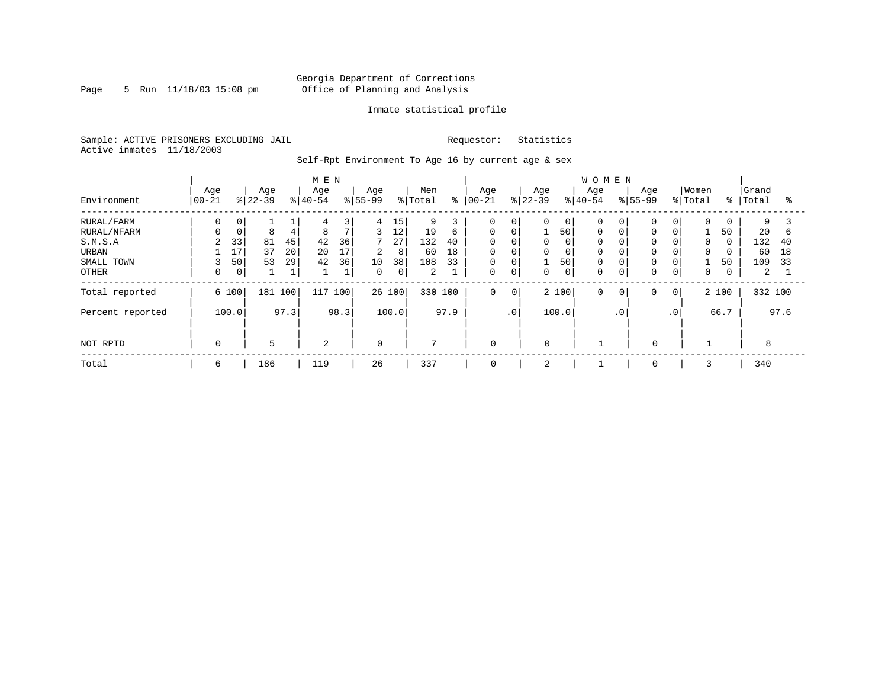Georgia Department of Corrections
Office of Planning and Analysis

Inmate statistical profile

Sample: ACTIVE PRISONERS EXCLUDING JAIL
Active inmates 11/18/2003

Requestor: Statistics

Self-Rpt Environment To Age 16 by current age & sex

| Environment | MEN Age 00-21 | % | Age 22-39 | % | Age 40-54 | % | Age 55-99 | % | Men Total | % | WOMEN Age 00-21 | % | Age 22-39 | % | Age 40-54 | % | Age 55-99 | % | Women Total | % | Grand Total | % |
|---|---|---|---|---|---|---|---|---|---|---|---|---|---|---|---|---|---|---|---|---|---|---|
| RURAL/FARM | 0 | 0 | 1 | 1 | 4 | 3 | 4 | 15 | 9 | 3 | 0 | 0 | 0 | 0 | 0 | 0 | 0 | 0 | 0 | 0 | 9 | 3 |
| RURAL/NFARM | 0 | 0 | 8 | 4 | 8 | 7 | 3 | 12 | 19 | 6 | 0 | 0 | 1 | 50 | 0 | 0 | 0 | 0 | 1 | 50 | 20 | 6 |
| S.M.S.A | 2 | 33 | 81 | 45 | 42 | 36 | 7 | 27 | 132 | 40 | 0 | 0 | 0 | 0 | 0 | 0 | 0 | 0 | 0 | 0 | 132 | 40 |
| URBAN | 1 | 17 | 37 | 20 | 20 | 17 | 2 | 8 | 60 | 18 | 0 | 0 | 0 | 0 | 0 | 0 | 0 | 0 | 0 | 0 | 60 | 18 |
| SMALL TOWN | 3 | 50 | 53 | 29 | 42 | 36 | 10 | 38 | 108 | 33 | 0 | 0 | 1 | 50 | 0 | 0 | 0 | 0 | 1 | 50 | 109 | 33 |
| OTHER | 0 | 0 | 1 | 1 | 1 | 1 | 0 | 0 | 2 | 1 | 0 | 0 | 0 | 0 | 0 | 0 | 0 | 0 | 0 | 0 | 2 | 1 |
| Total reported | 6 | 100 | 181 | 100 | 117 | 100 | 26 | 100 | 330 | 100 | 0 | 0 | 2 | 100 | 0 | 0 | 0 | 0 | 2 | 100 | 332 | 100 |
| Percent reported | | 100.0 | | 97.3 | | 98.3 | | 100.0 | | 97.9 | | .0 | | 100.0 | | .0 | | .0 | | 66.7 | | 97.6 |
| NOT RPTD | 0 | | 5 | | 2 | | 0 | | 7 | | 0 | | 0 | | 1 | | 0 | | 1 | | 8 | |
| Total | 6 | | 186 | | 119 | | 26 | | 337 | | 0 | | 2 | | 1 | | 0 | | 3 | | 340 | |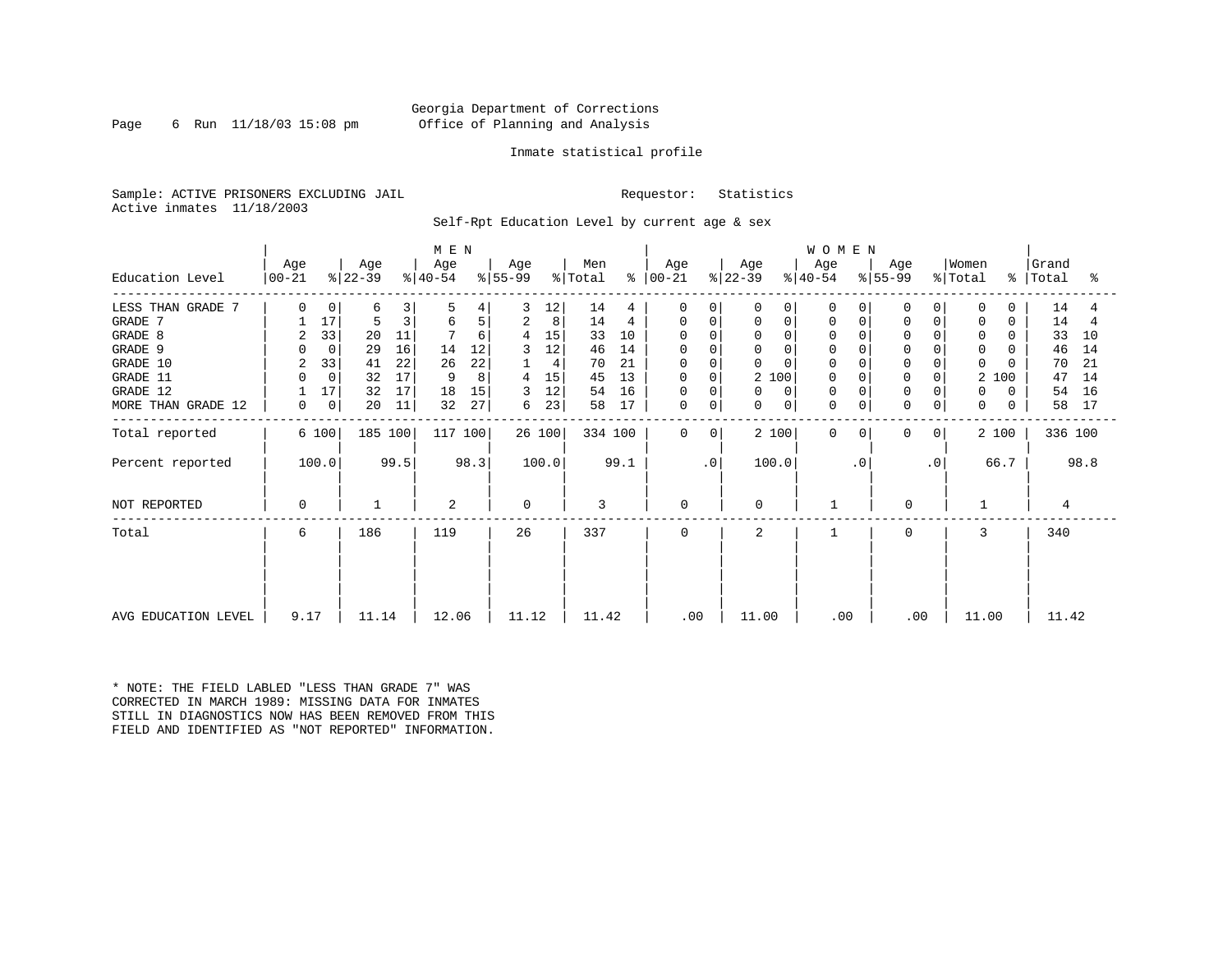Georgia Department of Corrections
Office of Planning and Analysis

Inmate statistical profile

Sample: ACTIVE PRISONERS EXCLUDING JAIL    Requestor: Statistics
Active inmates 11/18/2003

Self-Rpt Education Level by current age & sex

| Education Level | MEN Age 00-21 | % | Age 22-39 | % | Age 40-54 | % | Age 55-99 | % | Men Total | % | WOMEN Age 00-21 | % | Age 22-39 | % | Age 40-54 | % | Age 55-99 | % | Women Total | % | Grand Total | % |
|---|---|---|---|---|---|---|---|---|---|---|---|---|---|---|---|---|---|---|---|---|---|---|
| LESS THAN GRADE 7 | 0 | 0 | 6 | 3 | 5 | 4 | 3 | 12 | 14 | 4 | 0 | 0 | 0 | 0 | 0 | 0 | 0 | 0 | 0 | 0 | 14 | 4 |
| GRADE 7 | 1 | 17 | 5 | 3 | 6 | 5 | 2 | 8 | 14 | 4 | 0 | 0 | 0 | 0 | 0 | 0 | 0 | 0 | 0 | 0 | 14 | 4 |
| GRADE 8 | 2 | 33 | 20 | 11 | 7 | 6 | 4 | 15 | 33 | 10 | 0 | 0 | 0 | 0 | 0 | 0 | 0 | 0 | 0 | 0 | 33 | 10 |
| GRADE 9 | 0 | 0 | 29 | 16 | 14 | 12 | 3 | 12 | 46 | 14 | 0 | 0 | 0 | 0 | 0 | 0 | 0 | 0 | 0 | 0 | 46 | 14 |
| GRADE 10 | 2 | 33 | 41 | 22 | 26 | 22 | 1 | 4 | 70 | 21 | 0 | 0 | 0 | 0 | 0 | 0 | 0 | 0 | 0 | 0 | 70 | 21 |
| GRADE 11 | 0 | 0 | 32 | 17 | 9 | 8 | 4 | 15 | 45 | 13 | 0 | 0 | 2 | 100 | 0 | 0 | 0 | 0 | 2 | 100 | 47 | 14 |
| GRADE 12 | 1 | 17 | 32 | 17 | 18 | 15 | 3 | 12 | 54 | 16 | 0 | 0 | 0 | 0 | 0 | 0 | 0 | 0 | 0 | 0 | 54 | 16 |
| MORE THAN GRADE 12 | 0 | 0 | 20 | 11 | 32 | 27 | 6 | 23 | 58 | 17 | 0 | 0 | 0 | 0 | 0 | 0 | 0 | 0 | 0 | 0 | 58 | 17 |
| Total reported | 6 | 100 | 185 | 100 | 117 | 100 | 26 | 100 | 334 | 100 | 0 | 0 | 2 | 100 | 0 | 0 | 0 | 0 | 2 | 100 | 336 | 100 |
| Percent reported | | 100.0 | | 99.5 | | 98.3 | | 100.0 | | 99.1 | | .0 | | 100.0 | | .0 | | .0 | | 66.7 | | 98.8 |
| NOT REPORTED | 0 | | 1 | | 2 | | 0 | | 3 | | 0 | | 0 | | 1 | | 0 | | 1 | | 4 | |
| Total | 6 | | 186 | | 119 | | 26 | | 337 | | 0 | | 2 | | 1 | | 0 | | 3 | | 340 | |
| AVG EDUCATION LEVEL | 9.17 | | 11.14 | | 12.06 | | 11.12 | | 11.42 | | .00 | | 11.00 | | .00 | | .00 | | 11.00 | | 11.42 | |

* NOTE: THE FIELD LABLED "LESS THAN GRADE 7" WAS CORRECTED IN MARCH 1989: MISSING DATA FOR INMATES STILL IN DIAGNOSTICS NOW HAS BEEN REMOVED FROM THIS FIELD AND IDENTIFIED AS "NOT REPORTED" INFORMATION.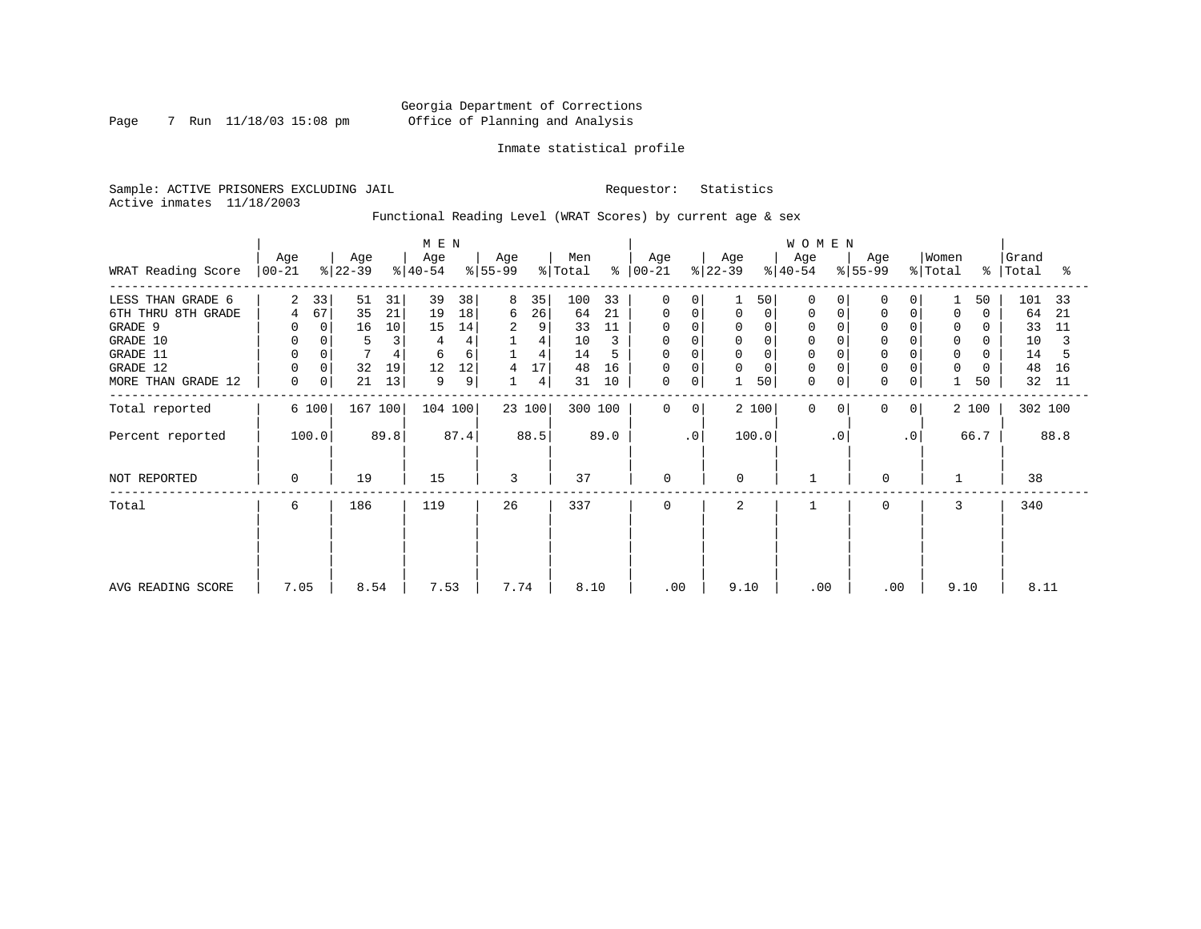Georgia Department of Corrections
Office of Planning and Analysis

Inmate statistical profile

Sample: ACTIVE PRISONERS EXCLUDING JAIL    Requestor: Statistics
Active inmates 11/18/2003

Functional Reading Level (WRAT Scores) by current age & sex

| | MEN | | | | | | | | | | WOMEN | | | | | | | | | | Grand | |
|---|---|---|---|---|---|---|---|---|---|---|---|---|---|---|---|---|---|---|---|---|---|---|
| WRAT Reading Score | Age 00-21 | % | Age 22-39 | % | Age 40-54 | % | Age 55-99 | % | Men Total | % | Age 00-21 | % | Age 22-39 | % | Age 40-54 | % | Age 55-99 | % | Women Total | % | Grand Total | % |
| LESS THAN GRADE 6 | 2 | 33 | 51 | 31 | 39 | 38 | 8 | 35 | 100 | 33 | 0 | 0 | 1 | 50 | 0 | 0 | 0 | 0 | 1 | 50 | 101 | 33 |
| 6TH THRU 8TH GRADE | 4 | 67 | 35 | 21 | 19 | 18 | 6 | 26 | 64 | 21 | 0 | 0 | 0 | 0 | 0 | 0 | 0 | 0 | 0 | 0 | 64 | 21 |
| GRADE 9 | 0 | 0 | 16 | 10 | 15 | 14 | 2 | 9 | 33 | 11 | 0 | 0 | 0 | 0 | 0 | 0 | 0 | 0 | 0 | 0 | 33 | 11 |
| GRADE 10 | 0 | 0 | 5 | 3 | 4 | 4 | 1 | 4 | 10 | 3 | 0 | 0 | 0 | 0 | 0 | 0 | 0 | 0 | 0 | 0 | 10 | 3 |
| GRADE 11 | 0 | 0 | 7 | 4 | 6 | 6 | 1 | 4 | 14 | 5 | 0 | 0 | 0 | 0 | 0 | 0 | 0 | 0 | 0 | 0 | 14 | 5 |
| GRADE 12 | 0 | 0 | 32 | 19 | 12 | 12 | 4 | 17 | 48 | 16 | 0 | 0 | 0 | 0 | 0 | 0 | 0 | 0 | 0 | 0 | 48 | 16 |
| MORE THAN GRADE 12 | 0 | 0 | 21 | 13 | 9 | 9 | 1 | 4 | 31 | 10 | 0 | 0 | 1 | 50 | 0 | 0 | 0 | 0 | 1 | 50 | 32 | 11 |
| Total reported | 6 | 100 | 167 | 100 | 104 | 100 | 23 | 100 | 300 | 100 | 0 | 0 | 2 | 100 | 0 | 0 | 0 | 0 | 2 | 100 | 302 | 100 |
| Percent reported | | 100.0 | | 89.8 | | 87.4 | | 88.5 | | 89.0 | | .0 | | 100.0 | | .0 | | .0 | | 66.7 | | 88.8 |
| NOT REPORTED | 0 | | 19 | | 15 | | 3 | | 37 | | 0 | | 0 | | 1 | | 0 | | 1 | | 38 | |
| Total | 6 | | 186 | | 119 | | 26 | | 337 | | 0 | | 2 | | 1 | | 0 | | 3 | | 340 | |
| AVG READING SCORE | 7.05 | | 8.54 | | 7.53 | | 7.74 | | 8.10 | | .00 | | 9.10 | | .00 | | .00 | | 9.10 | | 8.11 | |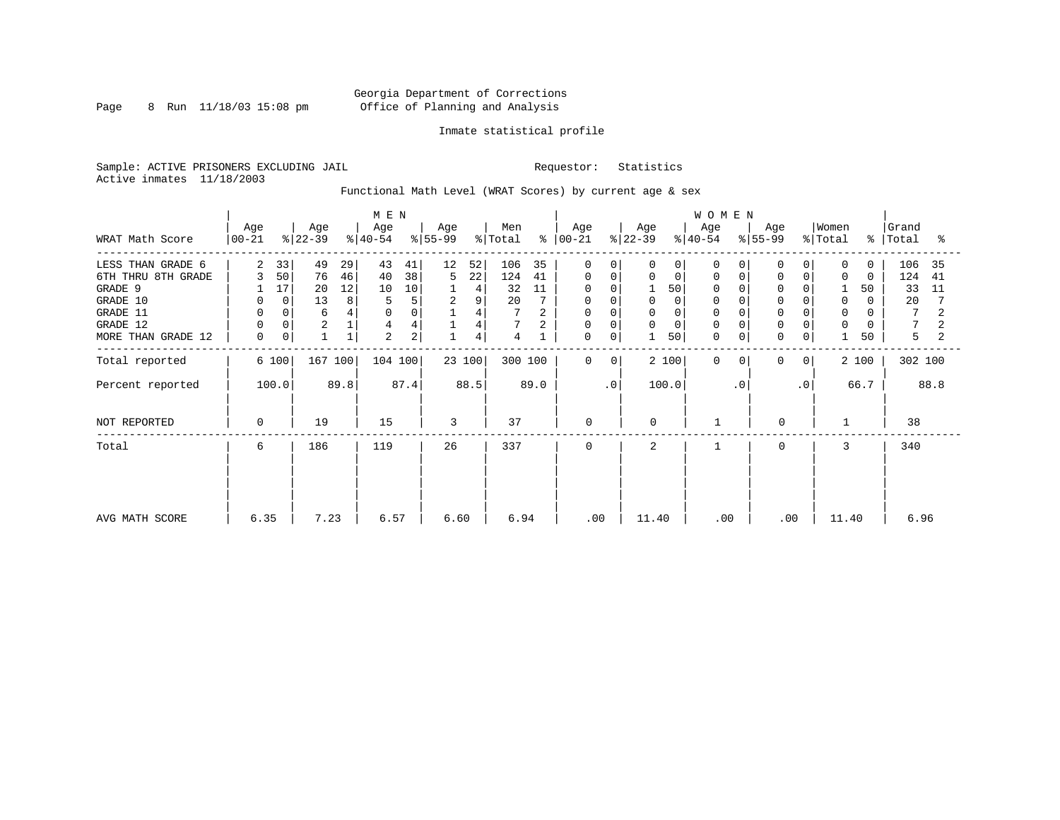Georgia Department of Corrections
Office of Planning and Analysis

Inmate statistical profile

Sample: ACTIVE PRISONERS EXCLUDING JAIL    Requestor: Statistics
Active inmates 11/18/2003

Functional Math Level (WRAT Scores) by current age & sex

| WRAT Math Score | MEN Age 00-21 | % | Age 22-39 | % | Age 40-54 | % | Age 55-99 | % | Men Total | % | WOMEN Age 00-21 | % | Age 22-39 | % | Age 40-54 | % | Age 55-99 | % | Women Total | % | Grand Total | % |
|---|---|---|---|---|---|---|---|---|---|---|---|---|---|---|---|---|---|---|---|---|---|---|
| LESS THAN GRADE 6 | 2 | 33 | 49 | 29 | 43 | 41 | 12 | 52 | 106 | 35 | 0 | 0 | 0 | 0 | 0 | 0 | 0 | 0 | 0 | 0 | 106 | 35 |
| 6TH THRU 8TH GRADE | 3 | 50 | 76 | 46 | 40 | 38 | 5 | 22 | 124 | 41 | 0 | 0 | 0 | 0 | 0 | 0 | 0 | 0 | 0 | 0 | 124 | 41 |
| GRADE 9 | 1 | 17 | 20 | 12 | 10 | 10 | 1 | 4 | 32 | 11 | 0 | 0 | 1 | 50 | 0 | 0 | 0 | 0 | 1 | 50 | 33 | 11 |
| GRADE 10 | 0 | 0 | 13 | 8 | 5 | 5 | 2 | 9 | 20 | 7 | 0 | 0 | 0 | 0 | 0 | 0 | 0 | 0 | 0 | 0 | 20 | 7 |
| GRADE 11 | 0 | 0 | 6 | 4 | 0 | 0 | 1 | 4 | 7 | 2 | 0 | 0 | 0 | 0 | 0 | 0 | 0 | 0 | 0 | 0 | 7 | 2 |
| GRADE 12 | 0 | 0 | 2 | 1 | 4 | 4 | 1 | 4 | 7 | 2 | 0 | 0 | 0 | 0 | 0 | 0 | 0 | 0 | 0 | 0 | 7 | 2 |
| MORE THAN GRADE 12 | 0 | 0 | 1 | 1 | 2 | 2 | 1 | 4 | 4 | 1 | 0 | 0 | 1 | 50 | 0 | 0 | 0 | 0 | 1 | 50 | 5 | 2 |
| Total reported | 6 | 100 | 167 | 100 | 104 | 100 | 23 | 100 | 300 | 100 | 0 | 0 | 2 | 100 | 0 | 0 | 0 | 0 | 2 | 100 | 302 | 100 |
| Percent reported | 100.0 | | 89.8 | | 87.4 | | 88.5 | | 89.0 | | .0 | | 100.0 | | .0 | | .0 | | 66.7 | | 88.8 | |
| NOT REPORTED | 0 | | 19 | | 15 | | 3 | | 37 | | 0 | | 0 | | 1 | | 0 | | 1 | | 38 | |
| Total | 6 | | 186 | | 119 | | 26 | | 337 | | 0 | | 2 | | 1 | | 0 | | 3 | | 340 | |
| AVG MATH SCORE | 6.35 | | 7.23 | | 6.57 | | 6.60 | | 6.94 | | .00 | | 11.40 | | .00 | | .00 | | 11.40 | | 6.96 | |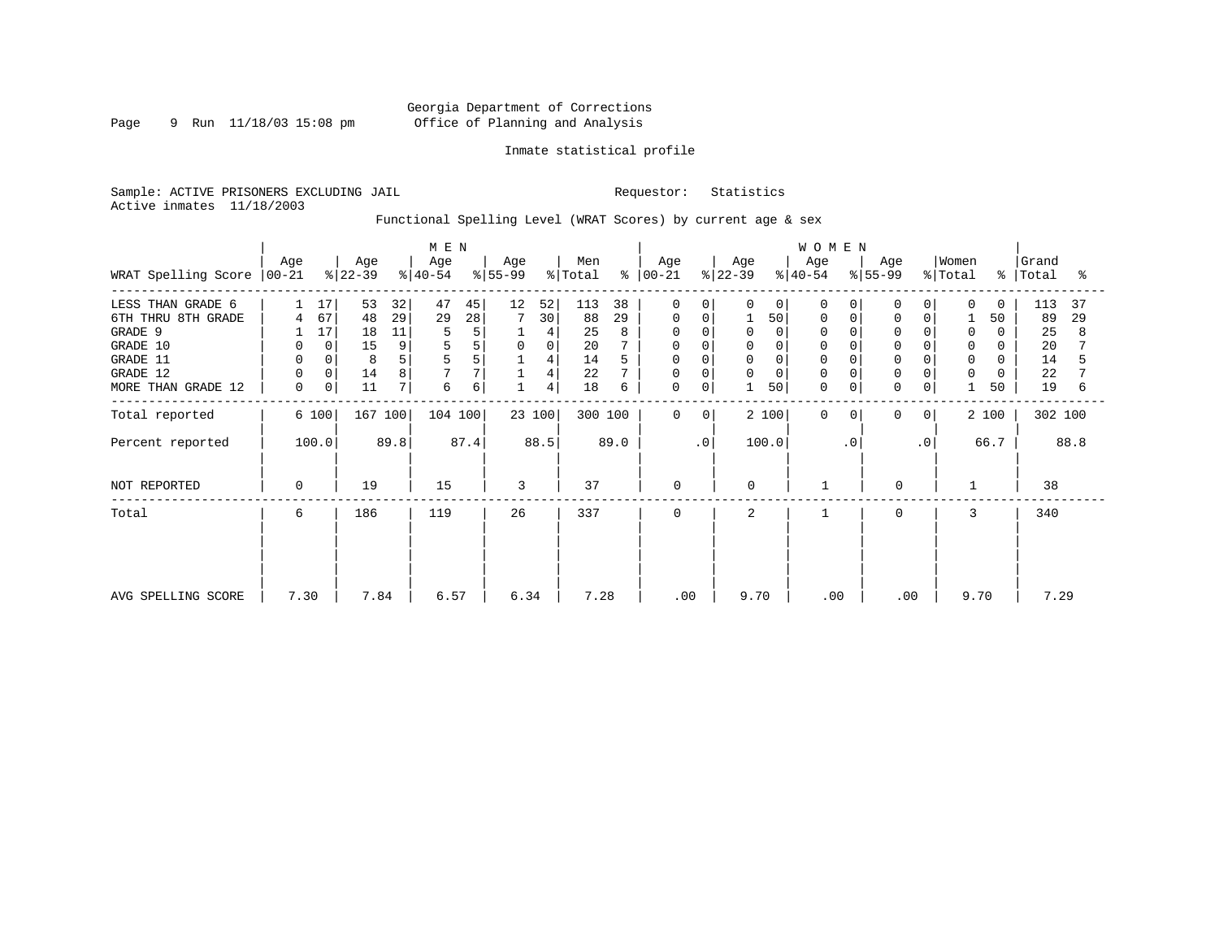Georgia Department of Corrections
Office of Planning and Analysis

Inmate statistical profile

Sample: ACTIVE PRISONERS EXCLUDING JAIL

Requestor: Statistics

Active inmates 11/18/2003

Functional Spelling Level (WRAT Scores) by current age & sex

| WRAT Spelling Score | MEN Age 00-21 | % | Age 22-39 | % | Age 40-54 | % | Age 55-99 | % | Men Total | % | WOMEN Age 00-21 | % | Age 22-39 | % | Age 40-54 | % | Age 55-99 | % | Women Total | % | Grand Total | % |
|---|---|---|---|---|---|---|---|---|---|---|---|---|---|---|---|---|---|---|---|---|---|---|
| LESS THAN GRADE 6 | 1 | 17 | 53 | 32 | 47 | 45 | 12 | 52 | 113 | 38 | 0 | 0 | 0 | 0 | 0 | 0 | 0 | 0 | 0 | 0 | 113 | 37 |
| 6TH THRU 8TH GRADE | 4 | 67 | 48 | 29 | 29 | 28 | 7 | 30 | 88 | 29 | 0 | 0 | 1 | 50 | 0 | 0 | 0 | 0 | 1 | 50 | 89 | 29 |
| GRADE 9 | 1 | 17 | 18 | 11 | 5 | 5 | 1 | 4 | 25 | 8 | 0 | 0 | 0 | 0 | 0 | 0 | 0 | 0 | 0 | 0 | 25 | 8 |
| GRADE 10 | 0 | 0 | 15 | 9 | 5 | 5 | 0 | 0 | 20 | 7 | 0 | 0 | 0 | 0 | 0 | 0 | 0 | 0 | 0 | 0 | 20 | 7 |
| GRADE 11 | 0 | 0 | 8 | 5 | 5 | 5 | 1 | 4 | 14 | 5 | 0 | 0 | 0 | 0 | 0 | 0 | 0 | 0 | 0 | 0 | 14 | 5 |
| GRADE 12 | 0 | 0 | 14 | 8 | 7 | 7 | 1 | 4 | 22 | 7 | 0 | 0 | 0 | 0 | 0 | 0 | 0 | 0 | 0 | 0 | 22 | 7 |
| MORE THAN GRADE 12 | 0 | 0 | 11 | 7 | 6 | 6 | 1 | 4 | 18 | 6 | 0 | 0 | 1 | 50 | 0 | 0 | 0 | 0 | 1 | 50 | 19 | 6 |
| Total reported | 6 | 100 | 167 | 100 | 104 | 100 | 23 | 100 | 300 | 100 | 0 | 0 | 2 | 100 | 0 | 0 | 0 | 0 | 2 | 100 | 302 | 100 |
| Percent reported | 100.0 | | 89.8 | | 87.4 | | 88.5 | | 89.0 | | .0 | | 100.0 | | .0 | | .0 | | 66.7 | | 88.8 | |
| NOT REPORTED | 0 | | 19 | | 15 | | 3 | | 37 | | 0 | | 0 | | 1 | | 0 | | 1 | | 38 | |
| Total | 6 | | 186 | | 119 | | 26 | | 337 | | 0 | | 2 | | 1 | | 0 | | 3 | | 340 | |
| AVG SPELLING SCORE | 7.30 | | 7.84 | | 6.57 | | 6.34 | | 7.28 | | .00 | | 9.70 | | .00 | | .00 | | 9.70 | | 7.29 | |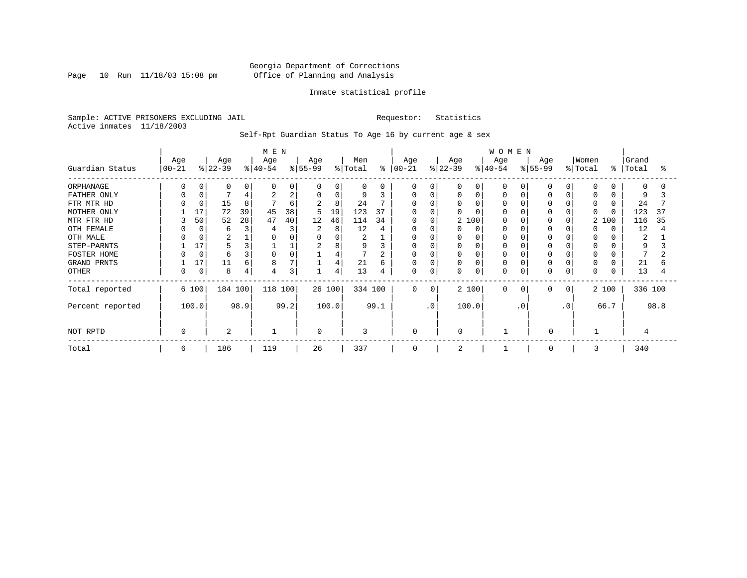Georgia Department of Corrections
Office of Planning and Analysis

Inmate statistical profile

Sample: ACTIVE PRISONERS EXCLUDING JAIL    Requestor: Statistics
Active inmates 11/18/2003

Self-Rpt Guardian Status To Age 16 by current age & sex

| | MEN | | | | | | | | | | WOMEN | | | | | | | | | | | |
|---|---|---|---|---|---|---|---|---|---|---|---|---|---|---|---|---|---|---|---|---|---|---|
| Guardian Status | Age 00-21 | % | Age 22-39 | % | Age 40-54 | % | Age 55-99 | % | Men Total | % | Age 00-21 | % | Age 22-39 | % | Age 40-54 | % | Age 55-99 | % | Women Total | % | Grand Total | % |
| ORPHANAGE | 0 | 0 | 0 | 0 | 0 | 0 | 0 | 0 | 0 | 0 | 0 | 0 | 0 | 0 | 0 | 0 | 0 | 0 | 0 | 0 | 0 | 0 |
| FATHER ONLY | 0 | 0 | 7 | 4 | 2 | 2 | 0 | 0 | 9 | 3 | 0 | 0 | 0 | 0 | 0 | 0 | 0 | 0 | 0 | 0 | 9 | 3 |
| FTR MTR HD | 0 | 0 | 15 | 8 | 7 | 6 | 2 | 8 | 24 | 7 | 0 | 0 | 0 | 0 | 0 | 0 | 0 | 0 | 0 | 0 | 24 | 7 |
| MOTHER ONLY | 1 | 17 | 72 | 39 | 45 | 38 | 5 | 19 | 123 | 37 | 0 | 0 | 0 | 0 | 0 | 0 | 0 | 0 | 0 | 0 | 123 | 37 |
| MTR FTR HD | 3 | 50 | 52 | 28 | 47 | 40 | 12 | 46 | 114 | 34 | 0 | 0 | 2 | 100 | 0 | 0 | 0 | 0 | 2 | 100 | 116 | 35 |
| OTH FEMALE | 0 | 0 | 6 | 3 | 4 | 3 | 2 | 8 | 12 | 4 | 0 | 0 | 0 | 0 | 0 | 0 | 0 | 0 | 0 | 0 | 12 | 4 |
| OTH MALE | 0 | 0 | 2 | 1 | 0 | 0 | 0 | 0 | 2 | 1 | 0 | 0 | 0 | 0 | 0 | 0 | 0 | 0 | 0 | 0 | 2 | 1 |
| STEP-PARNTS | 1 | 17 | 5 | 3 | 1 | 1 | 2 | 8 | 9 | 3 | 0 | 0 | 0 | 0 | 0 | 0 | 0 | 0 | 0 | 0 | 9 | 3 |
| FOSTER HOME | 0 | 0 | 6 | 3 | 0 | 0 | 1 | 4 | 7 | 2 | 0 | 0 | 0 | 0 | 0 | 0 | 0 | 0 | 0 | 0 | 7 | 2 |
| GRAND PRNTS | 1 | 17 | 11 | 6 | 8 | 7 | 1 | 4 | 21 | 6 | 0 | 0 | 0 | 0 | 0 | 0 | 0 | 0 | 0 | 0 | 21 | 6 |
| OTHER | 0 | 0 | 8 | 4 | 4 | 3 | 1 | 4 | 13 | 4 | 0 | 0 | 0 | 0 | 0 | 0 | 0 | 0 | 0 | 0 | 13 | 4 |
| Total reported | 6 | 100 | 184 | 100 | 118 | 100 | 26 | 100 | 334 | 100 | 0 | 0 | 2 | 100 | 0 | 0 | 0 | 0 | 2 | 100 | 336 | 100 |
| Percent reported | | 100.0 | | 98.9 | | 99.2 | | 100.0 | | 99.1 | | .0 | | 100.0 | | .0 | | .0 | | 66.7 | | 98.8 |
| NOT RPTD | 0 | | 2 | | 1 | | 0 | | 3 | | 0 | | 0 | | 1 | | 0 | | 1 | | 4 | |
| Total | 6 | | 186 | | 119 | | 26 | | 337 | | 0 | | 2 | | 1 | | 0 | | 3 | | 340 | |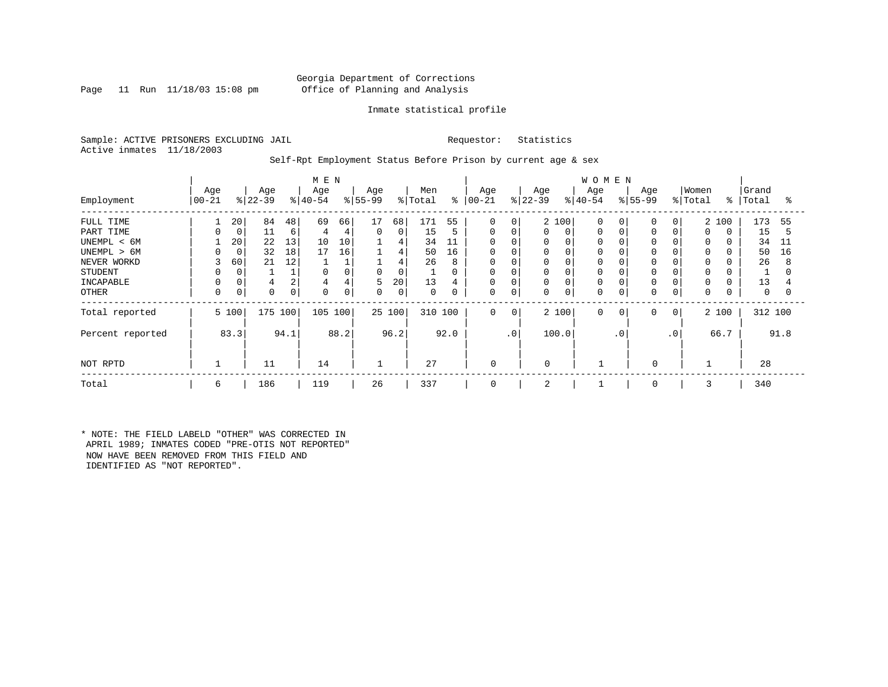Georgia Department of Corrections
Office of Planning and Analysis

Inmate statistical profile

Sample: ACTIVE PRISONERS EXCLUDING JAIL
Active inmates 11/18/2003

Requestor: Statistics

Self-Rpt Employment Status Before Prison by current age & sex

| Employment | MEN Age 00-21 | % | Age 22-39 | % | Age 40-54 | % | Age 55-99 | % | Men Total | % | WOMEN Age 00-21 | % | Age 22-39 | % | Age 40-54 | % | Age 55-99 | % | Women Total | % | Grand Total | % |
|---|---|---|---|---|---|---|---|---|---|---|---|---|---|---|---|---|---|---|---|---|---|---|
| FULL TIME | 1 | 20 | 84 | 48 | 69 | 66 | 17 | 68 | 171 | 55 | 0 | 0 | 2 | 100 | 0 | 0 | 0 | 0 | 2 | 100 | 173 | 55 |
| PART TIME | 0 | 0 | 11 | 6 | 4 | 4 | 0 | 0 | 15 | 5 | 0 | 0 | 0 | 0 | 0 | 0 | 0 | 0 | 0 | 0 | 15 | 5 |
| UNEMPL < 6M | 1 | 20 | 22 | 13 | 10 | 10 | 1 | 4 | 34 | 11 | 0 | 0 | 0 | 0 | 0 | 0 | 0 | 0 | 0 | 0 | 34 | 11 |
| UNEMPL > 6M | 0 | 0 | 32 | 18 | 17 | 16 | 1 | 4 | 50 | 16 | 0 | 0 | 0 | 0 | 0 | 0 | 0 | 0 | 0 | 0 | 50 | 16 |
| NEVER WORKD | 3 | 60 | 21 | 12 | 1 | 1 | 1 | 4 | 26 | 8 | 0 | 0 | 0 | 0 | 0 | 0 | 0 | 0 | 0 | 0 | 26 | 8 |
| STUDENT | 0 | 0 | 1 | 1 | 0 | 0 | 0 | 0 | 1 | 0 | 0 | 0 | 0 | 0 | 0 | 0 | 0 | 0 | 0 | 0 | 1 | 0 |
| INCAPABLE | 0 | 0 | 4 | 2 | 4 | 4 | 5 | 20 | 13 | 4 | 0 | 0 | 0 | 0 | 0 | 0 | 0 | 0 | 0 | 0 | 13 | 4 |
| OTHER | 0 | 0 | 0 | 0 | 0 | 0 | 0 | 0 | 0 | 0 | 0 | 0 | 0 | 0 | 0 | 0 | 0 | 0 | 0 | 0 | 0 | 0 |
| Total reported | 5 | 100 | 175 | 100 | 105 | 100 | 25 | 100 | 310 | 100 | 0 | 0 | 2 | 100 | 0 | 0 | 0 | 0 | 2 | 100 | 312 | 100 |
| Percent reported | | 83.3 | | 94.1 | | 88.2 | | 96.2 | | 92.0 | | .0 | | 100.0 | | .0 | | .0 | | 66.7 | | 91.8 |
| NOT RPTD | 1 | | 11 | | 14 | | 1 | | 27 | | 0 | | 0 | | 1 | | 0 | | 1 | | 28 | |
| Total | 6 | | 186 | | 119 | | 26 | | 337 | | 0 | | 2 | | 1 | | 0 | | 3 | | 340 | |

* NOTE: THE FIELD LABELD "OTHER" WAS CORRECTED IN APRIL 1989; INMATES CODED "PRE-OTIS NOT REPORTED" NOW HAVE BEEN REMOVED FROM THIS FIELD AND IDENTIFIED AS "NOT REPORTED".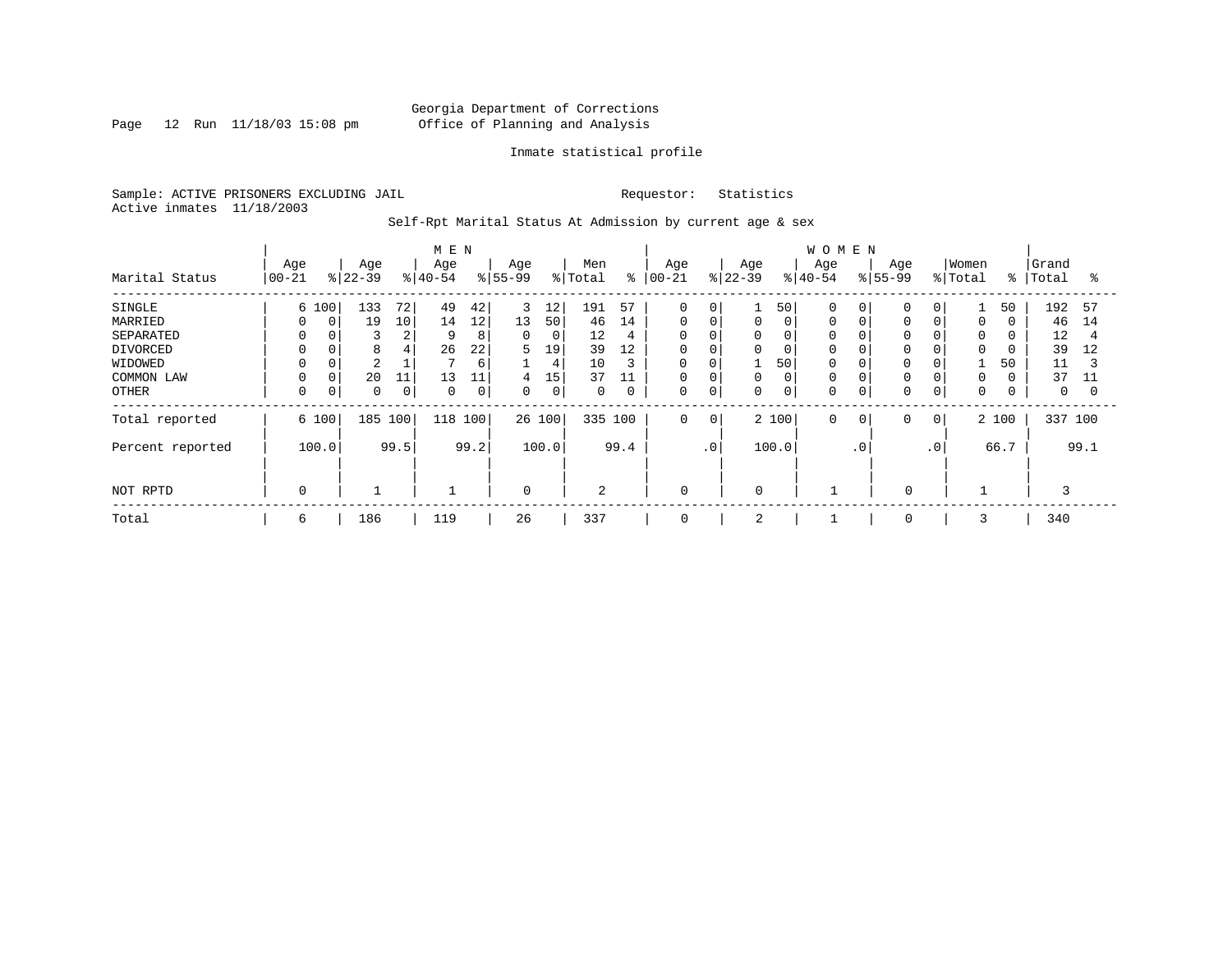Georgia Department of Corrections
Office of Planning and Analysis

Inmate statistical profile

Sample: ACTIVE PRISONERS EXCLUDING JAIL

Requestor: Statistics

Active inmates 11/18/2003

Self-Rpt Marital Status At Admission by current age & sex

| Marital Status | MEN Age 00-21 | % | Age 22-39 | % | Age 40-54 | % | Age 55-99 | % | Men Total | % | WOMEN Age 00-21 | % | Age 22-39 | % | Age 40-54 | % | Age 55-99 | % | Women Total | % | Grand Total | % |
|---|---|---|---|---|---|---|---|---|---|---|---|---|---|---|---|---|---|---|---|---|---|---|
| SINGLE | 6 | 100 | 133 | 72 | 49 | 42 | 3 | 12 | 191 | 57 | 0 | 0 | 1 | 50 | 0 | 0 | 0 | 0 | 1 | 50 | 192 | 57 |
| MARRIED | 0 | 0 | 19 | 10 | 14 | 12 | 13 | 50 | 46 | 14 | 0 | 0 | 0 | 0 | 0 | 0 | 0 | 0 | 0 | 0 | 46 | 14 |
| SEPARATED | 0 | 0 | 3 | 2 | 9 | 8 | 0 | 0 | 12 | 4 | 0 | 0 | 0 | 0 | 0 | 0 | 0 | 0 | 0 | 0 | 12 | 4 |
| DIVORCED | 0 | 0 | 8 | 4 | 26 | 22 | 5 | 19 | 39 | 12 | 0 | 0 | 0 | 0 | 0 | 0 | 0 | 0 | 0 | 0 | 39 | 12 |
| WIDOWED | 0 | 0 | 2 | 1 | 7 | 6 | 1 | 4 | 10 | 3 | 0 | 0 | 1 | 50 | 0 | 0 | 0 | 0 | 1 | 50 | 11 | 3 |
| COMMON LAW | 0 | 0 | 20 | 11 | 13 | 11 | 4 | 15 | 37 | 11 | 0 | 0 | 0 | 0 | 0 | 0 | 0 | 0 | 0 | 0 | 37 | 11 |
| OTHER | 0 | 0 | 0 | 0 | 0 | 0 | 0 | 0 | 0 | 0 | 0 | 0 | 0 | 0 | 0 | 0 | 0 | 0 | 0 | 0 | 0 | 0 |
| Total reported | 6 | 100 | 185 | 100 | 118 | 100 | 26 | 100 | 335 | 100 | 0 | 0 | 2 | 100 | 0 | 0 | 0 | 0 | 2 | 100 | 337 | 100 |
| Percent reported | | 100.0 | | 99.5 | | 99.2 | | 100.0 | | 99.4 | | .0 | | 100.0 | | .0 | | .0 | | 66.7 | | 99.1 |
| NOT RPTD | 0 | | 1 | | 1 | | 0 | | 2 | | 0 | | 0 | | 1 | | 0 | | 1 | | 3 | |
| Total | 6 | | 186 | | 119 | | 26 | | 337 | | 0 | | 2 | | 1 | | 0 | | 3 | | 340 | |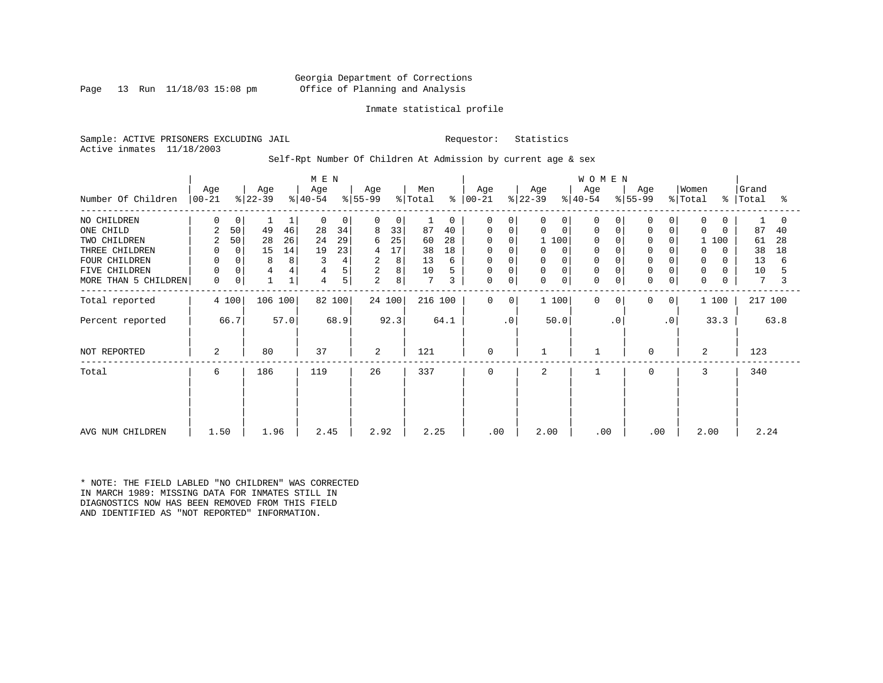Georgia Department of Corrections
Office of Planning and Analysis

Inmate statistical profile

Sample: ACTIVE PRISONERS EXCLUDING JAIL

Requestor: Statistics

Active inmates 11/18/2003

Self-Rpt Number Of Children At Admission by current age & sex

| Number Of Children | MEN Age 00-21 | % | Age 22-39 | % | Age 40-54 | % | Age 55-99 | % | Men Total | % | WOMEN Age 00-21 | % | Age 22-39 | % | Age 40-54 | % | Age 55-99 | % | Women Total | % | Grand Total | % |
|---|---|---|---|---|---|---|---|---|---|---|---|---|---|---|---|---|---|---|---|---|---|---|
| NO CHILDREN | 0 | 0 | 1 | 1 | 0 | 0 | 0 | 0 | 1 | 0 | 0 | 0 | 0 | 0 | 0 | 0 | 0 | 0 | 0 | 0 | 1 | 0 |
| ONE CHILD | 2 | 50 | 49 | 46 | 28 | 34 | 8 | 33 | 87 | 40 | 0 | 0 | 0 | 0 | 0 | 0 | 0 | 0 | 0 | 0 | 87 | 40 |
| TWO CHILDREN | 2 | 50 | 28 | 26 | 24 | 29 | 6 | 25 | 60 | 28 | 0 | 0 | 1 | 100 | 0 | 0 | 0 | 0 | 1 | 100 | 61 | 28 |
| THREE CHILDREN | 0 | 0 | 15 | 14 | 19 | 23 | 4 | 17 | 38 | 18 | 0 | 0 | 0 | 0 | 0 | 0 | 0 | 0 | 0 | 0 | 38 | 18 |
| FOUR CHILDREN | 0 | 0 | 8 | 8 | 3 | 4 | 2 | 8 | 13 | 6 | 0 | 0 | 0 | 0 | 0 | 0 | 0 | 0 | 0 | 0 | 13 | 6 |
| FIVE CHILDREN | 0 | 0 | 4 | 4 | 4 | 5 | 2 | 8 | 10 | 5 | 0 | 0 | 0 | 0 | 0 | 0 | 0 | 0 | 0 | 0 | 10 | 5 |
| MORE THAN 5 CHILDREN | 0 | 0 | 1 | 1 | 4 | 5 | 2 | 8 | 7 | 3 | 0 | 0 | 0 | 0 | 0 | 0 | 0 | 0 | 0 | 0 | 7 | 3 |
| Total reported | 4 | 100 | 106 | 100 | 82 | 100 | 24 | 100 | 216 | 100 | 0 | 0 | 1 | 100 | 0 | 0 | 0 | 0 | 1 | 100 | 217 | 100 |
| Percent reported | | 66.7 | | 57.0 | | 68.9 | | 92.3 | | 64.1 | | .0 | | 50.0 | | .0 | | .0 | | 33.3 | | 63.8 |
| NOT REPORTED | 2 | | 80 | | 37 | | 2 | | 121 | | 0 | | 1 | | 1 | | 0 | | 2 | | 123 | |
| Total | 6 | | 186 | | 119 | | 26 | | 337 | | 0 | | 2 | | 1 | | 0 | | 3 | | 340 | |
| AVG NUM CHILDREN | 1.50 | | 1.96 | | 2.45 | | 2.92 | | 2.25 | | .00 | | 2.00 | | .00 | | .00 | | 2.00 | | 2.24 | |

* NOTE: THE FIELD LABLED "NO CHILDREN" WAS CORRECTED IN MARCH 1989: MISSING DATA FOR INMATES STILL IN DIAGNOSTICS NOW HAS BEEN REMOVED FROM THIS FIELD AND IDENTIFIED AS "NOT REPORTED" INFORMATION.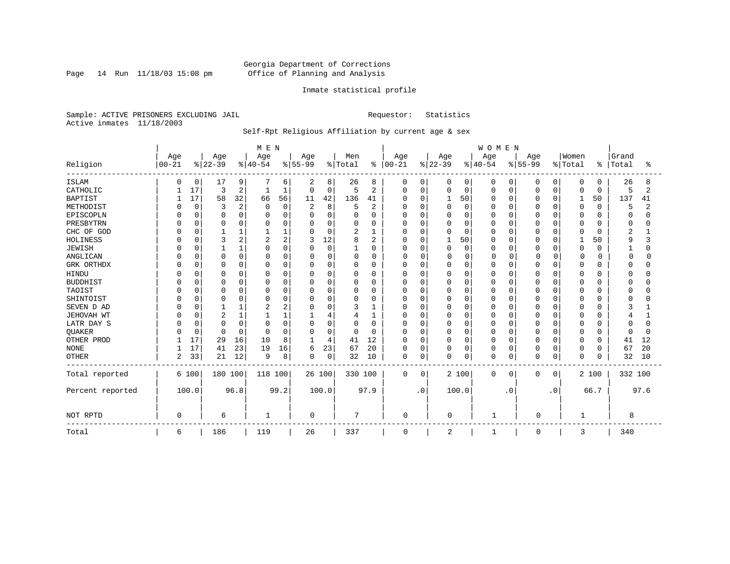Georgia Department of Corrections
Office of Planning and Analysis

Inmate statistical profile

Sample: ACTIVE PRISONERS EXCLUDING JAIL    Requestor: Statistics
Active inmates 11/18/2003

Self-Rpt Religious Affiliation by current age & sex

| Religion | MEN Age 00-21 | % | Age 22-39 | % | Age 40-54 | % | Age 55-99 | % | Men Total | % | WOMEN Age 00-21 | % | Age 22-39 | % | Age 40-54 | % | Age 55-99 | % | Women Total | % | Grand Total | % |
|---|---|---|---|---|---|---|---|---|---|---|---|---|---|---|---|---|---|---|---|---|---|---|
| ISLAM | 0 | 0 | 17 | 9 | 7 | 6 | 2 | 8 | 26 | 8 | 0 | 0 | 0 | 0 | 0 | 0 | 0 | 0 | 0 | 0 | 26 | 8 |
| CATHOLIC | 1 | 17 | 3 | 2 | 1 | 1 | 0 | 0 | 5 | 2 | 0 | 0 | 0 | 0 | 0 | 0 | 0 | 0 | 0 | 0 | 5 | 2 |
| BAPTIST | 1 | 17 | 58 | 32 | 66 | 56 | 11 | 42 | 136 | 41 | 0 | 0 | 1 | 50 | 0 | 0 | 0 | 0 | 1 | 50 | 137 | 41 |
| METHODIST | 0 | 0 | 3 | 2 | 0 | 0 | 2 | 8 | 5 | 2 | 0 | 0 | 0 | 0 | 0 | 0 | 0 | 0 | 0 | 0 | 5 | 2 |
| EPISCOPLN | 0 | 0 | 0 | 0 | 0 | 0 | 0 | 0 | 0 | 0 | 0 | 0 | 0 | 0 | 0 | 0 | 0 | 0 | 0 | 0 | 0 | 0 |
| PRESBYTRN | 0 | 0 | 0 | 0 | 0 | 0 | 0 | 0 | 0 | 0 | 0 | 0 | 0 | 0 | 0 | 0 | 0 | 0 | 0 | 0 | 0 | 0 |
| CHC OF GOD | 0 | 0 | 1 | 1 | 1 | 1 | 0 | 0 | 2 | 1 | 0 | 0 | 0 | 0 | 0 | 0 | 0 | 0 | 0 | 0 | 2 | 1 |
| HOLINESS | 0 | 0 | 3 | 2 | 2 | 2 | 3 | 12 | 8 | 2 | 0 | 0 | 1 | 50 | 0 | 0 | 0 | 0 | 1 | 50 | 9 | 3 |
| JEWISH | 0 | 0 | 1 | 1 | 0 | 0 | 0 | 0 | 1 | 0 | 0 | 0 | 0 | 0 | 0 | 0 | 0 | 0 | 0 | 0 | 1 | 0 |
| ANGLICAN | 0 | 0 | 0 | 0 | 0 | 0 | 0 | 0 | 0 | 0 | 0 | 0 | 0 | 0 | 0 | 0 | 0 | 0 | 0 | 0 | 0 | 0 |
| GRK ORTHDX | 0 | 0 | 0 | 0 | 0 | 0 | 0 | 0 | 0 | 0 | 0 | 0 | 0 | 0 | 0 | 0 | 0 | 0 | 0 | 0 | 0 | 0 |
| HINDU | 0 | 0 | 0 | 0 | 0 | 0 | 0 | 0 | 0 | 0 | 0 | 0 | 0 | 0 | 0 | 0 | 0 | 0 | 0 | 0 | 0 | 0 |
| BUDDHIST | 0 | 0 | 0 | 0 | 0 | 0 | 0 | 0 | 0 | 0 | 0 | 0 | 0 | 0 | 0 | 0 | 0 | 0 | 0 | 0 | 0 | 0 |
| TAOIST | 0 | 0 | 0 | 0 | 0 | 0 | 0 | 0 | 0 | 0 | 0 | 0 | 0 | 0 | 0 | 0 | 0 | 0 | 0 | 0 | 0 | 0 |
| SHINTOIST | 0 | 0 | 0 | 0 | 0 | 0 | 0 | 0 | 0 | 0 | 0 | 0 | 0 | 0 | 0 | 0 | 0 | 0 | 0 | 0 | 0 | 0 |
| SEVEN D AD | 0 | 0 | 1 | 1 | 2 | 2 | 0 | 0 | 3 | 1 | 0 | 0 | 0 | 0 | 0 | 0 | 0 | 0 | 0 | 0 | 3 | 1 |
| JEHOVAH WT | 0 | 0 | 2 | 1 | 1 | 1 | 1 | 4 | 4 | 1 | 0 | 0 | 0 | 0 | 0 | 0 | 0 | 0 | 0 | 0 | 4 | 1 |
| LATR DAY S | 0 | 0 | 0 | 0 | 0 | 0 | 0 | 0 | 0 | 0 | 0 | 0 | 0 | 0 | 0 | 0 | 0 | 0 | 0 | 0 | 0 | 0 |
| QUAKER | 0 | 0 | 0 | 0 | 0 | 0 | 0 | 0 | 0 | 0 | 0 | 0 | 0 | 0 | 0 | 0 | 0 | 0 | 0 | 0 | 0 | 0 |
| OTHER PROD | 1 | 17 | 29 | 16 | 10 | 8 | 1 | 4 | 41 | 12 | 0 | 0 | 0 | 0 | 0 | 0 | 0 | 0 | 0 | 0 | 41 | 12 |
| NONE | 1 | 17 | 41 | 23 | 19 | 16 | 6 | 23 | 67 | 20 | 0 | 0 | 0 | 0 | 0 | 0 | 0 | 0 | 0 | 0 | 67 | 20 |
| OTHER | 2 | 33 | 21 | 12 | 9 | 8 | 0 | 0 | 32 | 10 | 0 | 0 | 0 | 0 | 0 | 0 | 0 | 0 | 0 | 0 | 32 | 10 |
| Total reported | 6 | 100 | 180 | 100 | 118 | 100 | 26 | 100 | 330 | 100 | 0 | 0 | 2 | 100 | 0 | 0 | 0 | 0 | 2 | 100 | 332 | 100 |
| Percent reported | | 100.0 | | 96.8 | | 99.2 | | 100.0 | | 97.9 | | .0 | | 100.0 | | .0 | | .0 | | 66.7 | | 97.6 |
| NOT RPTD | 0 | | 6 | | 1 | | 0 | | 7 | | 0 | | 0 | | 1 | | 0 | | 1 | | 8 | |
| Total | 6 | | 186 | | 119 | | 26 | | 337 | | 0 | | 2 | | 1 | | 0 | | 3 | | 340 | |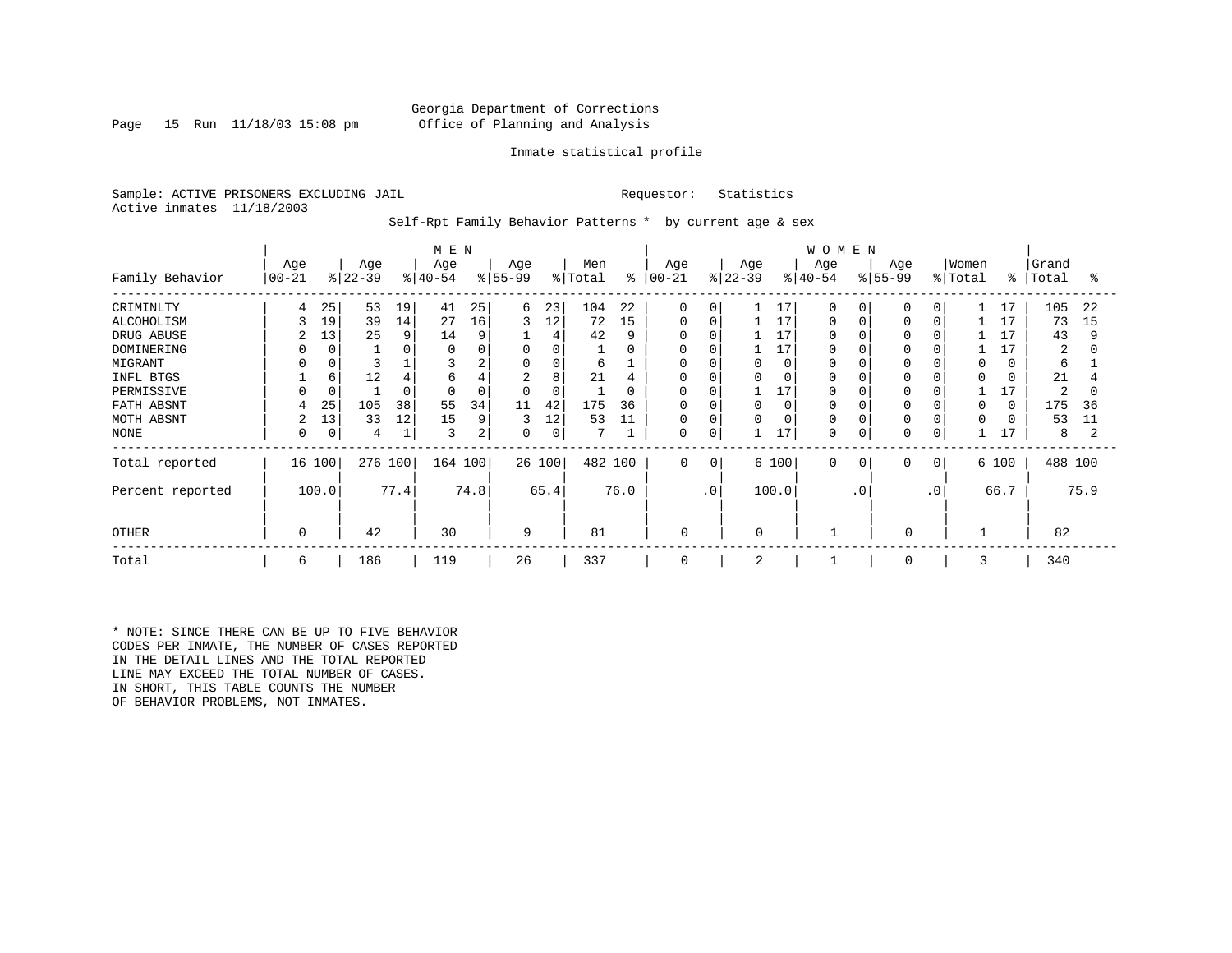Georgia Department of Corrections
Office of Planning and Analysis

Inmate statistical profile

Sample: ACTIVE PRISONERS EXCLUDING JAIL  Requestor: Statistics
Active inmates 11/18/2003

Self-Rpt Family Behavior Patterns * by current age & sex

| Family Behavior | MEN Age 00-21 | % | Age 22-39 | % | Age 40-54 | % | Age 55-99 | % | Men Total | % | WOMEN Age 00-21 | % | Age 22-39 | % | Age 40-54 | % | Age 55-99 | % | Women Total | % | Grand Total | % |
|---|---|---|---|---|---|---|---|---|---|---|---|---|---|---|---|---|---|---|---|---|---|---|
| CRIMINLTY | 4 | 25 | 53 | 19 | 41 | 25 | 6 | 23 | 104 | 22 | 0 | 0 | 1 | 17 | 0 | 0 | 0 | 0 | 1 | 17 | 105 | 22 |
| ALCOHOLISM | 3 | 19 | 39 | 14 | 27 | 16 | 3 | 12 | 72 | 15 | 0 | 0 | 1 | 17 | 0 | 0 | 0 | 0 | 1 | 17 | 73 | 15 |
| DRUG ABUSE | 2 | 13 | 25 | 9 | 14 | 9 | 1 | 4 | 42 | 9 | 0 | 0 | 1 | 17 | 0 | 0 | 0 | 0 | 1 | 17 | 43 | 9 |
| DOMINERING | 0 | 0 | 1 | 0 | 0 | 0 | 0 | 0 | 1 | 0 | 0 | 0 | 1 | 17 | 0 | 0 | 0 | 0 | 1 | 17 | 2 | 0 |
| MIGRANT | 0 | 0 | 3 | 1 | 3 | 2 | 0 | 0 | 6 | 1 | 0 | 0 | 0 | 0 | 0 | 0 | 0 | 0 | 0 | 0 | 6 | 1 |
| INFL BTGS | 1 | 6 | 12 | 4 | 6 | 4 | 2 | 8 | 21 | 4 | 0 | 0 | 0 | 0 | 0 | 0 | 0 | 0 | 0 | 0 | 21 | 4 |
| PERMISSIVE | 0 | 0 | 1 | 0 | 0 | 0 | 0 | 0 | 1 | 0 | 0 | 0 | 1 | 17 | 0 | 0 | 0 | 0 | 1 | 17 | 2 | 0 |
| FATH ABSNT | 4 | 25 | 105 | 38 | 55 | 34 | 11 | 42 | 175 | 36 | 0 | 0 | 0 | 0 | 0 | 0 | 0 | 0 | 0 | 0 | 175 | 36 |
| MOTH ABSNT | 2 | 13 | 33 | 12 | 15 | 9 | 3 | 12 | 53 | 11 | 0 | 0 | 0 | 0 | 0 | 0 | 0 | 0 | 0 | 0 | 53 | 11 |
| NONE | 0 | 0 | 4 | 1 | 3 | 2 | 0 | 0 | 7 | 1 | 0 | 0 | 1 | 17 | 0 | 0 | 0 | 0 | 1 | 17 | 8 | 2 |
| Total reported | 16 | 100 | 276 | 100 | 164 | 100 | 26 | 100 | 482 | 100 | 0 | 0 | 6 | 100 | 0 | 0 | 0 | 0 | 6 | 100 | 488 | 100 |
| Percent reported | | 100.0 | | 77.4 | | 74.8 | | 65.4 | | 76.0 | | .0 | | 100.0 | | .0 | | .0 | | 66.7 | | 75.9 |
| OTHER | 0 | | 42 | | 30 | | 9 | | 81 | | 0 | | 0 | | 1 | | 0 | | 1 | | 82 | |
| Total | 6 | | 186 | | 119 | | 26 | | 337 | | 0 | | 2 | | 1 | | 0 | | 3 | | 340 | |

* NOTE: SINCE THERE CAN BE UP TO FIVE BEHAVIOR CODES PER INMATE, THE NUMBER OF CASES REPORTED IN THE DETAIL LINES AND THE TOTAL REPORTED LINE MAY EXCEED THE TOTAL NUMBER OF CASES. IN SHORT, THIS TABLE COUNTS THE NUMBER OF BEHAVIOR PROBLEMS, NOT INMATES.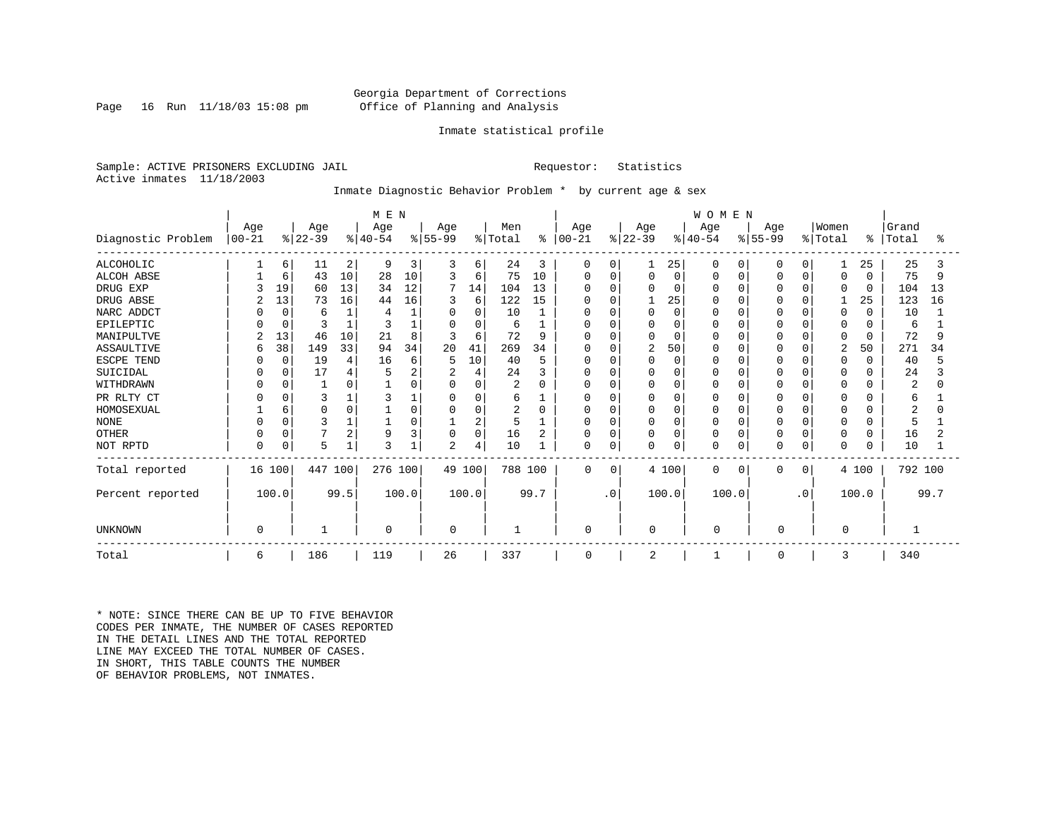Georgia Department of Corrections
Office of Planning and Analysis

Inmate statistical profile

Sample: ACTIVE PRISONERS EXCLUDING JAIL                Requestor: Statistics
Active inmates 11/18/2003

Inmate Diagnostic Behavior Problem * by current age & sex

| Diagnostic Problem | MEN Age 00-21 | % | Age 22-39 | % | Age 40-54 | % | Age 55-99 | % | Men Total | % | WOMEN Age 00-21 | % | Age 22-39 | % | Age 40-54 | % | Age 55-99 | % | Women Total | % | Grand Total | % |
|---|---|---|---|---|---|---|---|---|---|---|---|---|---|---|---|---|---|---|---|---|---|---|
| ALCOHOLIC | 1 | 6 | 11 | 2 | 9 | 3 | 3 | 6 | 24 | 3 | 0 | 0 | 1 | 25 | 0 | 0 | 0 | 0 | 1 | 25 | 25 | 3 |
| ALCOH ABSE | 1 | 6 | 43 | 10 | 28 | 10 | 3 | 6 | 75 | 10 | 0 | 0 | 0 | 0 | 0 | 0 | 0 | 0 | 0 | 0 | 75 | 9 |
| DRUG EXP | 3 | 19 | 60 | 13 | 34 | 12 | 7 | 14 | 104 | 13 | 0 | 0 | 0 | 0 | 0 | 0 | 0 | 0 | 0 | 0 | 104 | 13 |
| DRUG ABSE | 2 | 13 | 73 | 16 | 44 | 16 | 3 | 6 | 122 | 15 | 0 | 0 | 1 | 25 | 0 | 0 | 0 | 0 | 1 | 25 | 123 | 16 |
| NARC ADDCT | 0 | 0 | 6 | 1 | 4 | 1 | 0 | 0 | 10 | 1 | 0 | 0 | 0 | 0 | 0 | 0 | 0 | 0 | 0 | 0 | 10 | 1 |
| EPILEPTIC | 0 | 0 | 3 | 1 | 3 | 1 | 0 | 0 | 6 | 1 | 0 | 0 | 0 | 0 | 0 | 0 | 0 | 0 | 0 | 0 | 6 | 1 |
| MANIPULTVE | 2 | 13 | 46 | 10 | 21 | 8 | 3 | 6 | 72 | 9 | 0 | 0 | 0 | 0 | 0 | 0 | 0 | 0 | 0 | 0 | 72 | 9 |
| ASSAULTIVE | 6 | 38 | 149 | 33 | 94 | 34 | 20 | 41 | 269 | 34 | 0 | 0 | 2 | 50 | 0 | 0 | 0 | 0 | 2 | 50 | 271 | 34 |
| ESCPE TEND | 0 | 0 | 19 | 4 | 16 | 6 | 5 | 10 | 40 | 5 | 0 | 0 | 0 | 0 | 0 | 0 | 0 | 0 | 0 | 0 | 40 | 5 |
| SUICIDAL | 0 | 0 | 17 | 4 | 5 | 2 | 2 | 4 | 24 | 3 | 0 | 0 | 0 | 0 | 0 | 0 | 0 | 0 | 0 | 0 | 24 | 3 |
| WITHDRAWN | 0 | 0 | 1 | 0 | 1 | 0 | 0 | 0 | 2 | 0 | 0 | 0 | 0 | 0 | 0 | 0 | 0 | 0 | 0 | 0 | 2 | 0 |
| PR RLTY CT | 0 | 0 | 3 | 1 | 3 | 1 | 0 | 0 | 6 | 1 | 0 | 0 | 0 | 0 | 0 | 0 | 0 | 0 | 0 | 0 | 6 | 1 |
| HOMOSEXUAL | 1 | 6 | 0 | 0 | 1 | 0 | 0 | 0 | 2 | 0 | 0 | 0 | 0 | 0 | 0 | 0 | 0 | 0 | 0 | 0 | 2 | 0 |
| NONE | 0 | 0 | 3 | 1 | 1 | 0 | 1 | 2 | 5 | 1 | 0 | 0 | 0 | 0 | 0 | 0 | 0 | 0 | 0 | 0 | 5 | 1 |
| OTHER | 0 | 0 | 7 | 2 | 9 | 3 | 0 | 0 | 16 | 2 | 0 | 0 | 0 | 0 | 0 | 0 | 0 | 0 | 0 | 0 | 16 | 2 |
| NOT RPTD | 0 | 0 | 5 | 1 | 3 | 1 | 2 | 4 | 10 | 1 | 0 | 0 | 0 | 0 | 0 | 0 | 0 | 0 | 0 | 0 | 10 | 1 |
| Total reported | 16 | 100 | 447 | 100 | 276 | 100 | 49 | 100 | 788 | 100 | 0 | 0 | 4 | 100 | 0 | 0 | 0 | 0 | 4 | 100 | 792 | 100 |
| Percent reported | 100.0 | | 99.5 | | 100.0 | | 100.0 | | 99.7 | | .0 | | 100.0 | | 100.0 | | .0 | | 100.0 | | 99.7 | |
| UNKNOWN | 0 | | 1 | | 0 | | 0 | | 1 | | 0 | | 0 | | 0 | | 0 | | 0 | | 1 | |
| Total | 6 | | 186 | | 119 | | 26 | | 337 | | 0 | | 2 | | 1 | | 0 | | 3 | | 340 | |

\* NOTE: SINCE THERE CAN BE UP TO FIVE BEHAVIOR CODES PER INMATE, THE NUMBER OF CASES REPORTED IN THE DETAIL LINES AND THE TOTAL REPORTED LINE MAY EXCEED THE TOTAL NUMBER OF CASES. IN SHORT, THIS TABLE COUNTS THE NUMBER OF BEHAVIOR PROBLEMS, NOT INMATES.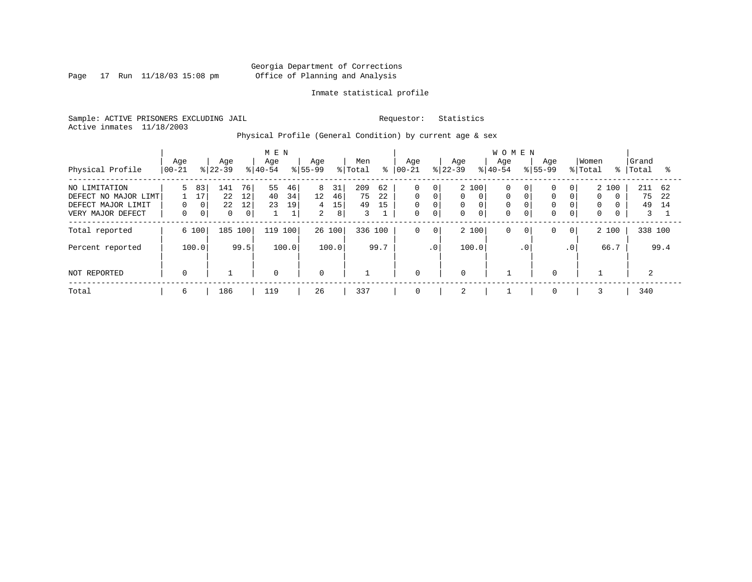Georgia Department of Corrections
Office of Planning and Analysis

Inmate statistical profile

Sample: ACTIVE PRISONERS EXCLUDING JAIL　　　　Requestor: Statistics
Active inmates 11/18/2003

Physical Profile (General Condition) by current age & sex

| Physical Profile | MEN Age 00-21 | % | Age 22-39 | % | Age 40-54 | % | Age 55-99 | % | Men Total | % | WOMEN Age 00-21 | % | Age 22-39 | % | Age 40-54 | % | Age 55-99 | % | Women Total | % | Grand Total | % |
|---|---|---|---|---|---|---|---|---|---|---|---|---|---|---|---|---|---|---|---|---|---|---|
| NO LIMITATION | 5 | 83 | 141 | 76 | 55 | 46 | 8 | 31 | 209 | 62 | 0 | 0 | 2 | 100 | 0 | 0 | 0 | 0 | 2 | 100 | 211 | 62 |
| DEFECT NO MAJOR LIMT | 1 | 17 | 22 | 12 | 40 | 34 | 12 | 46 | 75 | 22 | 0 | 0 | 0 | 0 | 0 | 0 | 0 | 0 | 0 | 0 | 75 | 22 |
| DEFECT MAJOR LIMIT | 0 | 0 | 22 | 12 | 23 | 19 | 4 | 15 | 49 | 15 | 0 | 0 | 0 | 0 | 0 | 0 | 0 | 0 | 0 | 0 | 49 | 14 |
| VERY MAJOR DEFECT | 0 | 0 | 0 | 0 | 1 | 1 | 2 | 8 | 3 | 1 | 0 | 0 | 0 | 0 | 0 | 0 | 0 | 0 | 0 | 0 | 3 | 1 |
| Total reported | 6 | 100 | 185 | 100 | 119 | 100 | 26 | 100 | 336 | 100 | 0 | 0 | 2 | 100 | 0 | 0 | 0 | 0 | 2 | 100 | 338 | 100 |
| Percent reported | | 100.0 | | 99.5 | | 100.0 | | 100.0 | | 99.7 | | .0 | | 100.0 | | .0 | | .0 | | 66.7 | | 99.4 |
| NOT REPORTED | 0 | | 1 | | 0 | | 0 | | 1 | | 0 | | 0 | | 1 | | 0 | | 1 | | 2 | |
| Total | 6 | | 186 | | 119 | | 26 | | 337 | | 0 | | 2 | | 1 | | 0 | | 3 | | 340 | |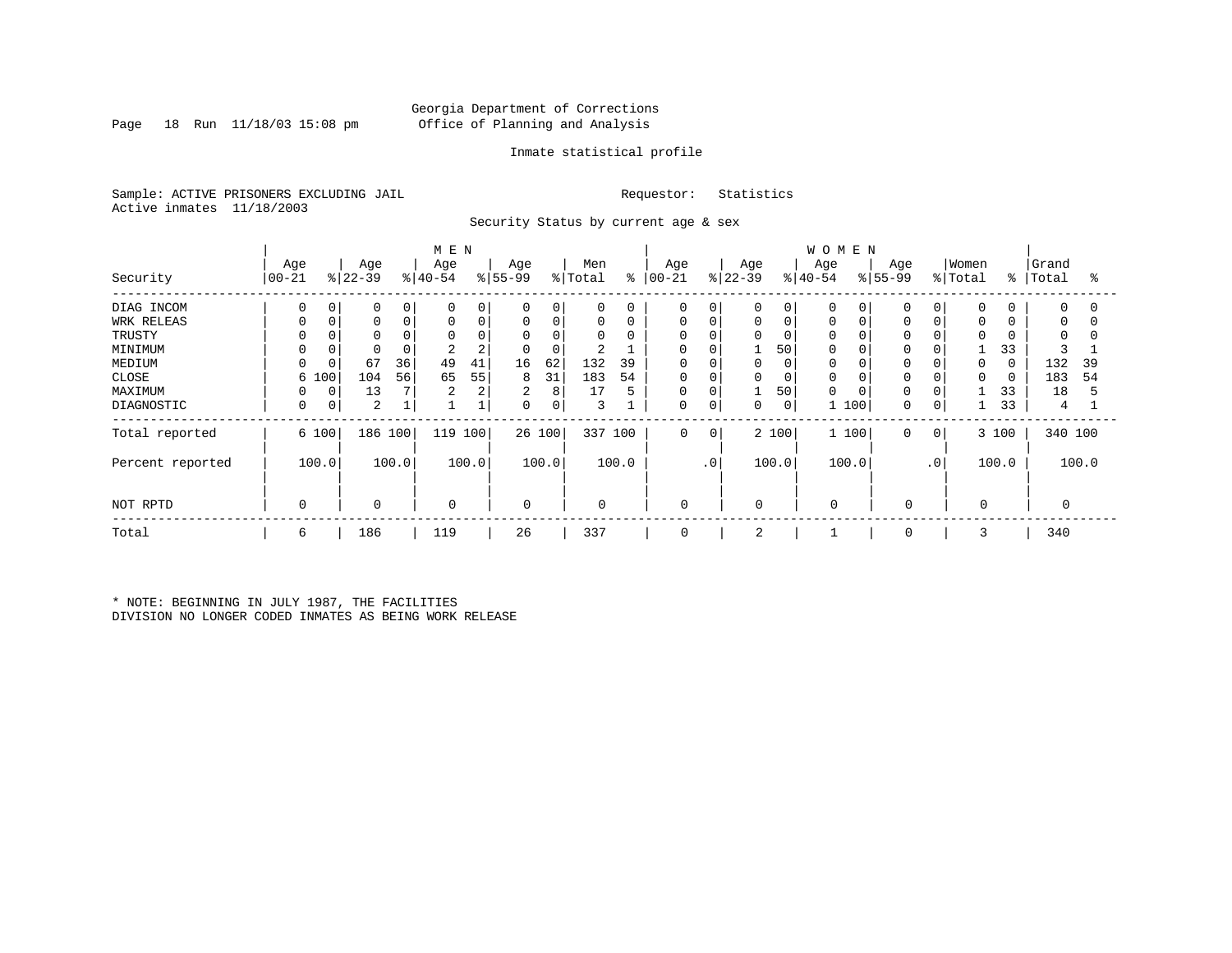Georgia Department of Corrections
Office of Planning and Analysis

Inmate statistical profile

Sample: ACTIVE PRISONERS EXCLUDING JAIL
Active inmates 11/18/2003

Requestor: Statistics

Security Status by current age & sex

| Security | MEN Age 00-21 | % | Age 22-39 | % | Age 40-54 | % | Age 55-99 | % | Men Total | % | WOMEN Age 00-21 | % | Age 22-39 | % | Age 40-54 | % | Age 55-99 | % | Women Total | % | Grand Total | % |
|---|---|---|---|---|---|---|---|---|---|---|---|---|---|---|---|---|---|---|---|---|---|---|
| DIAG INCOM | 0 | 0 | 0 | 0 | 0 | 0 | 0 | 0 | 0 | 0 | 0 | 0 | 0 | 0 | 0 | 0 | 0 | 0 | 0 | 0 | 0 | 0 |
| WRK RELEAS | 0 | 0 | 0 | 0 | 0 | 0 | 0 | 0 | 0 | 0 | 0 | 0 | 0 | 0 | 0 | 0 | 0 | 0 | 0 | 0 | 0 | 0 |
| TRUSTY | 0 | 0 | 0 | 0 | 0 | 0 | 0 | 0 | 0 | 0 | 0 | 0 | 0 | 0 | 0 | 0 | 0 | 0 | 0 | 0 | 0 | 0 |
| MINIMUM | 0 | 0 | 0 | 0 | 2 | 2 | 0 | 0 | 2 | 1 | 0 | 0 | 1 | 50 | 0 | 0 | 0 | 0 | 1 | 33 | 3 | 1 |
| MEDIUM | 0 | 0 | 67 | 36 | 49 | 41 | 16 | 62 | 132 | 39 | 0 | 0 | 0 | 0 | 0 | 0 | 0 | 0 | 0 | 0 | 132 | 39 |
| CLOSE | 6 | 100 | 104 | 56 | 65 | 55 | 8 | 31 | 183 | 54 | 0 | 0 | 0 | 0 | 0 | 0 | 0 | 0 | 0 | 0 | 183 | 54 |
| MAXIMUM | 0 | 0 | 13 | 7 | 2 | 2 | 2 | 8 | 17 | 5 | 0 | 0 | 1 | 50 | 0 | 0 | 0 | 0 | 1 | 33 | 18 | 5 |
| DIAGNOSTIC | 0 | 0 | 2 | 1 | 1 | 1 | 0 | 0 | 3 | 1 | 0 | 0 | 0 | 0 | 1 | 100 | 0 | 0 | 1 | 33 | 4 | 1 |
| Total reported | 6 | 100 | 186 | 100 | 119 | 100 | 26 | 100 | 337 | 100 | 0 | 0 | 2 | 100 | 1 | 100 | 0 | 0 | 3 | 100 | 340 | 100 |
| Percent reported | | 100.0 | | 100.0 | | 100.0 | | 100.0 | | 100.0 | | .0 | | 100.0 | | 100.0 | | .0 | | 100.0 | | 100.0 |
| NOT RPTD | 0 | | 0 | | 0 | | 0 | | 0 | | 0 | | 0 | | 0 | | 0 | | 0 | | 0 | |
| Total | 6 | | 186 | | 119 | | 26 | | 337 | | 0 | | 2 | | 1 | | 0 | | 3 | | 340 | |

* NOTE: BEGINNING IN JULY 1987, THE FACILITIES DIVISION NO LONGER CODED INMATES AS BEING WORK RELEASE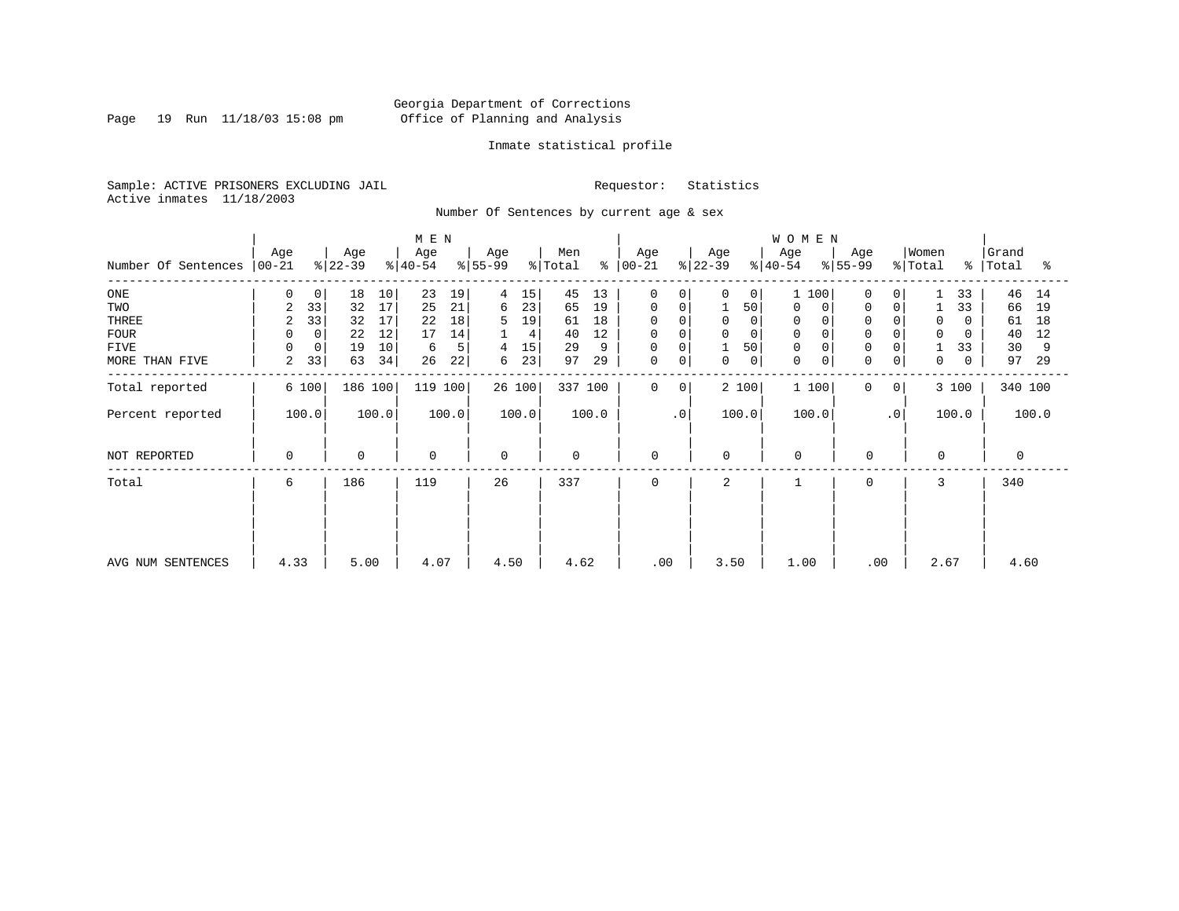Georgia Department of Corrections
Office of Planning and Analysis

Inmate statistical profile

Sample: ACTIVE PRISONERS EXCLUDING JAIL

Requestor: Statistics

Active inmates 11/18/2003

Number Of Sentences by current age & sex

| Number Of Sentences | MEN Age 00-21 | % | Age 22-39 | % | Age 40-54 | % | Age 55-99 | % | Men Total | % | WOMEN Age 00-21 | % | Age 22-39 | % | Age 40-54 | % | Age 55-99 | % | Women Total | % | Grand Total | % |
|---|---|---|---|---|---|---|---|---|---|---|---|---|---|---|---|---|---|---|---|---|---|---|
| ONE | 0 | 0 | 18 | 10 | 23 | 19 | 4 | 15 | 45 | 13 | 0 | 0 | 0 | 0 | 1 | 100 | 0 | 0 | 1 | 33 | 46 | 14 |
| TWO | 2 | 33 | 32 | 17 | 25 | 21 | 6 | 23 | 65 | 19 | 0 | 0 | 1 | 50 | 0 | 0 | 0 | 0 | 1 | 33 | 66 | 19 |
| THREE | 2 | 33 | 32 | 17 | 22 | 18 | 5 | 19 | 61 | 18 | 0 | 0 | 0 | 0 | 0 | 0 | 0 | 0 | 0 | 0 | 61 | 18 |
| FOUR | 0 | 0 | 22 | 12 | 17 | 14 | 1 | 4 | 40 | 12 | 0 | 0 | 0 | 0 | 0 | 0 | 0 | 0 | 0 | 0 | 40 | 12 |
| FIVE | 0 | 0 | 19 | 10 | 6 | 5 | 4 | 15 | 29 | 9 | 0 | 0 | 1 | 50 | 0 | 0 | 0 | 0 | 1 | 33 | 30 | 9 |
| MORE THAN FIVE | 2 | 33 | 63 | 34 | 26 | 22 | 6 | 23 | 97 | 29 | 0 | 0 | 0 | 0 | 0 | 0 | 0 | 0 | 0 | 0 | 97 | 29 |
| Total reported | 6 | 100 | 186 | 100 | 119 | 100 | 26 | 100 | 337 | 100 | 0 | 0 | 2 | 100 | 1 | 100 | 0 | 0 | 3 | 100 | 340 | 100 |
| Percent reported | 100.0 | | 100.0 | | 100.0 | | 100.0 | | 100.0 | | .0 | | 100.0 | | 100.0 | | .0 | | 100.0 | | 100.0 | |
| NOT REPORTED | 0 | | 0 | | 0 | | 0 | | 0 | | 0 | | 0 | | 0 | | 0 | | 0 | | 0 | |
| Total | 6 | | 186 | | 119 | | 26 | | 337 | | 0 | | 2 | | 1 | | 0 | | 3 | | 340 | |
| AVG NUM SENTENCES | 4.33 | | 5.00 | | 4.07 | | 4.50 | | 4.62 | | .00 | | 3.50 | | 1.00 | | .00 | | 2.67 | | 4.60 | |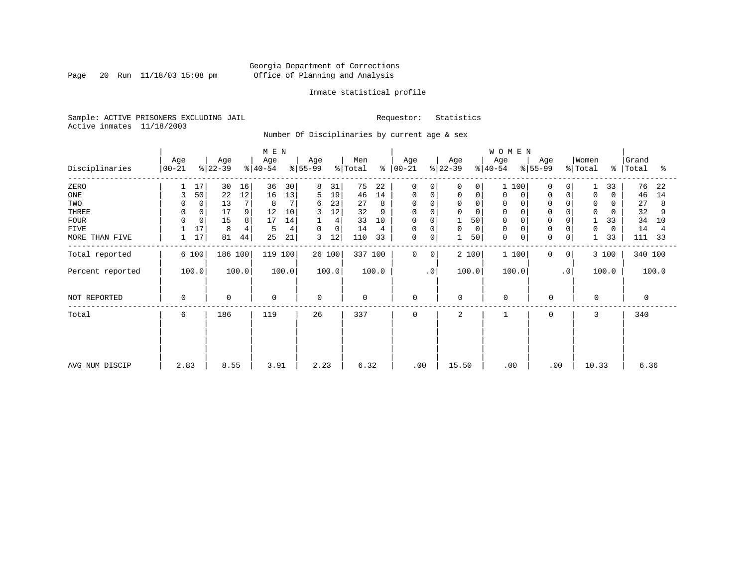Georgia Department of Corrections
Office of Planning and Analysis

Inmate statistical profile

Sample: ACTIVE PRISONERS EXCLUDING JAIL
Active inmates 11/18/2003

Requestor: Statistics

Number Of Disciplinaries by current age & sex

| | MEN | | | | | | | | | | WOMEN | | | | | | | | | | | |
|---|---|---|---|---|---|---|---|---|---|---|---|---|---|---|---|---|---|---|---|---|---|---|
| Disciplinaries | Age 00-21 | % | Age 22-39 | % | Age 40-54 | % | Age 55-99 | % | Men Total | % | Age 00-21 | % | Age 22-39 | % | Age 40-54 | % | Age 55-99 | % | Women Total | % | Grand Total | % |
| ZERO | 1 | 17 | 30 | 16 | 36 | 30 | 8 | 31 | 75 | 22 | 0 | 0 | 0 | 0 | 1 | 100 | 0 | 0 | 1 | 33 | 76 | 22 |
| ONE | 3 | 50 | 22 | 12 | 16 | 13 | 5 | 19 | 46 | 14 | 0 | 0 | 0 | 0 | 0 | 0 | 0 | 0 | 0 | 0 | 46 | 14 |
| TWO | 0 | 0 | 13 | 7 | 8 | 7 | 6 | 23 | 27 | 8 | 0 | 0 | 0 | 0 | 0 | 0 | 0 | 0 | 0 | 0 | 27 | 8 |
| THREE | 0 | 0 | 17 | 9 | 12 | 10 | 3 | 12 | 32 | 9 | 0 | 0 | 0 | 0 | 0 | 0 | 0 | 0 | 0 | 0 | 32 | 9 |
| FOUR | 0 | 0 | 15 | 8 | 17 | 14 | 1 | 4 | 33 | 10 | 0 | 0 | 1 | 50 | 0 | 0 | 0 | 0 | 1 | 33 | 34 | 10 |
| FIVE | 1 | 17 | 8 | 4 | 5 | 4 | 0 | 0 | 14 | 4 | 0 | 0 | 0 | 0 | 0 | 0 | 0 | 0 | 0 | 0 | 14 | 4 |
| MORE THAN FIVE | 1 | 17 | 81 | 44 | 25 | 21 | 3 | 12 | 110 | 33 | 0 | 0 | 1 | 50 | 0 | 0 | 0 | 0 | 1 | 33 | 111 | 33 |
| Total reported | 6 | 100 | 186 | 100 | 119 | 100 | 26 | 100 | 337 | 100 | 0 | 0 | 2 | 100 | 1 | 100 | 0 | 0 | 3 | 100 | 340 | 100 |
| Percent reported | 100.0 | | 100.0 | | 100.0 | | 100.0 | | 100.0 | | .0 | | 100.0 | | 100.0 | | .0 | | 100.0 | | 100.0 | |
| NOT REPORTED | 0 | | 0 | | 0 | | 0 | | 0 | | 0 | | 0 | | 0 | | 0 | | 0 | | 0 | |
| Total | 6 | | 186 | | 119 | | 26 | | 337 | | 0 | | 2 | | 1 | | 0 | | 3 | | 340 | |
| AVG NUM DISCIP | 2.83 | | 8.55 | | 3.91 | | 2.23 | | 6.32 | | .00 | | 15.50 | | .00 | | .00 | | 10.33 | | 6.36 | |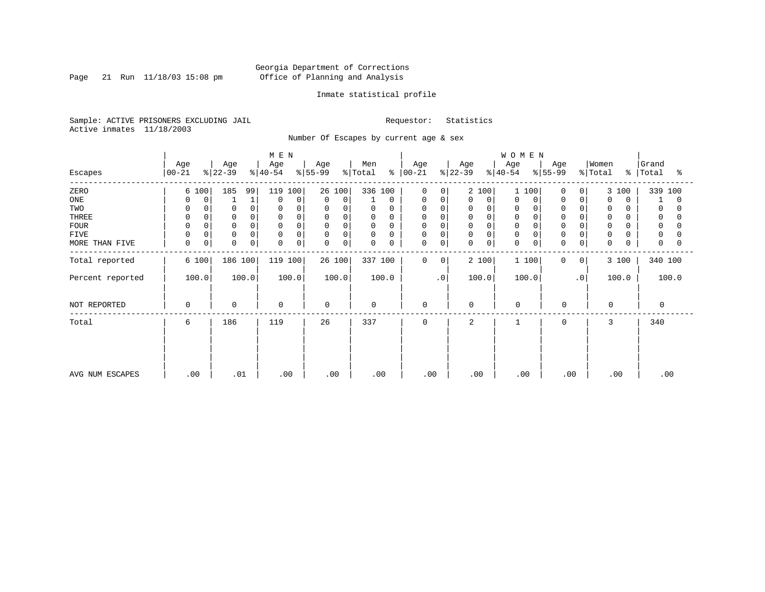Georgia Department of Corrections
Office of Planning and Analysis

Inmate statistical profile

Sample: ACTIVE PRISONERS EXCLUDING JAIL    Requestor: Statistics
Active inmates 11/18/2003

Number Of Escapes by current age & sex

| Escapes | MEN Age 00-21 | % | Age 22-39 | % | Age 40-54 | % | Age 55-99 | % | Men Total | % | WOMEN Age 00-21 | % | Age 22-39 | % | Age 40-54 | % | Age 55-99 | % | Women Total | % | Grand Total | % |
|---|---|---|---|---|---|---|---|---|---|---|---|---|---|---|---|---|---|---|---|---|---|---|
| ZERO | 6 | 100 | 185 | 99 | 119 | 100 | 26 | 100 | 336 | 100 | 0 | 0 | 2 | 100 | 1 | 100 | 0 | 0 | 3 | 100 | 339 | 100 |
| ONE | 0 | 0 | 1 | 1 | 0 | 0 | 0 | 0 | 1 | 0 | 0 | 0 | 0 | 0 | 0 | 0 | 0 | 0 | 0 | 0 | 1 | 0 |
| TWO | 0 | 0 | 0 | 0 | 0 | 0 | 0 | 0 | 0 | 0 | 0 | 0 | 0 | 0 | 0 | 0 | 0 | 0 | 0 | 0 | 0 | 0 |
| THREE | 0 | 0 | 0 | 0 | 0 | 0 | 0 | 0 | 0 | 0 | 0 | 0 | 0 | 0 | 0 | 0 | 0 | 0 | 0 | 0 | 0 | 0 |
| FOUR | 0 | 0 | 0 | 0 | 0 | 0 | 0 | 0 | 0 | 0 | 0 | 0 | 0 | 0 | 0 | 0 | 0 | 0 | 0 | 0 | 0 | 0 |
| FIVE | 0 | 0 | 0 | 0 | 0 | 0 | 0 | 0 | 0 | 0 | 0 | 0 | 0 | 0 | 0 | 0 | 0 | 0 | 0 | 0 | 0 | 0 |
| MORE THAN FIVE | 0 | 0 | 0 | 0 | 0 | 0 | 0 | 0 | 0 | 0 | 0 | 0 | 0 | 0 | 0 | 0 | 0 | 0 | 0 | 0 | 0 | 0 |
| Total reported | 6 | 100 | 186 | 100 | 119 | 100 | 26 | 100 | 337 | 100 | 0 | 0 | 2 | 100 | 1 | 100 | 0 | 0 | 3 | 100 | 340 | 100 |
| Percent reported | 100.0 | | 100.0 | | 100.0 | | 100.0 | | 100.0 | | .0 | | 100.0 | | 100.0 | | .0 | | 100.0 | | 100.0 | |
| NOT REPORTED | 0 | | 0 | | 0 | | 0 | | 0 | | 0 | | 0 | | 0 | | 0 | | 0 | | 0 | |
| Total | 6 | | 186 | | 119 | | 26 | | 337 | | 0 | | 2 | | 1 | | 0 | | 3 | | 340 | |
| AVG NUM ESCAPES | .00 | | .01 | | .00 | | .00 | | .00 | | .00 | | .00 | | .00 | | .00 | | .00 | | .00 | |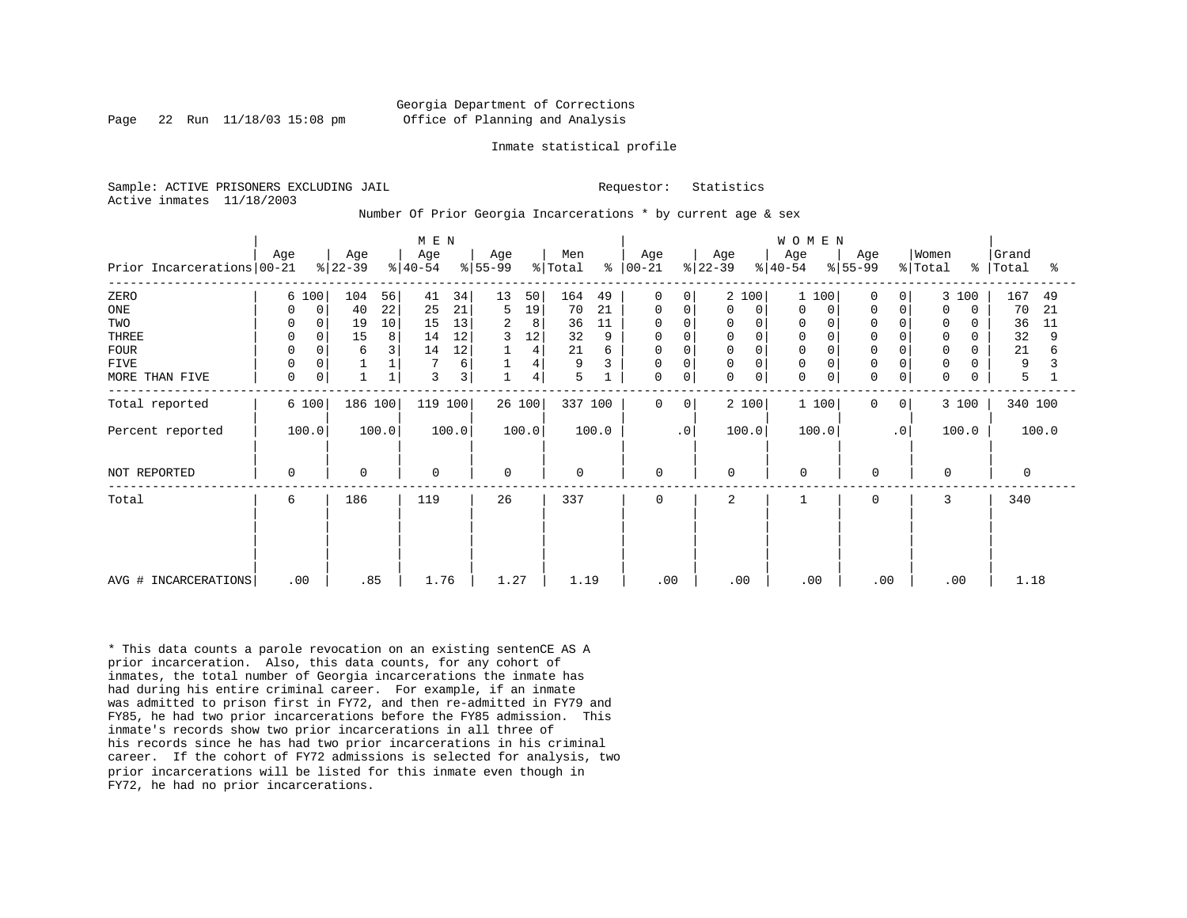Georgia Department of Corrections
Office of Planning and Analysis

Inmate statistical profile

Sample: ACTIVE PRISONERS EXCLUDING JAIL    Requestor: Statistics
Active inmates 11/18/2003

Number Of Prior Georgia Incarcerations * by current age & sex

| Prior Incarcerations | MEN Age 00-21 | % | MEN Age 22-39 | % | MEN Age 40-54 | % | MEN Age 55-99 | % | Men Total | % | WOMEN Age 00-21 | % | WOMEN Age 22-39 | % | WOMEN Age 40-54 | % | WOMEN Age 55-99 | % | Women Total | % | Grand Total | % |
|---|---|---|---|---|---|---|---|---|---|---|---|---|---|---|---|---|---|---|---|---|---|---|
| ZERO | 6 | 100 | 104 | 56 | 41 | 34 | 13 | 50 | 164 | 49 | 0 | 0 | 2 | 100 | 1 | 100 | 0 | 0 | 3 | 100 | 167 | 49 |
| ONE | 0 | 0 | 40 | 22 | 25 | 21 | 5 | 19 | 70 | 21 | 0 | 0 | 0 | 0 | 0 | 0 | 0 | 0 | 0 | 0 | 70 | 21 |
| TWO | 0 | 0 | 19 | 10 | 15 | 13 | 2 | 8 | 36 | 11 | 0 | 0 | 0 | 0 | 0 | 0 | 0 | 0 | 0 | 0 | 36 | 11 |
| THREE | 0 | 0 | 15 | 8 | 14 | 12 | 3 | 12 | 32 | 9 | 0 | 0 | 0 | 0 | 0 | 0 | 0 | 0 | 0 | 0 | 32 | 9 |
| FOUR | 0 | 0 | 6 | 3 | 14 | 12 | 1 | 4 | 21 | 6 | 0 | 0 | 0 | 0 | 0 | 0 | 0 | 0 | 0 | 0 | 21 | 6 |
| FIVE | 0 | 0 | 1 | 1 | 7 | 6 | 1 | 4 | 9 | 3 | 0 | 0 | 0 | 0 | 0 | 0 | 0 | 0 | 0 | 0 | 9 | 3 |
| MORE THAN FIVE | 0 | 0 | 1 | 1 | 3 | 3 | 1 | 4 | 5 | 1 | 0 | 0 | 0 | 0 | 0 | 0 | 0 | 0 | 0 | 0 | 5 | 1 |
| Total reported | 6 | 100 | 186 | 100 | 119 | 100 | 26 | 100 | 337 | 100 | 0 | 0 | 2 | 100 | 1 | 100 | 0 | 0 | 3 | 100 | 340 | 100 |
| Percent reported | 100.0 | | 100.0 | | 100.0 | | 100.0 | | 100.0 | | .0 | | 100.0 | | 100.0 | | .0 | | 100.0 | | 100.0 | |
| NOT REPORTED | 0 | | 0 | | 0 | | 0 | | 0 | | 0 | | 0 | | 0 | | 0 | | 0 | | 0 | |
| Total | 6 | | 186 | | 119 | | 26 | | 337 | | 0 | | 2 | | 1 | | 0 | | 3 | | 340 | |
| AVG # INCARCERATIONS | .00 | | .85 | | 1.76 | | 1.27 | | 1.19 | | .00 | | .00 | | .00 | | .00 | | .00 | | 1.18 | |

* This data counts a parole revocation on an existing sentenCE AS A prior incarceration. Also, this data counts, for any cohort of inmates, the total number of Georgia incarcerations the inmate has had during his entire criminal career. For example, if an inmate was admitted to prison first in FY72, and then re-admitted in FY79 and FY85, he had two prior incarcerations before the FY85 admission. This inmate's records show two prior incarcerations in all three of his records since he has had two prior incarcerations in his criminal career. If the cohort of FY72 admissions is selected for analysis, two prior incarcerations will be listed for this inmate even though in FY72, he had no prior incarcerations.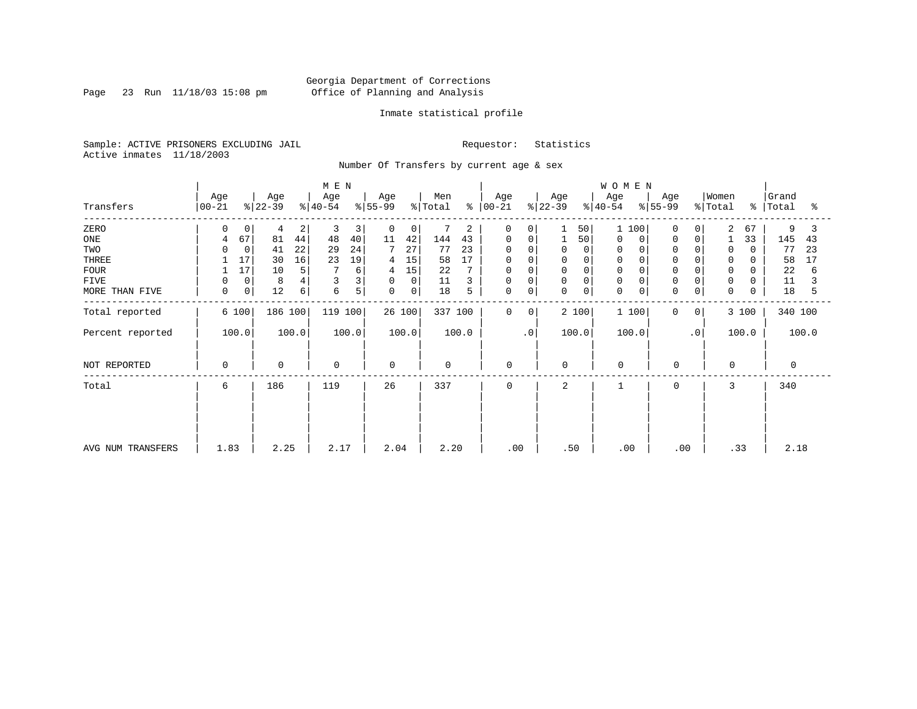Georgia Department of Corrections
Office of Planning and Analysis

Inmate statistical profile

Sample: ACTIVE PRISONERS EXCLUDING JAIL
Active inmates 11/18/2003

Requestor: Statistics

Number Of Transfers by current age & sex

| Transfers | MEN Age 00-21 | % | Age 22-39 | % | Age 40-54 | % | Age 55-99 | % | Men Total | % | WOMEN Age 00-21 | % | Age 22-39 | % | Age 40-54 | % | Age 55-99 | % | Women Total | % | Grand Total | % |
|---|---|---|---|---|---|---|---|---|---|---|---|---|---|---|---|---|---|---|---|---|---|---|
| ZERO | 0 | 0 | 4 | 2 | 3 | 3 | 0 | 0 | 7 | 2 | 0 | 0 | 1 | 50 | 1 | 100 | 0 | 0 | 2 | 67 | 9 | 3 |
| ONE | 4 | 67 | 81 | 44 | 48 | 40 | 11 | 42 | 144 | 43 | 0 | 0 | 1 | 50 | 0 | 0 | 0 | 0 | 1 | 33 | 145 | 43 |
| TWO | 0 | 0 | 41 | 22 | 29 | 24 | 7 | 27 | 77 | 23 | 0 | 0 | 0 | 0 | 0 | 0 | 0 | 0 | 0 | 0 | 77 | 23 |
| THREE | 1 | 17 | 30 | 16 | 23 | 19 | 4 | 15 | 58 | 17 | 0 | 0 | 0 | 0 | 0 | 0 | 0 | 0 | 0 | 0 | 58 | 17 |
| FOUR | 1 | 17 | 10 | 5 | 7 | 6 | 4 | 15 | 22 | 7 | 0 | 0 | 0 | 0 | 0 | 0 | 0 | 0 | 0 | 0 | 22 | 6 |
| FIVE | 0 | 0 | 8 | 4 | 3 | 3 | 0 | 0 | 11 | 3 | 0 | 0 | 0 | 0 | 0 | 0 | 0 | 0 | 0 | 0 | 11 | 3 |
| MORE THAN FIVE | 0 | 0 | 12 | 6 | 6 | 5 | 0 | 0 | 18 | 5 | 0 | 0 | 0 | 0 | 0 | 0 | 0 | 0 | 0 | 0 | 18 | 5 |
| Total reported | 6 | 100 | 186 | 100 | 119 | 100 | 26 | 100 | 337 | 100 | 0 | 0 | 2 | 100 | 1 | 100 | 0 | 0 | 3 | 100 | 340 | 100 |
| Percent reported | 100.0 | | 100.0 | | 100.0 | | 100.0 | | 100.0 | | .0 | | 100.0 | | 100.0 | | .0 | | 100.0 | | 100.0 | |
| NOT REPORTED | 0 | | 0 | | 0 | | 0 | | 0 | | 0 | | 0 | | 0 | | 0 | | 0 | | 0 | |
| Total | 6 | | 186 | | 119 | | 26 | | 337 | | 0 | | 2 | | 1 | | 0 | | 3 | | 340 | |
| AVG NUM TRANSFERS | 1.83 | | 2.25 | | 2.17 | | 2.04 | | 2.20 | | .00 | | .50 | | .00 | | .00 | | .33 | | 2.18 | |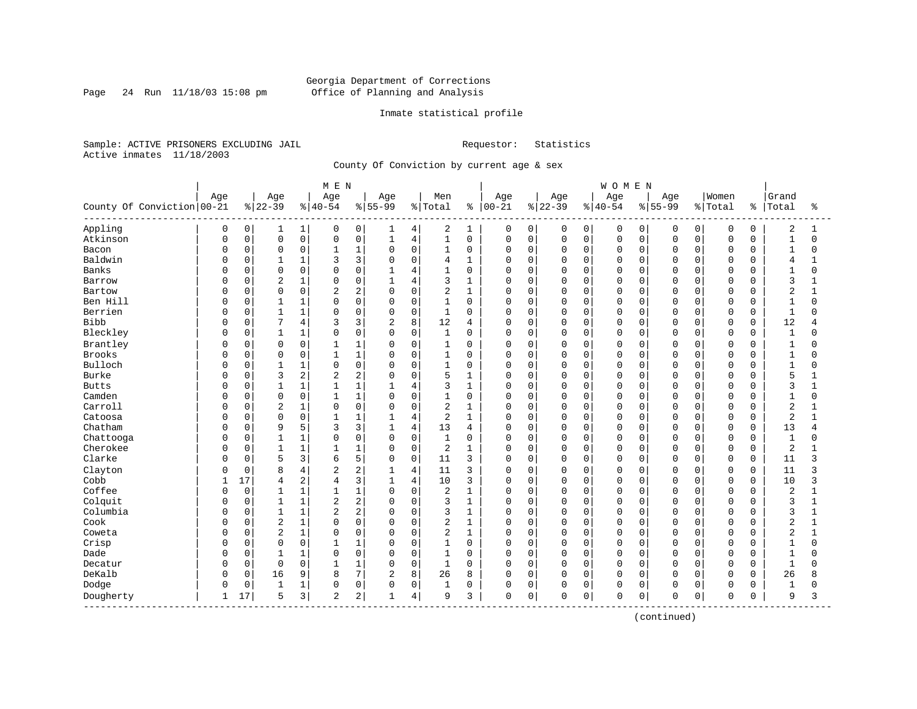Georgia Department of Corrections
Office of Planning and Analysis

Inmate statistical profile

Sample: ACTIVE PRISONERS EXCLUDING JAIL    Requestor: Statistics
Active inmates 11/18/2003

County Of Conviction by current age & sex

| County Of Conviction | MEN Age 00-21 | % | Age 22-39 | % | Age 40-54 | % | Age 55-99 | % | Men Total | % | WOMEN Age 00-21 | % | Age 22-39 | % | Age 40-54 | % | Age 55-99 | % | Women Total | % | Grand Total | % |
|---|---|---|---|---|---|---|---|---|---|---|---|---|---|---|---|---|---|---|---|---|---|---|
| Appling | 0 | 0 | 1 | 1 | 0 | 0 | 1 | 4 | 2 | 1 | 0 | 0 | 0 | 0 | 0 | 0 | 0 | 0 | 0 | 0 | 2 | 1 |
| Atkinson | 0 | 0 | 0 | 0 | 0 | 0 | 1 | 4 | 1 | 0 | 0 | 0 | 0 | 0 | 0 | 0 | 0 | 0 | 0 | 0 | 1 | 0 |
| Bacon | 0 | 0 | 0 | 0 | 1 | 1 | 0 | 0 | 1 | 0 | 0 | 0 | 0 | 0 | 0 | 0 | 0 | 0 | 0 | 0 | 1 | 0 |
| Baldwin | 0 | 0 | 1 | 1 | 3 | 3 | 0 | 0 | 4 | 1 | 0 | 0 | 0 | 0 | 0 | 0 | 0 | 0 | 0 | 0 | 4 | 1 |
| Banks | 0 | 0 | 0 | 0 | 0 | 0 | 1 | 4 | 1 | 0 | 0 | 0 | 0 | 0 | 0 | 0 | 0 | 0 | 0 | 0 | 1 | 0 |
| Barrow | 0 | 0 | 2 | 1 | 0 | 0 | 1 | 4 | 3 | 1 | 0 | 0 | 0 | 0 | 0 | 0 | 0 | 0 | 0 | 0 | 3 | 1 |
| Bartow | 0 | 0 | 0 | 0 | 2 | 2 | 0 | 0 | 2 | 1 | 0 | 0 | 0 | 0 | 0 | 0 | 0 | 0 | 0 | 0 | 2 | 1 |
| Ben Hill | 0 | 0 | 1 | 1 | 0 | 0 | 0 | 0 | 1 | 0 | 0 | 0 | 0 | 0 | 0 | 0 | 0 | 0 | 0 | 0 | 1 | 0 |
| Berrien | 0 | 0 | 1 | 1 | 0 | 0 | 0 | 0 | 1 | 0 | 0 | 0 | 0 | 0 | 0 | 0 | 0 | 0 | 0 | 0 | 1 | 0 |
| Bibb | 0 | 0 | 7 | 4 | 3 | 3 | 2 | 8 | 12 | 4 | 0 | 0 | 0 | 0 | 0 | 0 | 0 | 0 | 0 | 0 | 12 | 4 |
| Bleckley | 0 | 0 | 1 | 1 | 0 | 0 | 0 | 0 | 1 | 0 | 0 | 0 | 0 | 0 | 0 | 0 | 0 | 0 | 0 | 0 | 1 | 0 |
| Brantley | 0 | 0 | 0 | 0 | 1 | 1 | 0 | 0 | 1 | 0 | 0 | 0 | 0 | 0 | 0 | 0 | 0 | 0 | 0 | 0 | 1 | 0 |
| Brooks | 0 | 0 | 0 | 0 | 1 | 1 | 0 | 0 | 1 | 0 | 0 | 0 | 0 | 0 | 0 | 0 | 0 | 0 | 0 | 0 | 1 | 0 |
| Bulloch | 0 | 0 | 1 | 1 | 0 | 0 | 0 | 0 | 1 | 0 | 0 | 0 | 0 | 0 | 0 | 0 | 0 | 0 | 0 | 0 | 1 | 0 |
| Burke | 0 | 0 | 3 | 2 | 2 | 2 | 0 | 0 | 5 | 1 | 0 | 0 | 0 | 0 | 0 | 0 | 0 | 0 | 0 | 0 | 5 | 1 |
| Butts | 0 | 0 | 1 | 1 | 1 | 1 | 1 | 4 | 3 | 1 | 0 | 0 | 0 | 0 | 0 | 0 | 0 | 0 | 0 | 0 | 3 | 1 |
| Camden | 0 | 0 | 0 | 0 | 1 | 1 | 0 | 0 | 1 | 0 | 0 | 0 | 0 | 0 | 0 | 0 | 0 | 0 | 0 | 0 | 1 | 0 |
| Carroll | 0 | 0 | 2 | 1 | 0 | 0 | 0 | 0 | 2 | 1 | 0 | 0 | 0 | 0 | 0 | 0 | 0 | 0 | 0 | 0 | 2 | 1 |
| Catoosa | 0 | 0 | 0 | 0 | 1 | 1 | 1 | 4 | 2 | 1 | 0 | 0 | 0 | 0 | 0 | 0 | 0 | 0 | 0 | 0 | 2 | 1 |
| Chatham | 0 | 0 | 9 | 5 | 3 | 3 | 1 | 4 | 13 | 4 | 0 | 0 | 0 | 0 | 0 | 0 | 0 | 0 | 0 | 0 | 13 | 4 |
| Chattooga | 0 | 0 | 1 | 1 | 0 | 0 | 0 | 0 | 1 | 0 | 0 | 0 | 0 | 0 | 0 | 0 | 0 | 0 | 0 | 0 | 1 | 0 |
| Cherokee | 0 | 0 | 1 | 1 | 1 | 1 | 0 | 0 | 2 | 1 | 0 | 0 | 0 | 0 | 0 | 0 | 0 | 0 | 0 | 0 | 2 | 1 |
| Clarke | 0 | 0 | 5 | 3 | 6 | 5 | 0 | 0 | 11 | 3 | 0 | 0 | 0 | 0 | 0 | 0 | 0 | 0 | 0 | 0 | 11 | 3 |
| Clayton | 0 | 0 | 8 | 4 | 2 | 2 | 1 | 4 | 11 | 3 | 0 | 0 | 0 | 0 | 0 | 0 | 0 | 0 | 0 | 0 | 11 | 3 |
| Cobb | 1 | 17 | 4 | 2 | 4 | 3 | 1 | 4 | 10 | 3 | 0 | 0 | 0 | 0 | 0 | 0 | 0 | 0 | 0 | 0 | 10 | 3 |
| Coffee | 0 | 0 | 1 | 1 | 1 | 1 | 0 | 0 | 2 | 1 | 0 | 0 | 0 | 0 | 0 | 0 | 0 | 0 | 0 | 0 | 2 | 1 |
| Colquit | 0 | 0 | 1 | 1 | 2 | 2 | 0 | 0 | 3 | 1 | 0 | 0 | 0 | 0 | 0 | 0 | 0 | 0 | 0 | 0 | 3 | 1 |
| Columbia | 0 | 0 | 1 | 1 | 2 | 2 | 0 | 0 | 3 | 1 | 0 | 0 | 0 | 0 | 0 | 0 | 0 | 0 | 0 | 0 | 3 | 1 |
| Cook | 0 | 0 | 2 | 1 | 0 | 0 | 0 | 0 | 2 | 1 | 0 | 0 | 0 | 0 | 0 | 0 | 0 | 0 | 0 | 0 | 2 | 1 |
| Coweta | 0 | 0 | 2 | 1 | 0 | 0 | 0 | 0 | 2 | 1 | 0 | 0 | 0 | 0 | 0 | 0 | 0 | 0 | 0 | 0 | 2 | 1 |
| Crisp | 0 | 0 | 0 | 0 | 1 | 1 | 0 | 0 | 1 | 0 | 0 | 0 | 0 | 0 | 0 | 0 | 0 | 0 | 0 | 0 | 1 | 0 |
| Dade | 0 | 0 | 1 | 1 | 0 | 0 | 0 | 0 | 1 | 0 | 0 | 0 | 0 | 0 | 0 | 0 | 0 | 0 | 0 | 0 | 1 | 0 |
| Decatur | 0 | 0 | 0 | 0 | 1 | 1 | 0 | 0 | 1 | 0 | 0 | 0 | 0 | 0 | 0 | 0 | 0 | 0 | 0 | 0 | 1 | 0 |
| DeKalb | 0 | 0 | 16 | 9 | 8 | 7 | 2 | 8 | 26 | 8 | 0 | 0 | 0 | 0 | 0 | 0 | 0 | 0 | 0 | 0 | 26 | 8 |
| Dodge | 0 | 0 | 1 | 1 | 0 | 0 | 0 | 0 | 1 | 0 | 0 | 0 | 0 | 0 | 0 | 0 | 0 | 0 | 0 | 0 | 1 | 0 |
| Dougherty | 1 | 17 | 5 | 3 | 2 | 2 | 1 | 4 | 9 | 3 | 0 | 0 | 0 | 0 | 0 | 0 | 0 | 0 | 0 | 0 | 9 | 3 |

(continued)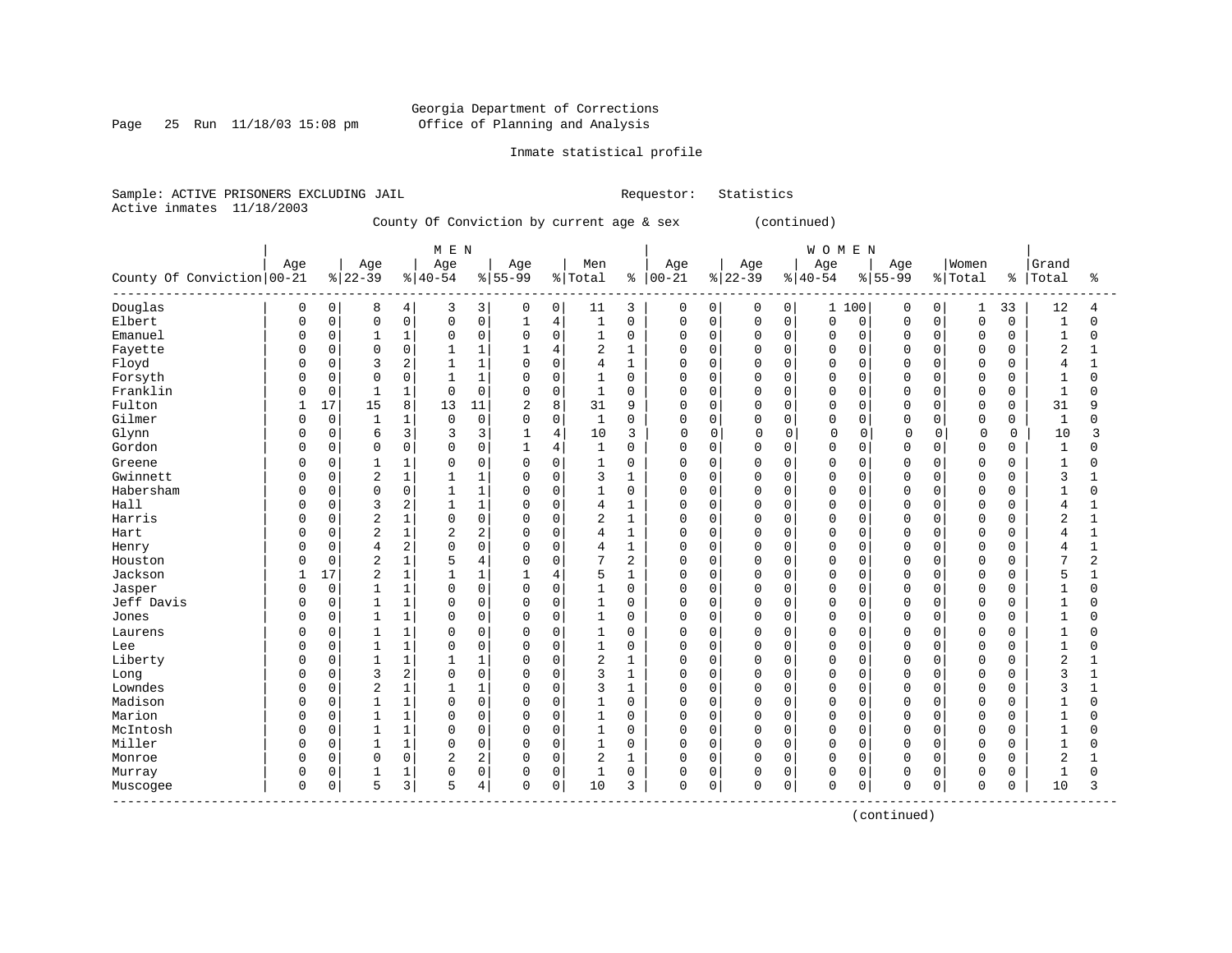Georgia Department of Corrections
Office of Planning and Analysis

Inmate statistical profile

Sample: ACTIVE PRISONERS EXCLUDING JAIL　　　　Requestor: Statistics
Active inmates 11/18/2003

County Of Conviction by current age & sex (continued)

| County Of Conviction | MEN Age 00-21 | % | Age 22-39 | % | Age 40-54 | % | Age 55-99 | % | Men Total | % | WOMEN Age 00-21 | % | Age 22-39 | % | Age 40-54 | % | Age 55-99 | % | Women Total | % | Grand Total | % |
|---|---|---|---|---|---|---|---|---|---|---|---|---|---|---|---|---|---|---|---|---|---|---|
| Douglas | 0 | 0 | 8 | 4 | 3 | 3 | 0 | 0 | 11 | 3 | 0 | 0 | 0 | 0 | 1 | 100 | 0 | 0 | 1 | 33 | 12 | 4 |
| Elbert | 0 | 0 | 0 | 0 | 0 | 0 | 1 | 4 | 1 | 0 | 0 | 0 | 0 | 0 | 0 | 0 | 0 | 0 | 0 | 0 | 1 | 0 |
| Emanuel | 0 | 0 | 1 | 1 | 0 | 0 | 0 | 0 | 1 | 0 | 0 | 0 | 0 | 0 | 0 | 0 | 0 | 0 | 0 | 0 | 1 | 0 |
| Fayette | 0 | 0 | 0 | 0 | 1 | 1 | 1 | 4 | 2 | 1 | 0 | 0 | 0 | 0 | 0 | 0 | 0 | 0 | 0 | 0 | 2 | 1 |
| Floyd | 0 | 0 | 3 | 2 | 1 | 1 | 0 | 0 | 4 | 1 | 0 | 0 | 0 | 0 | 0 | 0 | 0 | 0 | 0 | 0 | 4 | 1 |
| Forsyth | 0 | 0 | 0 | 0 | 1 | 1 | 0 | 0 | 1 | 0 | 0 | 0 | 0 | 0 | 0 | 0 | 0 | 0 | 0 | 0 | 1 | 0 |
| Franklin | 0 | 0 | 1 | 1 | 0 | 0 | 0 | 0 | 1 | 0 | 0 | 0 | 0 | 0 | 0 | 0 | 0 | 0 | 0 | 0 | 1 | 0 |
| Fulton | 1 | 17 | 15 | 8 | 13 | 11 | 2 | 8 | 31 | 9 | 0 | 0 | 0 | 0 | 0 | 0 | 0 | 0 | 0 | 0 | 31 | 9 |
| Gilmer | 0 | 0 | 1 | 1 | 0 | 0 | 0 | 0 | 1 | 0 | 0 | 0 | 0 | 0 | 0 | 0 | 0 | 0 | 0 | 0 | 1 | 0 |
| Glynn | 0 | 0 | 6 | 3 | 3 | 3 | 1 | 4 | 10 | 3 | 0 | 0 | 0 | 0 | 0 | 0 | 0 | 0 | 0 | 0 | 10 | 3 |
| Gordon | 0 | 0 | 0 | 0 | 0 | 0 | 1 | 4 | 1 | 0 | 0 | 0 | 0 | 0 | 0 | 0 | 0 | 0 | 0 | 0 | 1 | 0 |
| Greene | 0 | 0 | 1 | 1 | 0 | 0 | 0 | 0 | 1 | 0 | 0 | 0 | 0 | 0 | 0 | 0 | 0 | 0 | 0 | 0 | 1 | 0 |
| Gwinnett | 0 | 0 | 2 | 1 | 1 | 1 | 0 | 0 | 3 | 1 | 0 | 0 | 0 | 0 | 0 | 0 | 0 | 0 | 0 | 0 | 3 | 1 |
| Habersham | 0 | 0 | 0 | 0 | 1 | 1 | 0 | 0 | 1 | 0 | 0 | 0 | 0 | 0 | 0 | 0 | 0 | 0 | 0 | 0 | 1 | 0 |
| Hall | 0 | 0 | 3 | 2 | 1 | 1 | 0 | 0 | 4 | 1 | 0 | 0 | 0 | 0 | 0 | 0 | 0 | 0 | 0 | 0 | 4 | 1 |
| Harris | 0 | 0 | 2 | 1 | 0 | 0 | 0 | 0 | 2 | 1 | 0 | 0 | 0 | 0 | 0 | 0 | 0 | 0 | 0 | 0 | 2 | 1 |
| Hart | 0 | 0 | 2 | 1 | 2 | 2 | 0 | 0 | 4 | 1 | 0 | 0 | 0 | 0 | 0 | 0 | 0 | 0 | 0 | 0 | 4 | 1 |
| Henry | 0 | 0 | 4 | 2 | 0 | 0 | 0 | 0 | 4 | 1 | 0 | 0 | 0 | 0 | 0 | 0 | 0 | 0 | 0 | 0 | 4 | 1 |
| Houston | 0 | 0 | 2 | 1 | 5 | 4 | 0 | 0 | 7 | 2 | 0 | 0 | 0 | 0 | 0 | 0 | 0 | 0 | 0 | 0 | 7 | 2 |
| Jackson | 1 | 17 | 2 | 1 | 1 | 1 | 1 | 4 | 5 | 1 | 0 | 0 | 0 | 0 | 0 | 0 | 0 | 0 | 0 | 0 | 5 | 1 |
| Jasper | 0 | 0 | 1 | 1 | 0 | 0 | 0 | 0 | 1 | 0 | 0 | 0 | 0 | 0 | 0 | 0 | 0 | 0 | 0 | 0 | 1 | 0 |
| Jeff Davis | 0 | 0 | 1 | 1 | 0 | 0 | 0 | 0 | 1 | 0 | 0 | 0 | 0 | 0 | 0 | 0 | 0 | 0 | 0 | 0 | 1 | 0 |
| Jones | 0 | 0 | 1 | 1 | 0 | 0 | 0 | 0 | 1 | 0 | 0 | 0 | 0 | 0 | 0 | 0 | 0 | 0 | 0 | 0 | 1 | 0 |
| Laurens | 0 | 0 | 1 | 1 | 0 | 0 | 0 | 0 | 1 | 0 | 0 | 0 | 0 | 0 | 0 | 0 | 0 | 0 | 0 | 0 | 1 | 0 |
| Lee | 0 | 0 | 1 | 1 | 0 | 0 | 0 | 0 | 1 | 0 | 0 | 0 | 0 | 0 | 0 | 0 | 0 | 0 | 0 | 0 | 1 | 0 |
| Liberty | 0 | 0 | 1 | 1 | 1 | 1 | 0 | 0 | 2 | 1 | 0 | 0 | 0 | 0 | 0 | 0 | 0 | 0 | 0 | 0 | 2 | 1 |
| Long | 0 | 0 | 3 | 2 | 0 | 0 | 0 | 0 | 3 | 1 | 0 | 0 | 0 | 0 | 0 | 0 | 0 | 0 | 0 | 0 | 3 | 1 |
| Lowndes | 0 | 0 | 2 | 1 | 1 | 1 | 0 | 0 | 3 | 1 | 0 | 0 | 0 | 0 | 0 | 0 | 0 | 0 | 0 | 0 | 3 | 1 |
| Madison | 0 | 0 | 1 | 1 | 0 | 0 | 0 | 0 | 1 | 0 | 0 | 0 | 0 | 0 | 0 | 0 | 0 | 0 | 0 | 0 | 1 | 0 |
| Marion | 0 | 0 | 1 | 1 | 0 | 0 | 0 | 0 | 1 | 0 | 0 | 0 | 0 | 0 | 0 | 0 | 0 | 0 | 0 | 0 | 1 | 0 |
| McIntosh | 0 | 0 | 1 | 1 | 0 | 0 | 0 | 0 | 1 | 0 | 0 | 0 | 0 | 0 | 0 | 0 | 0 | 0 | 0 | 0 | 1 | 0 |
| Miller | 0 | 0 | 1 | 1 | 0 | 0 | 0 | 0 | 1 | 0 | 0 | 0 | 0 | 0 | 0 | 0 | 0 | 0 | 0 | 0 | 1 | 0 |
| Monroe | 0 | 0 | 0 | 0 | 2 | 2 | 0 | 0 | 2 | 1 | 0 | 0 | 0 | 0 | 0 | 0 | 0 | 0 | 0 | 0 | 2 | 1 |
| Murray | 0 | 0 | 1 | 1 | 0 | 0 | 0 | 0 | 1 | 0 | 0 | 0 | 0 | 0 | 0 | 0 | 0 | 0 | 0 | 0 | 1 | 0 |
| Muscogee | 0 | 0 | 5 | 3 | 5 | 4 | 0 | 0 | 10 | 3 | 0 | 0 | 0 | 0 | 0 | 0 | 0 | 0 | 0 | 0 | 10 | 3 |

(continued)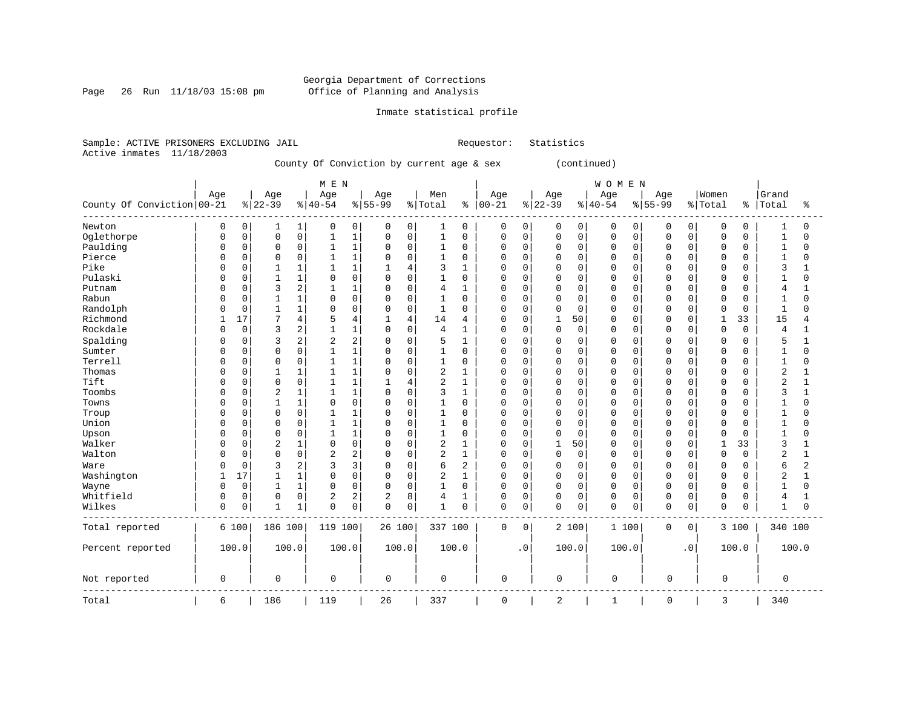Georgia Department of Corrections
Office of Planning and Analysis

Inmate statistical profile

Sample: ACTIVE PRISONERS EXCLUDING JAIL    Requestor: Statistics
Active inmates 11/18/2003

County Of Conviction by current age & sex (continued)

| County Of Conviction | MEN Age 00-21 | % | Age 22-39 | % | Age 40-54 | % | Age 55-99 | % | Men Total | % | WOMEN Age 00-21 | % | Age 22-39 | % | Age 40-54 | % | Age 55-99 | % | Women Total | % | Grand Total | % |
|---|---|---|---|---|---|---|---|---|---|---|---|---|---|---|---|---|---|---|---|---|---|---|
| Newton | 0 | 0 | 1 | 1 | 0 | 0 | 0 | 0 | 1 | 0 | 0 | 0 | 0 | 0 | 0 | 0 | 0 | 0 | 0 | 0 | 1 | 0 |
| Oglethorpe | 0 | 0 | 0 | 0 | 1 | 1 | 0 | 0 | 1 | 0 | 0 | 0 | 0 | 0 | 0 | 0 | 0 | 0 | 0 | 0 | 1 | 0 |
| Paulding | 0 | 0 | 0 | 0 | 1 | 1 | 0 | 0 | 1 | 0 | 0 | 0 | 0 | 0 | 0 | 0 | 0 | 0 | 0 | 0 | 1 | 0 |
| Pierce | 0 | 0 | 0 | 0 | 1 | 1 | 0 | 0 | 1 | 0 | 0 | 0 | 0 | 0 | 0 | 0 | 0 | 0 | 0 | 0 | 1 | 0 |
| Pike | 0 | 0 | 1 | 1 | 1 | 1 | 1 | 4 | 3 | 1 | 0 | 0 | 0 | 0 | 0 | 0 | 0 | 0 | 0 | 0 | 3 | 1 |
| Pulaski | 0 | 0 | 1 | 1 | 0 | 0 | 0 | 0 | 1 | 0 | 0 | 0 | 0 | 0 | 0 | 0 | 0 | 0 | 0 | 0 | 1 | 0 |
| Putnam | 0 | 0 | 3 | 2 | 1 | 1 | 0 | 0 | 4 | 1 | 0 | 0 | 0 | 0 | 0 | 0 | 0 | 0 | 0 | 0 | 4 | 1 |
| Rabun | 0 | 0 | 1 | 1 | 0 | 0 | 0 | 0 | 1 | 0 | 0 | 0 | 0 | 0 | 0 | 0 | 0 | 0 | 0 | 0 | 1 | 0 |
| Randolph | 0 | 0 | 1 | 1 | 0 | 0 | 0 | 0 | 1 | 0 | 0 | 0 | 0 | 0 | 0 | 0 | 0 | 0 | 0 | 0 | 1 | 0 |
| Richmond | 1 | 17 | 7 | 4 | 5 | 4 | 1 | 4 | 14 | 4 | 0 | 0 | 1 | 50 | 0 | 0 | 0 | 0 | 1 | 33 | 15 | 4 |
| Rockdale | 0 | 0 | 3 | 2 | 1 | 1 | 0 | 0 | 4 | 1 | 0 | 0 | 0 | 0 | 0 | 0 | 0 | 0 | 0 | 0 | 4 | 1 |
| Spalding | 0 | 0 | 3 | 2 | 2 | 2 | 0 | 0 | 5 | 1 | 0 | 0 | 0 | 0 | 0 | 0 | 0 | 0 | 0 | 0 | 5 | 1 |
| Sumter | 0 | 0 | 0 | 0 | 1 | 1 | 0 | 0 | 1 | 0 | 0 | 0 | 0 | 0 | 0 | 0 | 0 | 0 | 0 | 0 | 1 | 0 |
| Terrell | 0 | 0 | 0 | 0 | 1 | 1 | 0 | 0 | 1 | 0 | 0 | 0 | 0 | 0 | 0 | 0 | 0 | 0 | 0 | 0 | 1 | 0 |
| Thomas | 0 | 0 | 1 | 1 | 1 | 1 | 0 | 0 | 2 | 1 | 0 | 0 | 0 | 0 | 0 | 0 | 0 | 0 | 0 | 0 | 2 | 1 |
| Tift | 0 | 0 | 0 | 0 | 1 | 1 | 1 | 4 | 2 | 1 | 0 | 0 | 0 | 0 | 0 | 0 | 0 | 0 | 0 | 0 | 2 | 1 |
| Toombs | 0 | 0 | 2 | 1 | 1 | 1 | 0 | 0 | 3 | 1 | 0 | 0 | 0 | 0 | 0 | 0 | 0 | 0 | 0 | 0 | 3 | 1 |
| Towns | 0 | 0 | 1 | 1 | 0 | 0 | 0 | 0 | 1 | 0 | 0 | 0 | 0 | 0 | 0 | 0 | 0 | 0 | 0 | 0 | 1 | 0 |
| Troup | 0 | 0 | 0 | 0 | 1 | 1 | 0 | 0 | 1 | 0 | 0 | 0 | 0 | 0 | 0 | 0 | 0 | 0 | 0 | 0 | 1 | 0 |
| Union | 0 | 0 | 0 | 0 | 1 | 1 | 0 | 0 | 1 | 0 | 0 | 0 | 0 | 0 | 0 | 0 | 0 | 0 | 0 | 0 | 1 | 0 |
| Upson | 0 | 0 | 0 | 0 | 1 | 1 | 0 | 0 | 1 | 0 | 0 | 0 | 0 | 0 | 0 | 0 | 0 | 0 | 0 | 0 | 1 | 0 |
| Walker | 0 | 0 | 2 | 1 | 0 | 0 | 0 | 0 | 2 | 1 | 0 | 0 | 1 | 50 | 0 | 0 | 0 | 0 | 1 | 33 | 3 | 1 |
| Walton | 0 | 0 | 0 | 0 | 2 | 2 | 0 | 0 | 2 | 1 | 0 | 0 | 0 | 0 | 0 | 0 | 0 | 0 | 0 | 0 | 2 | 1 |
| Ware | 0 | 0 | 3 | 2 | 3 | 3 | 0 | 0 | 6 | 2 | 0 | 0 | 0 | 0 | 0 | 0 | 0 | 0 | 0 | 0 | 6 | 2 |
| Washington | 1 | 17 | 1 | 1 | 0 | 0 | 0 | 0 | 2 | 1 | 0 | 0 | 0 | 0 | 0 | 0 | 0 | 0 | 0 | 0 | 2 | 1 |
| Wayne | 0 | 0 | 1 | 1 | 0 | 0 | 0 | 0 | 1 | 0 | 0 | 0 | 0 | 0 | 0 | 0 | 0 | 0 | 0 | 0 | 1 | 0 |
| Whitfield | 0 | 0 | 0 | 0 | 2 | 2 | 2 | 8 | 4 | 1 | 0 | 0 | 0 | 0 | 0 | 0 | 0 | 0 | 0 | 0 | 4 | 1 |
| Wilkes | 0 | 0 | 1 | 1 | 0 | 0 | 0 | 0 | 1 | 0 | 0 | 0 | 0 | 0 | 0 | 0 | 0 | 0 | 0 | 0 | 1 | 0 |
| Total reported | 6 | 100 | 186 | 100 | 119 | 100 | 26 | 100 | 337 | 100 | 0 | 0 | 2 | 100 | 1 | 100 | 0 | 0 | 3 | 100 | 340 | 100 |
| Percent reported | 100.0 | | 100.0 | | 100.0 | | 100.0 | | 100.0 | | .0 | | 100.0 | | 100.0 | | .0 | | 100.0 | | 100.0 | |
| Not reported | 0 | | 0 | | 0 | | 0 | | 0 | | 0 | | 0 | | 0 | | 0 | | 0 | | 0 | |
| Total | 6 | | 186 | | 119 | | 26 | | 337 | | 0 | | 2 | | 1 | | 0 | | 3 | | 340 | |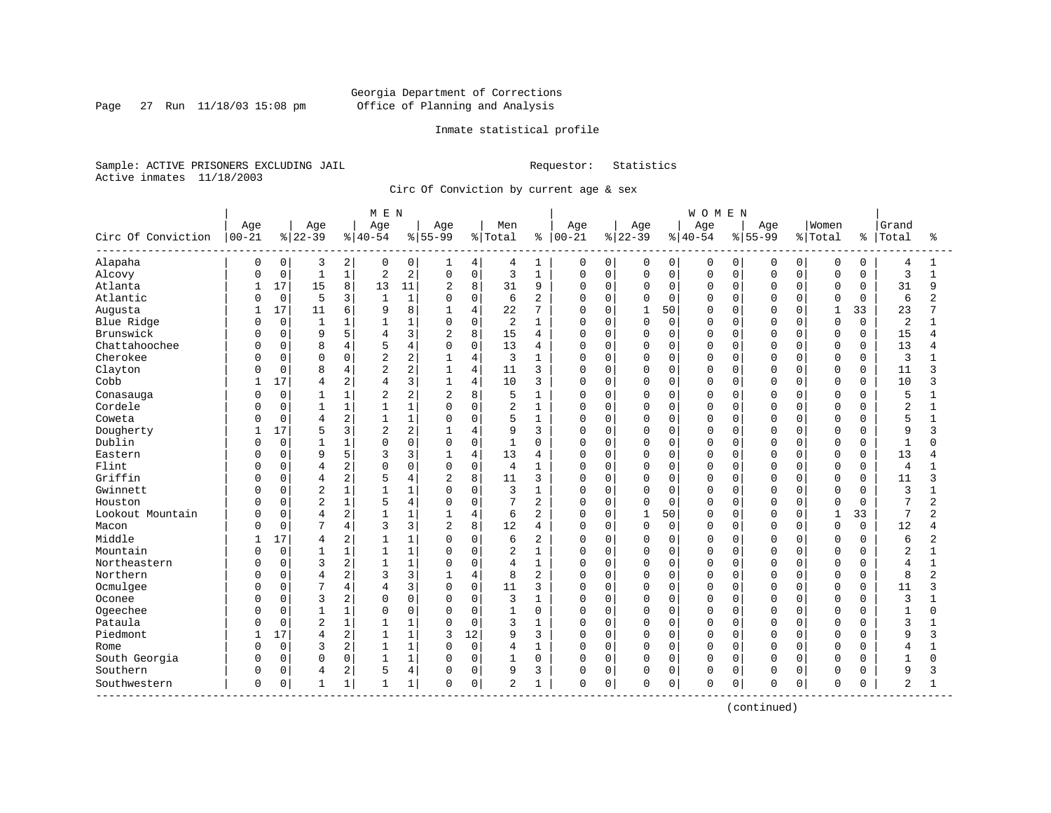Georgia Department of Corrections
Office of Planning and Analysis

Inmate statistical profile

Sample: ACTIVE PRISONERS EXCLUDING JAIL    Requestor: Statistics
Active inmates 11/18/2003

Circ Of Conviction by current age & sex

| Circ Of Conviction | MEN Age 00-21 | % | Age 22-39 | % | Age 40-54 | % | Age 55-99 | % | Men Total | % | WOMEN Age 00-21 | % | Age 22-39 | % | Age 40-54 | % | Age 55-99 | % | Women Total | % | Grand Total | % |
|---|---|---|---|---|---|---|---|---|---|---|---|---|---|---|---|---|---|---|---|---|---|---|
| Alapaha | 0 | 0 | 3 | 2 | 0 | 0 | 1 | 4 | 4 | 1 | 0 | 0 | 0 | 0 | 0 | 0 | 0 | 0 | 0 | 0 | 4 | 1 |
| Alcovy | 0 | 0 | 1 | 1 | 2 | 2 | 0 | 0 | 3 | 1 | 0 | 0 | 0 | 0 | 0 | 0 | 0 | 0 | 0 | 0 | 3 | 1 |
| Atlanta | 1 | 17 | 15 | 8 | 13 | 11 | 2 | 8 | 31 | 9 | 0 | 0 | 0 | 0 | 0 | 0 | 0 | 0 | 0 | 0 | 31 | 9 |
| Atlantic | 0 | 0 | 5 | 3 | 1 | 1 | 0 | 0 | 6 | 2 | 0 | 0 | 0 | 0 | 0 | 0 | 0 | 0 | 0 | 0 | 6 | 2 |
| Augusta | 1 | 17 | 11 | 6 | 9 | 8 | 1 | 4 | 22 | 7 | 0 | 0 | 1 | 50 | 0 | 0 | 0 | 0 | 1 | 33 | 23 | 7 |
| Blue Ridge | 0 | 0 | 1 | 1 | 1 | 1 | 0 | 0 | 2 | 1 | 0 | 0 | 0 | 0 | 0 | 0 | 0 | 0 | 0 | 0 | 2 | 1 |
| Brunswick | 0 | 0 | 9 | 5 | 4 | 3 | 2 | 8 | 15 | 4 | 0 | 0 | 0 | 0 | 0 | 0 | 0 | 0 | 0 | 0 | 15 | 4 |
| Chattahoochee | 0 | 0 | 8 | 4 | 5 | 4 | 0 | 0 | 13 | 4 | 0 | 0 | 0 | 0 | 0 | 0 | 0 | 0 | 0 | 0 | 13 | 4 |
| Cherokee | 0 | 0 | 0 | 0 | 2 | 2 | 1 | 4 | 3 | 1 | 0 | 0 | 0 | 0 | 0 | 0 | 0 | 0 | 0 | 0 | 3 | 1 |
| Clayton | 0 | 0 | 8 | 4 | 2 | 2 | 1 | 4 | 11 | 3 | 0 | 0 | 0 | 0 | 0 | 0 | 0 | 0 | 0 | 0 | 11 | 3 |
| Cobb | 1 | 17 | 4 | 2 | 4 | 3 | 1 | 4 | 10 | 3 | 0 | 0 | 0 | 0 | 0 | 0 | 0 | 0 | 0 | 0 | 10 | 3 |
| Conasauga | 0 | 0 | 1 | 1 | 2 | 2 | 2 | 8 | 5 | 1 | 0 | 0 | 0 | 0 | 0 | 0 | 0 | 0 | 0 | 0 | 5 | 1 |
| Cordele | 0 | 0 | 1 | 1 | 1 | 1 | 0 | 0 | 2 | 1 | 0 | 0 | 0 | 0 | 0 | 0 | 0 | 0 | 0 | 0 | 2 | 1 |
| Coweta | 0 | 0 | 4 | 2 | 1 | 1 | 0 | 0 | 5 | 1 | 0 | 0 | 0 | 0 | 0 | 0 | 0 | 0 | 0 | 0 | 5 | 1 |
| Dougherty | 1 | 17 | 5 | 3 | 2 | 2 | 1 | 4 | 9 | 3 | 0 | 0 | 0 | 0 | 0 | 0 | 0 | 0 | 0 | 0 | 9 | 3 |
| Dublin | 0 | 0 | 1 | 1 | 0 | 0 | 0 | 0 | 1 | 0 | 0 | 0 | 0 | 0 | 0 | 0 | 0 | 0 | 0 | 0 | 1 | 0 |
| Eastern | 0 | 0 | 9 | 5 | 3 | 3 | 1 | 4 | 13 | 4 | 0 | 0 | 0 | 0 | 0 | 0 | 0 | 0 | 0 | 0 | 13 | 4 |
| Flint | 0 | 0 | 4 | 2 | 0 | 0 | 0 | 0 | 4 | 1 | 0 | 0 | 0 | 0 | 0 | 0 | 0 | 0 | 0 | 0 | 4 | 1 |
| Griffin | 0 | 0 | 4 | 2 | 5 | 4 | 2 | 8 | 11 | 3 | 0 | 0 | 0 | 0 | 0 | 0 | 0 | 0 | 0 | 0 | 11 | 3 |
| Gwinnett | 0 | 0 | 2 | 1 | 1 | 1 | 0 | 0 | 3 | 1 | 0 | 0 | 0 | 0 | 0 | 0 | 0 | 0 | 0 | 0 | 3 | 1 |
| Houston | 0 | 0 | 2 | 1 | 5 | 4 | 0 | 0 | 7 | 2 | 0 | 0 | 0 | 0 | 0 | 0 | 0 | 0 | 0 | 0 | 7 | 2 |
| Lookout Mountain | 0 | 0 | 4 | 2 | 1 | 1 | 1 | 4 | 6 | 2 | 0 | 0 | 1 | 50 | 0 | 0 | 0 | 0 | 1 | 33 | 7 | 2 |
| Macon | 0 | 0 | 7 | 4 | 3 | 3 | 2 | 8 | 12 | 4 | 0 | 0 | 0 | 0 | 0 | 0 | 0 | 0 | 0 | 0 | 12 | 4 |
| Middle | 1 | 17 | 4 | 2 | 1 | 1 | 0 | 0 | 6 | 2 | 0 | 0 | 0 | 0 | 0 | 0 | 0 | 0 | 0 | 0 | 6 | 2 |
| Mountain | 0 | 0 | 1 | 1 | 1 | 1 | 0 | 0 | 2 | 1 | 0 | 0 | 0 | 0 | 0 | 0 | 0 | 0 | 0 | 0 | 2 | 1 |
| Northeastern | 0 | 0 | 3 | 2 | 1 | 1 | 0 | 0 | 4 | 1 | 0 | 0 | 0 | 0 | 0 | 0 | 0 | 0 | 0 | 0 | 4 | 1 |
| Northern | 0 | 0 | 4 | 2 | 3 | 3 | 1 | 4 | 8 | 2 | 0 | 0 | 0 | 0 | 0 | 0 | 0 | 0 | 0 | 0 | 8 | 2 |
| Ocmulgee | 0 | 0 | 7 | 4 | 4 | 3 | 0 | 0 | 11 | 3 | 0 | 0 | 0 | 0 | 0 | 0 | 0 | 0 | 0 | 0 | 11 | 3 |
| Oconee | 0 | 0 | 3 | 2 | 0 | 0 | 0 | 0 | 3 | 1 | 0 | 0 | 0 | 0 | 0 | 0 | 0 | 0 | 0 | 0 | 3 | 1 |
| Ogeechee | 0 | 0 | 1 | 1 | 0 | 0 | 0 | 0 | 1 | 0 | 0 | 0 | 0 | 0 | 0 | 0 | 0 | 0 | 0 | 0 | 1 | 0 |
| Pataula | 0 | 0 | 2 | 1 | 1 | 1 | 0 | 0 | 3 | 1 | 0 | 0 | 0 | 0 | 0 | 0 | 0 | 0 | 0 | 0 | 3 | 1 |
| Piedmont | 1 | 17 | 4 | 2 | 1 | 1 | 3 | 12 | 9 | 3 | 0 | 0 | 0 | 0 | 0 | 0 | 0 | 0 | 0 | 0 | 9 | 3 |
| Rome | 0 | 0 | 3 | 2 | 1 | 1 | 0 | 0 | 4 | 1 | 0 | 0 | 0 | 0 | 0 | 0 | 0 | 0 | 0 | 0 | 4 | 1 |
| South Georgia | 0 | 0 | 0 | 0 | 1 | 1 | 0 | 0 | 1 | 0 | 0 | 0 | 0 | 0 | 0 | 0 | 0 | 0 | 0 | 0 | 1 | 0 |
| Southern | 0 | 0 | 4 | 2 | 5 | 4 | 0 | 0 | 9 | 3 | 0 | 0 | 0 | 0 | 0 | 0 | 0 | 0 | 0 | 0 | 9 | 3 |
| Southwestern | 0 | 0 | 1 | 1 | 1 | 1 | 0 | 0 | 2 | 1 | 0 | 0 | 0 | 0 | 0 | 0 | 0 | 0 | 0 | 0 | 2 | 1 |

(continued)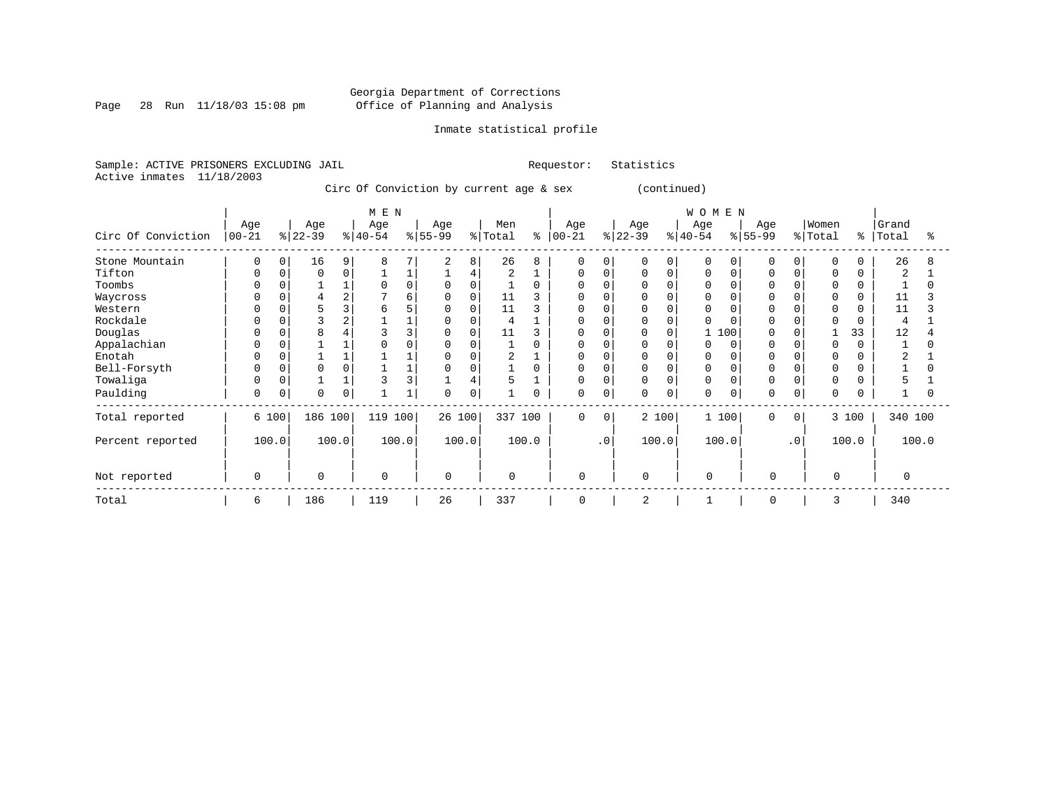Georgia Department of Corrections
Office of Planning and Analysis

Inmate statistical profile

Sample: ACTIVE PRISONERS EXCLUDING JAIL    Requestor: Statistics
Active inmates 11/18/2003

Circ Of Conviction by current age & sex (continued)

| Circ Of Conviction | MEN Age 00-21 | % | Age 22-39 | % | Age 40-54 | % | Age 55-99 | % | Men Total | % | WOMEN Age 00-21 | % | Age 22-39 | % | Age 40-54 | % | Age 55-99 | % | Women Total | % | Grand Total | % |
|---|---|---|---|---|---|---|---|---|---|---|---|---|---|---|---|---|---|---|---|---|---|---|
| Stone Mountain | 0 | 0 | 16 | 9 | 8 | 7 | 2 | 8 | 26 | 8 | 0 | 0 | 0 | 0 | 0 | 0 | 0 | 0 | 0 | 0 | 26 | 8 |
| Tifton | 0 | 0 | 0 | 0 | 1 | 1 | 1 | 4 | 2 | 1 | 0 | 0 | 0 | 0 | 0 | 0 | 0 | 0 | 0 | 0 | 2 | 1 |
| Toombs | 0 | 0 | 1 | 1 | 0 | 0 | 0 | 0 | 1 | 0 | 0 | 0 | 0 | 0 | 0 | 0 | 0 | 0 | 0 | 0 | 1 | 0 |
| Waycross | 0 | 0 | 4 | 2 | 7 | 6 | 0 | 0 | 11 | 3 | 0 | 0 | 0 | 0 | 0 | 0 | 0 | 0 | 0 | 0 | 11 | 3 |
| Western | 0 | 0 | 5 | 3 | 6 | 5 | 0 | 0 | 11 | 3 | 0 | 0 | 0 | 0 | 0 | 0 | 0 | 0 | 0 | 0 | 11 | 3 |
| Rockdale | 0 | 0 | 3 | 2 | 1 | 1 | 0 | 0 | 4 | 1 | 0 | 0 | 0 | 0 | 0 | 0 | 0 | 0 | 0 | 0 | 4 | 1 |
| Douglas | 0 | 0 | 8 | 4 | 3 | 3 | 0 | 0 | 11 | 3 | 0 | 0 | 0 | 0 | 1 | 100 | 0 | 0 | 1 | 33 | 12 | 4 |
| Appalachian | 0 | 0 | 1 | 1 | 0 | 0 | 0 | 0 | 1 | 0 | 0 | 0 | 0 | 0 | 0 | 0 | 0 | 0 | 0 | 0 | 1 | 0 |
| Enotah | 0 | 0 | 1 | 1 | 1 | 1 | 0 | 0 | 2 | 1 | 0 | 0 | 0 | 0 | 0 | 0 | 0 | 0 | 0 | 0 | 2 | 1 |
| Bell-Forsyth | 0 | 0 | 0 | 0 | 1 | 1 | 0 | 0 | 1 | 0 | 0 | 0 | 0 | 0 | 0 | 0 | 0 | 0 | 0 | 0 | 1 | 0 |
| Towaliga | 0 | 0 | 1 | 1 | 3 | 3 | 1 | 4 | 5 | 1 | 0 | 0 | 0 | 0 | 0 | 0 | 0 | 0 | 0 | 0 | 5 | 1 |
| Paulding | 0 | 0 | 0 | 0 | 1 | 1 | 0 | 0 | 1 | 0 | 0 | 0 | 0 | 0 | 0 | 0 | 0 | 0 | 0 | 0 | 1 | 0 |
| Total reported | 6 | 100 | 186 | 100 | 119 | 100 | 26 | 100 | 337 | 100 | 0 | 0 | 2 | 100 | 1 | 100 | 0 | 0 | 3 | 100 | 340 | 100 |
| Percent reported | 100.0 | | 100.0 | | 100.0 | | 100.0 | | 100.0 | | .0 | | 100.0 | | 100.0 | | .0 | | 100.0 | | 100.0 | |
| Not reported | 0 | | 0 | | 0 | | 0 | | 0 | | 0 | | 0 | | 0 | | 0 | | 0 | | 0 | |
| Total | 6 | | 186 | | 119 | | 26 | | 337 | | 0 | | 2 | | 1 | | 0 | | 3 | | 340 | |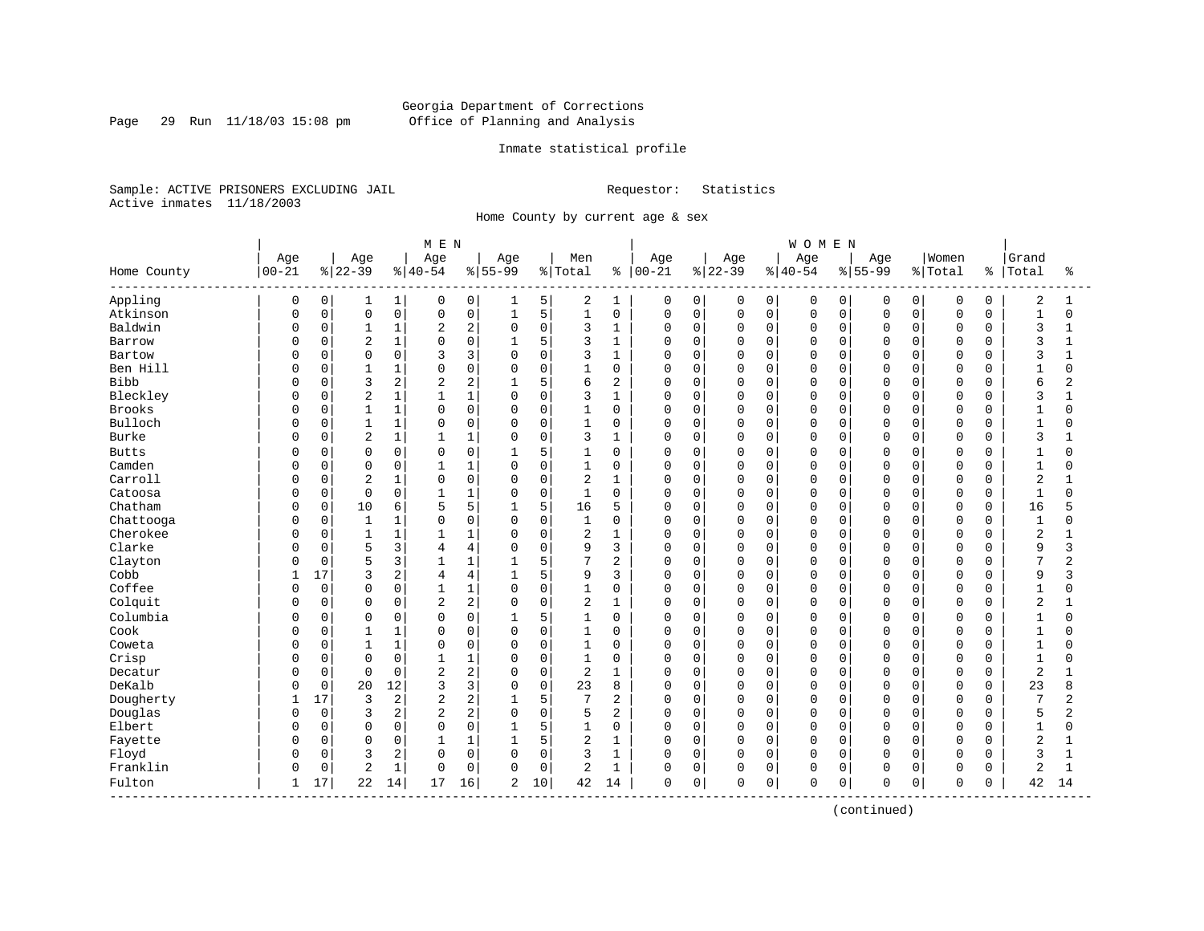Georgia Department of Corrections
Office of Planning and Analysis

Inmate statistical profile

Sample: ACTIVE PRISONERS EXCLUDING JAIL        Requestor: Statistics
Active inmates 11/18/2003

Home County by current age & sex

| Home County | MEN Age 00-21 | % | Age 22-39 | % | Age 40-54 | % | Age 55-99 | % | Men Total | % | WOMEN Age 00-21 | % | Age 22-39 | % | Age 40-54 | % | Age 55-99 | % | Women Total | % | Grand Total | % |
|---|---|---|---|---|---|---|---|---|---|---|---|---|---|---|---|---|---|---|---|---|---|---|
| Appling | 0 | 0 | 1 | 1 | 0 | 0 | 1 | 5 | 2 | 1 | 0 | 0 | 0 | 0 | 0 | 0 | 0 | 0 | 0 | 0 | 2 | 1 |
| Atkinson | 0 | 0 | 0 | 0 | 0 | 0 | 1 | 5 | 1 | 0 | 0 | 0 | 0 | 0 | 0 | 0 | 0 | 0 | 0 | 0 | 1 | 0 |
| Baldwin | 0 | 0 | 1 | 1 | 2 | 2 | 0 | 0 | 3 | 1 | 0 | 0 | 0 | 0 | 0 | 0 | 0 | 0 | 0 | 0 | 3 | 1 |
| Barrow | 0 | 0 | 2 | 1 | 0 | 0 | 1 | 5 | 3 | 1 | 0 | 0 | 0 | 0 | 0 | 0 | 0 | 0 | 0 | 0 | 3 | 1 |
| Bartow | 0 | 0 | 0 | 0 | 3 | 3 | 0 | 0 | 3 | 1 | 0 | 0 | 0 | 0 | 0 | 0 | 0 | 0 | 0 | 0 | 3 | 1 |
| Ben Hill | 0 | 0 | 1 | 1 | 0 | 0 | 0 | 0 | 1 | 0 | 0 | 0 | 0 | 0 | 0 | 0 | 0 | 0 | 0 | 0 | 1 | 0 |
| Bibb | 0 | 0 | 3 | 2 | 2 | 2 | 1 | 5 | 6 | 2 | 0 | 0 | 0 | 0 | 0 | 0 | 0 | 0 | 0 | 0 | 6 | 2 |
| Bleckley | 0 | 0 | 2 | 1 | 1 | 1 | 0 | 0 | 3 | 1 | 0 | 0 | 0 | 0 | 0 | 0 | 0 | 0 | 0 | 0 | 3 | 1 |
| Brooks | 0 | 0 | 1 | 1 | 0 | 0 | 0 | 0 | 1 | 0 | 0 | 0 | 0 | 0 | 0 | 0 | 0 | 0 | 0 | 0 | 1 | 0 |
| Bulloch | 0 | 0 | 1 | 1 | 0 | 0 | 0 | 0 | 1 | 0 | 0 | 0 | 0 | 0 | 0 | 0 | 0 | 0 | 0 | 0 | 1 | 0 |
| Burke | 0 | 0 | 2 | 1 | 1 | 1 | 0 | 0 | 3 | 1 | 0 | 0 | 0 | 0 | 0 | 0 | 0 | 0 | 0 | 0 | 3 | 1 |
| Butts | 0 | 0 | 0 | 0 | 0 | 0 | 1 | 5 | 1 | 0 | 0 | 0 | 0 | 0 | 0 | 0 | 0 | 0 | 0 | 0 | 1 | 0 |
| Camden | 0 | 0 | 0 | 0 | 1 | 1 | 0 | 0 | 1 | 0 | 0 | 0 | 0 | 0 | 0 | 0 | 0 | 0 | 0 | 0 | 1 | 0 |
| Carroll | 0 | 0 | 2 | 1 | 0 | 0 | 0 | 0 | 2 | 1 | 0 | 0 | 0 | 0 | 0 | 0 | 0 | 0 | 0 | 0 | 2 | 1 |
| Catoosa | 0 | 0 | 0 | 0 | 1 | 1 | 0 | 0 | 1 | 0 | 0 | 0 | 0 | 0 | 0 | 0 | 0 | 0 | 0 | 0 | 1 | 0 |
| Chatham | 0 | 0 | 10 | 6 | 5 | 5 | 1 | 5 | 16 | 5 | 0 | 0 | 0 | 0 | 0 | 0 | 0 | 0 | 0 | 0 | 16 | 5 |
| Chattooga | 0 | 0 | 1 | 1 | 0 | 0 | 0 | 0 | 1 | 0 | 0 | 0 | 0 | 0 | 0 | 0 | 0 | 0 | 0 | 0 | 1 | 0 |
| Cherokee | 0 | 0 | 1 | 1 | 1 | 1 | 0 | 0 | 2 | 1 | 0 | 0 | 0 | 0 | 0 | 0 | 0 | 0 | 0 | 0 | 2 | 1 |
| Clarke | 0 | 0 | 5 | 3 | 4 | 4 | 0 | 0 | 9 | 3 | 0 | 0 | 0 | 0 | 0 | 0 | 0 | 0 | 0 | 0 | 9 | 3 |
| Clayton | 0 | 0 | 5 | 3 | 1 | 1 | 1 | 5 | 7 | 2 | 0 | 0 | 0 | 0 | 0 | 0 | 0 | 0 | 0 | 0 | 7 | 2 |
| Cobb | 1 | 17 | 3 | 2 | 4 | 4 | 1 | 5 | 9 | 3 | 0 | 0 | 0 | 0 | 0 | 0 | 0 | 0 | 0 | 0 | 9 | 3 |
| Coffee | 0 | 0 | 0 | 0 | 1 | 1 | 0 | 0 | 1 | 0 | 0 | 0 | 0 | 0 | 0 | 0 | 0 | 0 | 0 | 0 | 1 | 0 |
| Colquit | 0 | 0 | 0 | 0 | 2 | 2 | 0 | 0 | 2 | 1 | 0 | 0 | 0 | 0 | 0 | 0 | 0 | 0 | 0 | 0 | 2 | 1 |
| Columbia | 0 | 0 | 0 | 0 | 0 | 0 | 1 | 5 | 1 | 0 | 0 | 0 | 0 | 0 | 0 | 0 | 0 | 0 | 0 | 0 | 1 | 0 |
| Cook | 0 | 0 | 1 | 1 | 0 | 0 | 0 | 0 | 1 | 0 | 0 | 0 | 0 | 0 | 0 | 0 | 0 | 0 | 0 | 0 | 1 | 0 |
| Coweta | 0 | 0 | 1 | 1 | 0 | 0 | 0 | 0 | 1 | 0 | 0 | 0 | 0 | 0 | 0 | 0 | 0 | 0 | 0 | 0 | 1 | 0 |
| Crisp | 0 | 0 | 0 | 0 | 1 | 1 | 0 | 0 | 1 | 0 | 0 | 0 | 0 | 0 | 0 | 0 | 0 | 0 | 0 | 0 | 1 | 0 |
| Decatur | 0 | 0 | 0 | 0 | 2 | 2 | 0 | 0 | 2 | 1 | 0 | 0 | 0 | 0 | 0 | 0 | 0 | 0 | 0 | 0 | 2 | 1 |
| DeKalb | 0 | 0 | 20 | 12 | 3 | 3 | 0 | 0 | 23 | 8 | 0 | 0 | 0 | 0 | 0 | 0 | 0 | 0 | 0 | 0 | 23 | 8 |
| Dougherty | 1 | 17 | 3 | 2 | 2 | 2 | 1 | 5 | 7 | 2 | 0 | 0 | 0 | 0 | 0 | 0 | 0 | 0 | 0 | 0 | 7 | 2 |
| Douglas | 0 | 0 | 3 | 2 | 2 | 2 | 0 | 0 | 5 | 2 | 0 | 0 | 0 | 0 | 0 | 0 | 0 | 0 | 0 | 0 | 5 | 2 |
| Elbert | 0 | 0 | 0 | 0 | 0 | 0 | 1 | 5 | 1 | 0 | 0 | 0 | 0 | 0 | 0 | 0 | 0 | 0 | 0 | 0 | 1 | 0 |
| Fayette | 0 | 0 | 0 | 0 | 1 | 1 | 1 | 5 | 2 | 1 | 0 | 0 | 0 | 0 | 0 | 0 | 0 | 0 | 0 | 0 | 2 | 1 |
| Floyd | 0 | 0 | 3 | 2 | 0 | 0 | 0 | 0 | 3 | 1 | 0 | 0 | 0 | 0 | 0 | 0 | 0 | 0 | 0 | 0 | 3 | 1 |
| Franklin | 0 | 0 | 2 | 1 | 0 | 0 | 0 | 0 | 2 | 1 | 0 | 0 | 0 | 0 | 0 | 0 | 0 | 0 | 0 | 0 | 2 | 1 |
| Fulton | 1 | 17 | 22 | 14 | 17 | 16 | 2 | 10 | 42 | 14 | 0 | 0 | 0 | 0 | 0 | 0 | 0 | 0 | 0 | 0 | 42 | 14 |

(continued)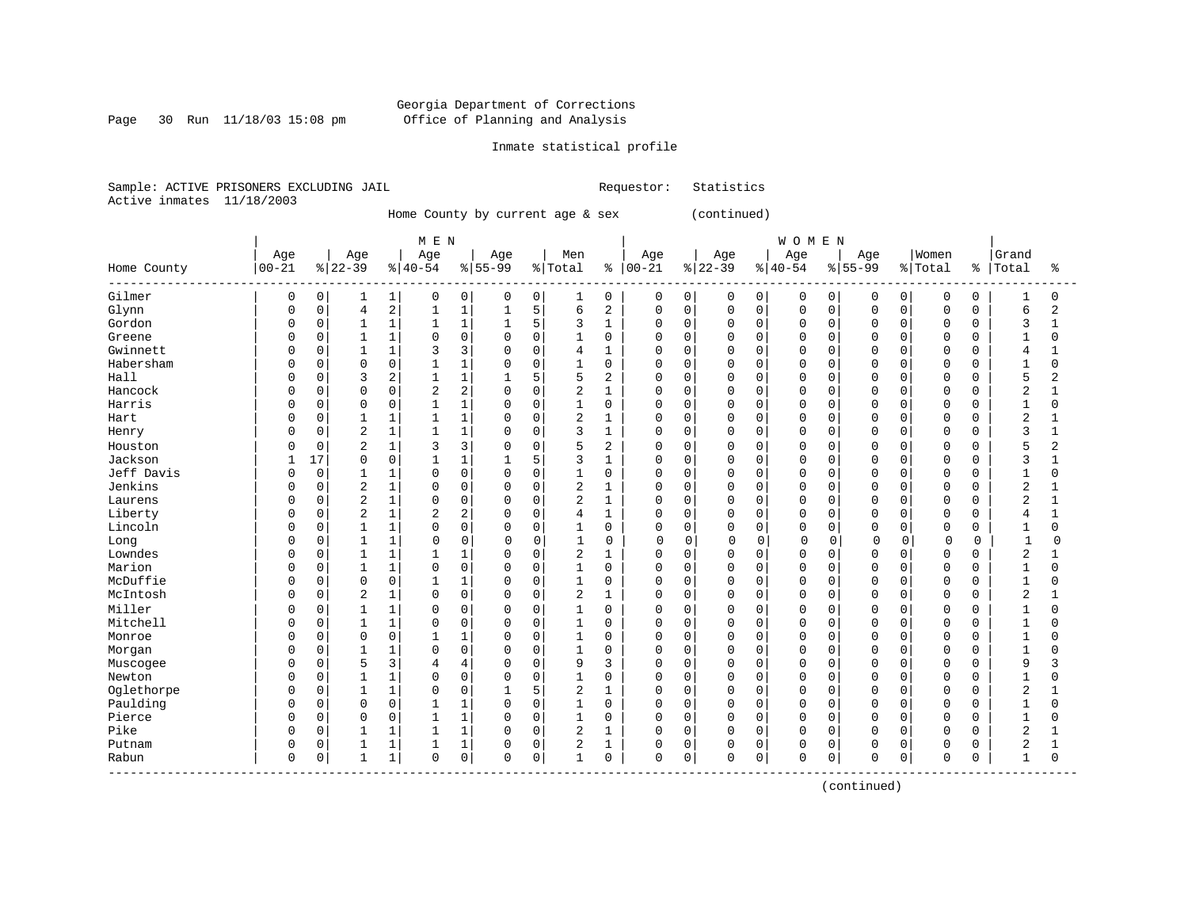Georgia Department of Corrections
Office of Planning and Analysis

Inmate statistical profile

Sample: ACTIVE PRISONERS EXCLUDING JAIL    Requestor: Statistics
Active inmates 11/18/2003

Home County by current age & sex (continued)

| Home County | MEN Age 00-21 | % | Age 22-39 | % | Age 40-54 | % | Age 55-99 | % | Men Total | % | WOMEN Age 00-21 | % | Age 22-39 | % | Age 40-54 | % | Age 55-99 | % | Women Total | % | Grand Total | % |
|---|---|---|---|---|---|---|---|---|---|---|---|---|---|---|---|---|---|---|---|---|---|---|
| Gilmer | 0 | 0 | 1 | 1 | 0 | 0 | 0 | 0 | 1 | 0 | 0 | 0 | 0 | 0 | 0 | 0 | 0 | 0 | 0 | 0 | 1 | 0 |
| Glynn | 0 | 0 | 4 | 2 | 1 | 1 | 1 | 5 | 6 | 2 | 0 | 0 | 0 | 0 | 0 | 0 | 0 | 0 | 0 | 0 | 6 | 2 |
| Gordon | 0 | 0 | 1 | 1 | 1 | 1 | 1 | 5 | 3 | 1 | 0 | 0 | 0 | 0 | 0 | 0 | 0 | 0 | 0 | 0 | 3 | 1 |
| Greene | 0 | 0 | 1 | 1 | 0 | 0 | 0 | 0 | 1 | 0 | 0 | 0 | 0 | 0 | 0 | 0 | 0 | 0 | 0 | 0 | 1 | 0 |
| Gwinnett | 0 | 0 | 1 | 1 | 3 | 3 | 0 | 0 | 4 | 1 | 0 | 0 | 0 | 0 | 0 | 0 | 0 | 0 | 0 | 0 | 4 | 1 |
| Habersham | 0 | 0 | 0 | 0 | 1 | 1 | 0 | 0 | 1 | 0 | 0 | 0 | 0 | 0 | 0 | 0 | 0 | 0 | 0 | 0 | 1 | 0 |
| Hall | 0 | 0 | 3 | 2 | 1 | 1 | 1 | 5 | 5 | 2 | 0 | 0 | 0 | 0 | 0 | 0 | 0 | 0 | 0 | 0 | 5 | 2 |
| Hancock | 0 | 0 | 0 | 0 | 2 | 2 | 0 | 0 | 2 | 1 | 0 | 0 | 0 | 0 | 0 | 0 | 0 | 0 | 0 | 0 | 2 | 1 |
| Harris | 0 | 0 | 0 | 0 | 1 | 1 | 0 | 0 | 1 | 0 | 0 | 0 | 0 | 0 | 0 | 0 | 0 | 0 | 0 | 0 | 1 | 0 |
| Hart | 0 | 0 | 1 | 1 | 1 | 1 | 0 | 0 | 2 | 1 | 0 | 0 | 0 | 0 | 0 | 0 | 0 | 0 | 0 | 0 | 2 | 1 |
| Henry | 0 | 0 | 2 | 1 | 1 | 1 | 0 | 0 | 3 | 1 | 0 | 0 | 0 | 0 | 0 | 0 | 0 | 0 | 0 | 0 | 3 | 1 |
| Houston | 0 | 0 | 2 | 1 | 3 | 3 | 0 | 0 | 5 | 2 | 0 | 0 | 0 | 0 | 0 | 0 | 0 | 0 | 0 | 0 | 5 | 2 |
| Jackson | 1 | 17 | 0 | 0 | 1 | 1 | 1 | 5 | 3 | 1 | 0 | 0 | 0 | 0 | 0 | 0 | 0 | 0 | 0 | 0 | 3 | 1 |
| Jeff Davis | 0 | 0 | 1 | 1 | 0 | 0 | 0 | 0 | 1 | 0 | 0 | 0 | 0 | 0 | 0 | 0 | 0 | 0 | 0 | 0 | 1 | 0 |
| Jenkins | 0 | 0 | 2 | 1 | 0 | 0 | 0 | 0 | 2 | 1 | 0 | 0 | 0 | 0 | 0 | 0 | 0 | 0 | 0 | 0 | 2 | 1 |
| Laurens | 0 | 0 | 2 | 1 | 0 | 0 | 0 | 0 | 2 | 1 | 0 | 0 | 0 | 0 | 0 | 0 | 0 | 0 | 0 | 0 | 2 | 1 |
| Liberty | 0 | 0 | 2 | 1 | 2 | 2 | 0 | 0 | 4 | 1 | 0 | 0 | 0 | 0 | 0 | 0 | 0 | 0 | 0 | 0 | 4 | 1 |
| Lincoln | 0 | 0 | 1 | 1 | 0 | 0 | 0 | 0 | 1 | 0 | 0 | 0 | 0 | 0 | 0 | 0 | 0 | 0 | 0 | 0 | 1 | 0 |
| Long | 0 | 0 | 1 | 1 | 0 | 0 | 0 | 0 | 1 | 0 | 0 | 0 | 0 | 0 | 0 | 0 | 0 | 0 | 0 | 0 | 1 | 0 |
| Lowndes | 0 | 0 | 1 | 1 | 1 | 1 | 0 | 0 | 2 | 1 | 0 | 0 | 0 | 0 | 0 | 0 | 0 | 0 | 0 | 0 | 2 | 1 |
| Marion | 0 | 0 | 1 | 1 | 0 | 0 | 0 | 0 | 1 | 0 | 0 | 0 | 0 | 0 | 0 | 0 | 0 | 0 | 0 | 0 | 1 | 0 |
| McDuffie | 0 | 0 | 0 | 0 | 1 | 1 | 0 | 0 | 1 | 0 | 0 | 0 | 0 | 0 | 0 | 0 | 0 | 0 | 0 | 0 | 1 | 0 |
| McIntosh | 0 | 0 | 2 | 1 | 0 | 0 | 0 | 0 | 2 | 1 | 0 | 0 | 0 | 0 | 0 | 0 | 0 | 0 | 0 | 0 | 2 | 1 |
| Miller | 0 | 0 | 1 | 1 | 0 | 0 | 0 | 0 | 1 | 0 | 0 | 0 | 0 | 0 | 0 | 0 | 0 | 0 | 0 | 0 | 1 | 0 |
| Mitchell | 0 | 0 | 1 | 1 | 0 | 0 | 0 | 0 | 1 | 0 | 0 | 0 | 0 | 0 | 0 | 0 | 0 | 0 | 0 | 0 | 1 | 0 |
| Monroe | 0 | 0 | 0 | 0 | 1 | 1 | 0 | 0 | 1 | 0 | 0 | 0 | 0 | 0 | 0 | 0 | 0 | 0 | 0 | 0 | 1 | 0 |
| Morgan | 0 | 0 | 1 | 1 | 0 | 0 | 0 | 0 | 1 | 0 | 0 | 0 | 0 | 0 | 0 | 0 | 0 | 0 | 0 | 0 | 1 | 0 |
| Muscogee | 0 | 0 | 5 | 3 | 4 | 4 | 0 | 0 | 9 | 3 | 0 | 0 | 0 | 0 | 0 | 0 | 0 | 0 | 0 | 0 | 9 | 3 |
| Newton | 0 | 0 | 1 | 1 | 0 | 0 | 0 | 0 | 1 | 0 | 0 | 0 | 0 | 0 | 0 | 0 | 0 | 0 | 0 | 0 | 1 | 0 |
| Oglethorpe | 0 | 0 | 1 | 1 | 0 | 0 | 1 | 5 | 2 | 1 | 0 | 0 | 0 | 0 | 0 | 0 | 0 | 0 | 0 | 0 | 2 | 1 |
| Paulding | 0 | 0 | 0 | 0 | 1 | 1 | 0 | 0 | 1 | 0 | 0 | 0 | 0 | 0 | 0 | 0 | 0 | 0 | 0 | 0 | 1 | 0 |
| Pierce | 0 | 0 | 0 | 0 | 1 | 1 | 0 | 0 | 1 | 0 | 0 | 0 | 0 | 0 | 0 | 0 | 0 | 0 | 0 | 0 | 1 | 0 |
| Pike | 0 | 0 | 1 | 1 | 1 | 1 | 0 | 0 | 2 | 1 | 0 | 0 | 0 | 0 | 0 | 0 | 0 | 0 | 0 | 0 | 2 | 1 |
| Putnam | 0 | 0 | 1 | 1 | 1 | 1 | 0 | 0 | 2 | 1 | 0 | 0 | 0 | 0 | 0 | 0 | 0 | 0 | 0 | 0 | 2 | 1 |
| Rabun | 0 | 0 | 1 | 1 | 0 | 0 | 0 | 0 | 1 | 0 | 0 | 0 | 0 | 0 | 0 | 0 | 0 | 0 | 0 | 0 | 1 | 0 |

(continued)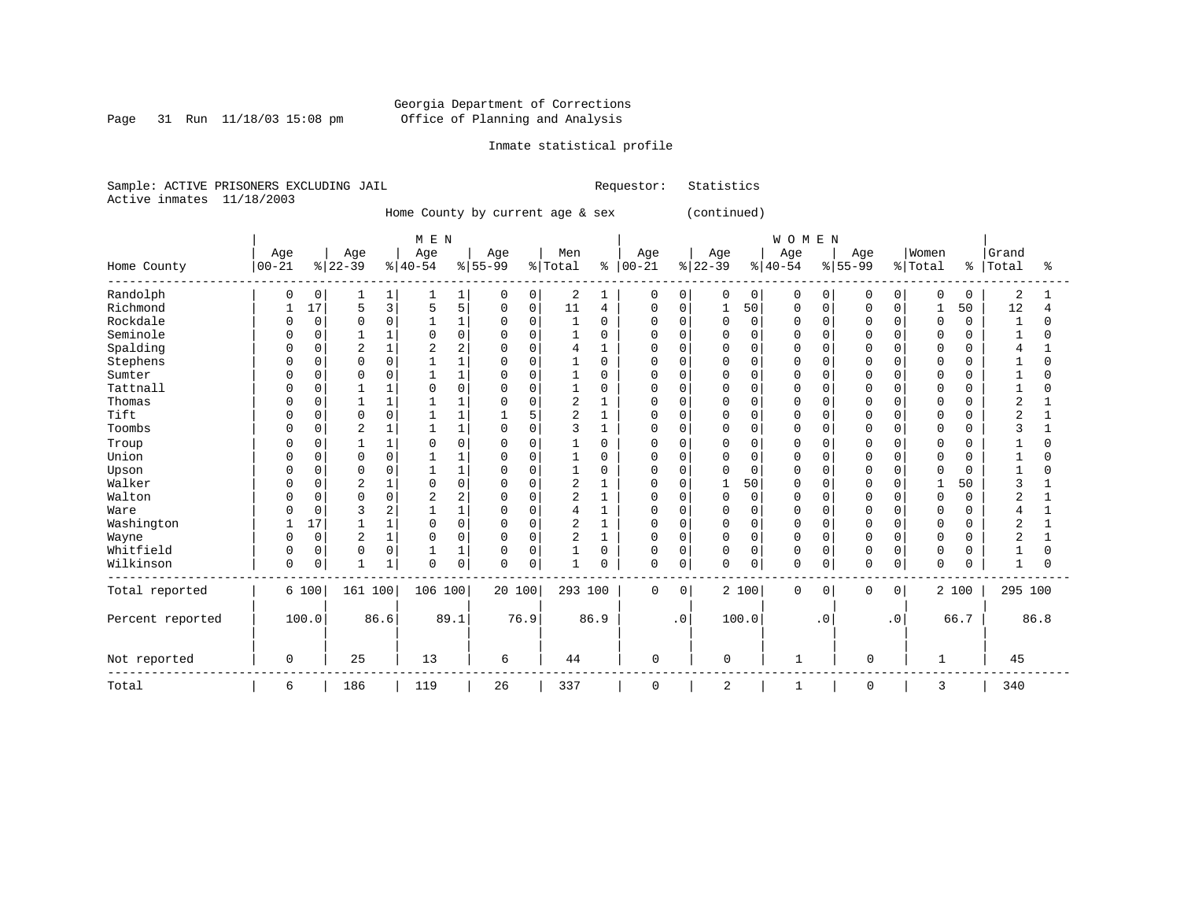Georgia Department of Corrections
Office of Planning and Analysis

Inmate statistical profile

Sample: ACTIVE PRISONERS EXCLUDING JAIL                    Requestor: Statistics
Active inmates 11/18/2003

Home County by current age & sex (continued)

| Home County | MEN Age 00-21 | % | Age 22-39 | % | Age 40-54 | % | Age 55-99 | % | Men Total | % | WOMEN Age 00-21 | % | Age 22-39 | % | Age 40-54 | % | Age 55-99 | % | Women Total | % | Grand Total | % |
|---|---|---|---|---|---|---|---|---|---|---|---|---|---|---|---|---|---|---|---|---|---|---|
| Randolph | 0 | 0 | 1 | 1 | 1 | 1 | 0 | 0 | 2 | 1 | 0 | 0 | 0 | 0 | 0 | 0 | 0 | 0 | 0 | 0 | 2 | 1 |
| Richmond | 1 | 17 | 5 | 3 | 5 | 5 | 0 | 0 | 11 | 4 | 0 | 0 | 1 | 50 | 0 | 0 | 0 | 0 | 1 | 50 | 12 | 4 |
| Rockdale | 0 | 0 | 0 | 0 | 1 | 1 | 0 | 0 | 1 | 0 | 0 | 0 | 0 | 0 | 0 | 0 | 0 | 0 | 0 | 0 | 1 | 0 |
| Seminole | 0 | 0 | 1 | 1 | 0 | 0 | 0 | 0 | 1 | 0 | 0 | 0 | 0 | 0 | 0 | 0 | 0 | 0 | 0 | 0 | 1 | 0 |
| Spalding | 0 | 0 | 2 | 1 | 2 | 2 | 0 | 0 | 4 | 1 | 0 | 0 | 0 | 0 | 0 | 0 | 0 | 0 | 0 | 0 | 4 | 1 |
| Stephens | 0 | 0 | 0 | 0 | 1 | 1 | 0 | 0 | 1 | 0 | 0 | 0 | 0 | 0 | 0 | 0 | 0 | 0 | 0 | 0 | 1 | 0 |
| Sumter | 0 | 0 | 0 | 0 | 1 | 1 | 0 | 0 | 1 | 0 | 0 | 0 | 0 | 0 | 0 | 0 | 0 | 0 | 0 | 0 | 1 | 0 |
| Tattnall | 0 | 0 | 1 | 1 | 0 | 0 | 0 | 0 | 1 | 0 | 0 | 0 | 0 | 0 | 0 | 0 | 0 | 0 | 0 | 0 | 1 | 0 |
| Thomas | 0 | 0 | 1 | 1 | 1 | 1 | 0 | 0 | 2 | 1 | 0 | 0 | 0 | 0 | 0 | 0 | 0 | 0 | 0 | 0 | 2 | 1 |
| Tift | 0 | 0 | 0 | 0 | 1 | 1 | 1 | 5 | 2 | 1 | 0 | 0 | 0 | 0 | 0 | 0 | 0 | 0 | 0 | 0 | 2 | 1 |
| Toombs | 0 | 0 | 2 | 1 | 1 | 1 | 0 | 0 | 3 | 1 | 0 | 0 | 0 | 0 | 0 | 0 | 0 | 0 | 0 | 0 | 3 | 1 |
| Troup | 0 | 0 | 1 | 1 | 0 | 0 | 0 | 0 | 1 | 0 | 0 | 0 | 0 | 0 | 0 | 0 | 0 | 0 | 0 | 0 | 1 | 0 |
| Union | 0 | 0 | 0 | 0 | 1 | 1 | 0 | 0 | 1 | 0 | 0 | 0 | 0 | 0 | 0 | 0 | 0 | 0 | 0 | 0 | 1 | 0 |
| Upson | 0 | 0 | 0 | 0 | 1 | 1 | 0 | 0 | 1 | 0 | 0 | 0 | 0 | 0 | 0 | 0 | 0 | 0 | 0 | 0 | 1 | 0 |
| Walker | 0 | 0 | 2 | 1 | 0 | 0 | 0 | 0 | 2 | 1 | 0 | 0 | 1 | 50 | 0 | 0 | 0 | 0 | 1 | 50 | 3 | 1 |
| Walton | 0 | 0 | 0 | 0 | 2 | 2 | 0 | 0 | 2 | 1 | 0 | 0 | 0 | 0 | 0 | 0 | 0 | 0 | 0 | 0 | 2 | 1 |
| Ware | 0 | 0 | 3 | 2 | 1 | 1 | 0 | 0 | 4 | 1 | 0 | 0 | 0 | 0 | 0 | 0 | 0 | 0 | 0 | 0 | 4 | 1 |
| Washington | 1 | 17 | 1 | 1 | 0 | 0 | 0 | 0 | 2 | 1 | 0 | 0 | 0 | 0 | 0 | 0 | 0 | 0 | 0 | 0 | 2 | 1 |
| Wayne | 0 | 0 | 2 | 1 | 0 | 0 | 0 | 0 | 2 | 1 | 0 | 0 | 0 | 0 | 0 | 0 | 0 | 0 | 0 | 0 | 2 | 1 |
| Whitfield | 0 | 0 | 0 | 0 | 1 | 1 | 0 | 0 | 1 | 0 | 0 | 0 | 0 | 0 | 0 | 0 | 0 | 0 | 0 | 0 | 1 | 0 |
| Wilkinson | 0 | 0 | 1 | 1 | 0 | 0 | 0 | 0 | 1 | 0 | 0 | 0 | 0 | 0 | 0 | 0 | 0 | 0 | 0 | 0 | 1 | 0 |
| Total reported | 6 | 100 | 161 | 100 | 106 | 100 | 20 | 100 | 293 | 100 | 0 | 0 | 2 | 100 | 0 | 0 | 0 | 0 | 2 | 100 | 295 | 100 |
| Percent reported | 100.0 | | 86.6 | | 89.1 | | 76.9 | | 86.9 | | .0 | | 100.0 | | .0 | | .0 | | 66.7 | | 86.8 | |
| Not reported | 0 | | 25 | | 13 | | 6 | | 44 | | 0 | | 0 | | 1 | | 0 | | 1 | | 45 | |
| Total | 6 | | 186 | | 119 | | 26 | | 337 | | 0 | | 2 | | 1 | | 0 | | 3 | | 340 | |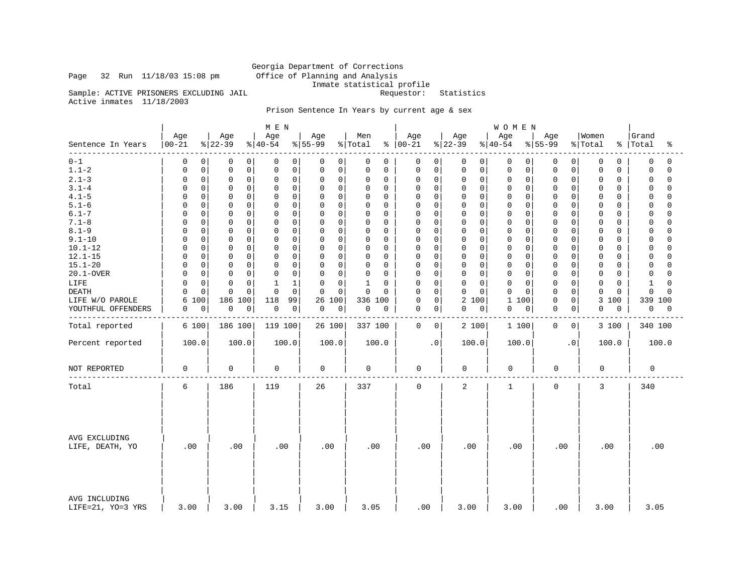Georgia Department of Corrections
Office of Planning and Analysis
Inmate statistical profile

Page 32 Run 11/18/03 15:08 pm

Sample: ACTIVE PRISONERS EXCLUDING JAIL    Requestor: Statistics
Active inmates 11/18/2003

Prison Sentence In Years by current age & sex

| Sentence In Years | MEN Age 00-21 | % | Age 22-39 | % | Age 40-54 | % | Age 55-99 | % | Men Total | % | WOMEN Age 00-21 | % | Age 22-39 | % | Age 40-54 | % | Age 55-99 | % | Women Total | % | Grand Total | % |
|---|---|---|---|---|---|---|---|---|---|---|---|---|---|---|---|---|---|---|---|---|---|---|
| 0-1 | 0 | 0 | 0 | 0 | 0 | 0 | 0 | 0 | 0 | 0 | 0 | 0 | 0 | 0 | 0 | 0 | 0 | 0 | 0 | 0 | 0 | 0 |
| 1.1-2 | 0 | 0 | 0 | 0 | 0 | 0 | 0 | 0 | 0 | 0 | 0 | 0 | 0 | 0 | 0 | 0 | 0 | 0 | 0 | 0 | 0 | 0 |
| 2.1-3 | 0 | 0 | 0 | 0 | 0 | 0 | 0 | 0 | 0 | 0 | 0 | 0 | 0 | 0 | 0 | 0 | 0 | 0 | 0 | 0 | 0 | 0 |
| 3.1-4 | 0 | 0 | 0 | 0 | 0 | 0 | 0 | 0 | 0 | 0 | 0 | 0 | 0 | 0 | 0 | 0 | 0 | 0 | 0 | 0 | 0 | 0 |
| 4.1-5 | 0 | 0 | 0 | 0 | 0 | 0 | 0 | 0 | 0 | 0 | 0 | 0 | 0 | 0 | 0 | 0 | 0 | 0 | 0 | 0 | 0 | 0 |
| 5.1-6 | 0 | 0 | 0 | 0 | 0 | 0 | 0 | 0 | 0 | 0 | 0 | 0 | 0 | 0 | 0 | 0 | 0 | 0 | 0 | 0 | 0 | 0 |
| 6.1-7 | 0 | 0 | 0 | 0 | 0 | 0 | 0 | 0 | 0 | 0 | 0 | 0 | 0 | 0 | 0 | 0 | 0 | 0 | 0 | 0 | 0 | 0 |
| 7.1-8 | 0 | 0 | 0 | 0 | 0 | 0 | 0 | 0 | 0 | 0 | 0 | 0 | 0 | 0 | 0 | 0 | 0 | 0 | 0 | 0 | 0 | 0 |
| 8.1-9 | 0 | 0 | 0 | 0 | 0 | 0 | 0 | 0 | 0 | 0 | 0 | 0 | 0 | 0 | 0 | 0 | 0 | 0 | 0 | 0 | 0 | 0 |
| 9.1-10 | 0 | 0 | 0 | 0 | 0 | 0 | 0 | 0 | 0 | 0 | 0 | 0 | 0 | 0 | 0 | 0 | 0 | 0 | 0 | 0 | 0 | 0 |
| 10.1-12 | 0 | 0 | 0 | 0 | 0 | 0 | 0 | 0 | 0 | 0 | 0 | 0 | 0 | 0 | 0 | 0 | 0 | 0 | 0 | 0 | 0 | 0 |
| 12.1-15 | 0 | 0 | 0 | 0 | 0 | 0 | 0 | 0 | 0 | 0 | 0 | 0 | 0 | 0 | 0 | 0 | 0 | 0 | 0 | 0 | 0 | 0 |
| 15.1-20 | 0 | 0 | 0 | 0 | 0 | 0 | 0 | 0 | 0 | 0 | 0 | 0 | 0 | 0 | 0 | 0 | 0 | 0 | 0 | 0 | 0 | 0 |
| 20.1-OVER | 0 | 0 | 0 | 0 | 0 | 0 | 0 | 0 | 0 | 0 | 0 | 0 | 0 | 0 | 0 | 0 | 0 | 0 | 0 | 0 | 0 | 0 |
| LIFE | 0 | 0 | 0 | 0 | 1 | 1 | 0 | 0 | 1 | 0 | 0 | 0 | 0 | 0 | 0 | 0 | 0 | 0 | 0 | 0 | 1 | 0 |
| DEATH | 0 | 0 | 0 | 0 | 0 | 0 | 0 | 0 | 0 | 0 | 0 | 0 | 0 | 0 | 0 | 0 | 0 | 0 | 0 | 0 | 0 | 0 |
| LIFE W/O PAROLE | 6 | 100 | 186 | 100 | 118 | 99 | 26 | 100 | 336 | 100 | 0 | 0 | 2 | 100 | 1 | 100 | 0 | 0 | 3 | 100 | 339 | 100 |
| YOUTHFUL OFFENDERS | 0 | 0 | 0 | 0 | 0 | 0 | 0 | 0 | 0 | 0 | 0 | 0 | 0 | 0 | 0 | 0 | 0 | 0 | 0 | 0 | 0 | 0 |
| Total reported | 6 | 100 | 186 | 100 | 119 | 100 | 26 | 100 | 337 | 100 | 0 | 0 | 2 | 100 | 1 | 100 | 0 | 0 | 3 | 100 | 340 | 100 |
| Percent reported | 100.0 | | 100.0 | | 100.0 | | 100.0 | | 100.0 | | .0 | | 100.0 | | 100.0 | | .0 | | 100.0 | | 100.0 | |
| NOT REPORTED | 0 | | 0 | | 0 | | 0 | | 0 | | 0 | | 0 | | 0 | | 0 | | 0 | | 0 | |
| Total | 6 | | 186 | | 119 | | 26 | | 337 | | 0 | | 2 | | 1 | | 0 | | 3 | | 340 | |
| AVG EXCLUDING LIFE, DEATH, YO | .00 | | .00 | | .00 | | .00 | | .00 | | .00 | | .00 | | .00 | | .00 | | .00 | | .00 | |
| AVG INCLUDING LIFE=21, YO=3 YRS | 3.00 | | 3.00 | | 3.15 | | 3.00 | | 3.05 | | .00 | | 3.00 | | 3.00 | | .00 | | 3.00 | | 3.05 | |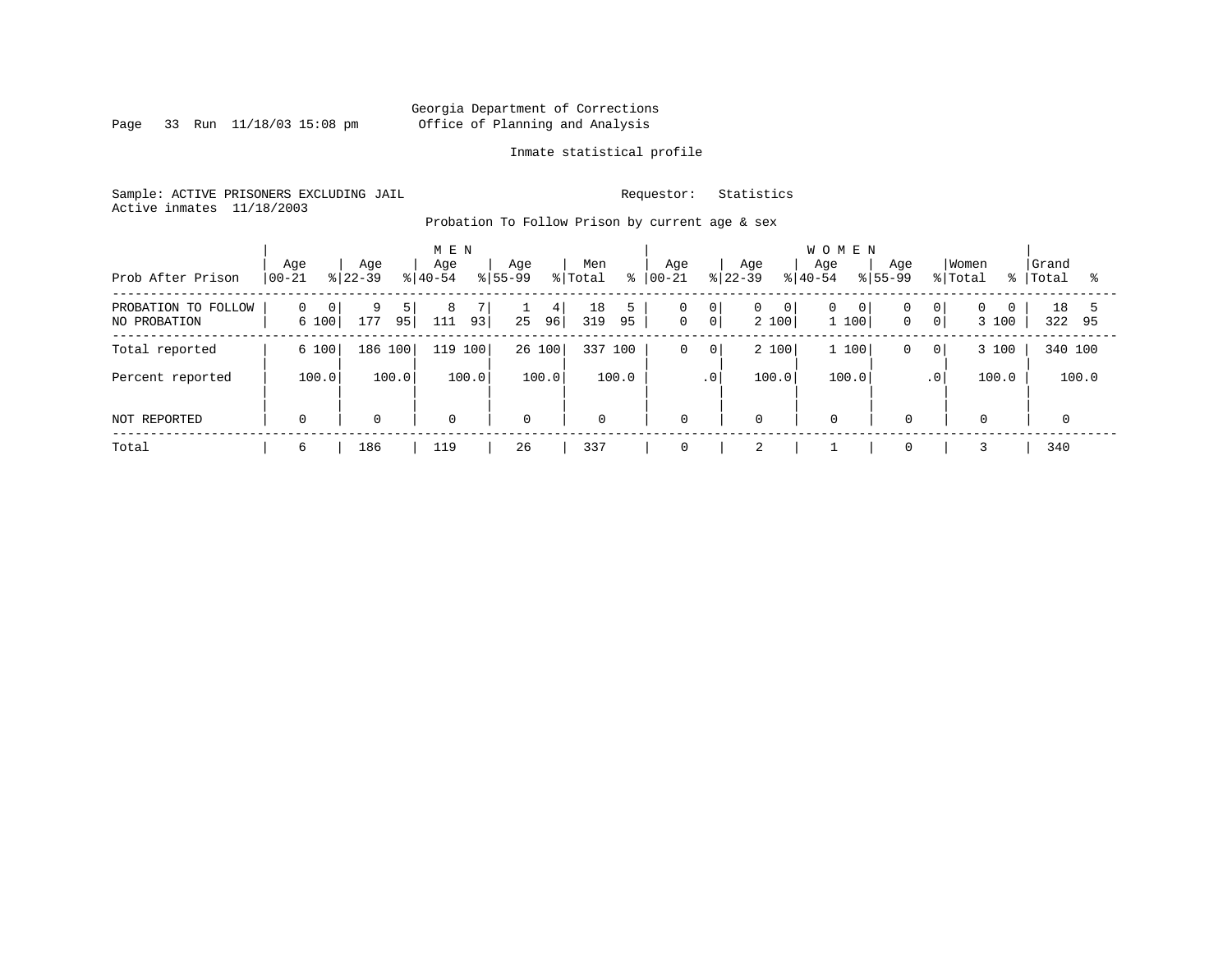Georgia Department of Corrections
Office of Planning and Analysis

Inmate statistical profile

Sample: ACTIVE PRISONERS EXCLUDING JAIL
Active inmates 11/18/2003

Requestor: Statistics

Probation To Follow Prison by current age & sex

| Prob After Prison | MEN Age 00-21 | % | Age 22-39 | % | Age 40-54 | % | Age 55-99 | % | Men Total | % | WOMEN Age 00-21 | % | Age 22-39 | % | Age 40-54 | % | Age 55-99 | % | Women Total | % | Grand Total | % |
|---|---|---|---|---|---|---|---|---|---|---|---|---|---|---|---|---|---|---|---|---|---|---|
| PROBATION TO FOLLOW | 0 | 0 | 9 | 5 | 8 | 7 | 1 | 4 | 18 | 5 | 0 | 0 | 0 | 0 | 0 | 0 | 0 | 0 | 0 | 0 | 18 | 5 |
| NO PROBATION | 6 | 100 | 177 | 95 | 111 | 93 | 25 | 96 | 319 | 95 | 0 | 0 | 2 | 100 | 1 | 100 | 0 | 0 | 3 | 100 | 322 | 95 |
| Total reported | 6 | 100 | 186 | 100 | 119 | 100 | 26 | 100 | 337 | 100 | 0 | 0 | 2 | 100 | 1 | 100 | 0 | 0 | 3 | 100 | 340 | 100 |
| Percent reported | | 100.0 | | 100.0 | | 100.0 | | 100.0 | | 100.0 | | .0 | | 100.0 | | 100.0 | | .0 | | 100.0 | | 100.0 |
| NOT REPORTED | 0 | | 0 | | 0 | | 0 | | 0 | | 0 | | 0 | | 0 | | 0 | | 0 | | 0 | |
| Total | 6 | | 186 | | 119 | | 26 | | 337 | | 0 | | 2 | | 1 | | 0 | | 3 | | 340 | |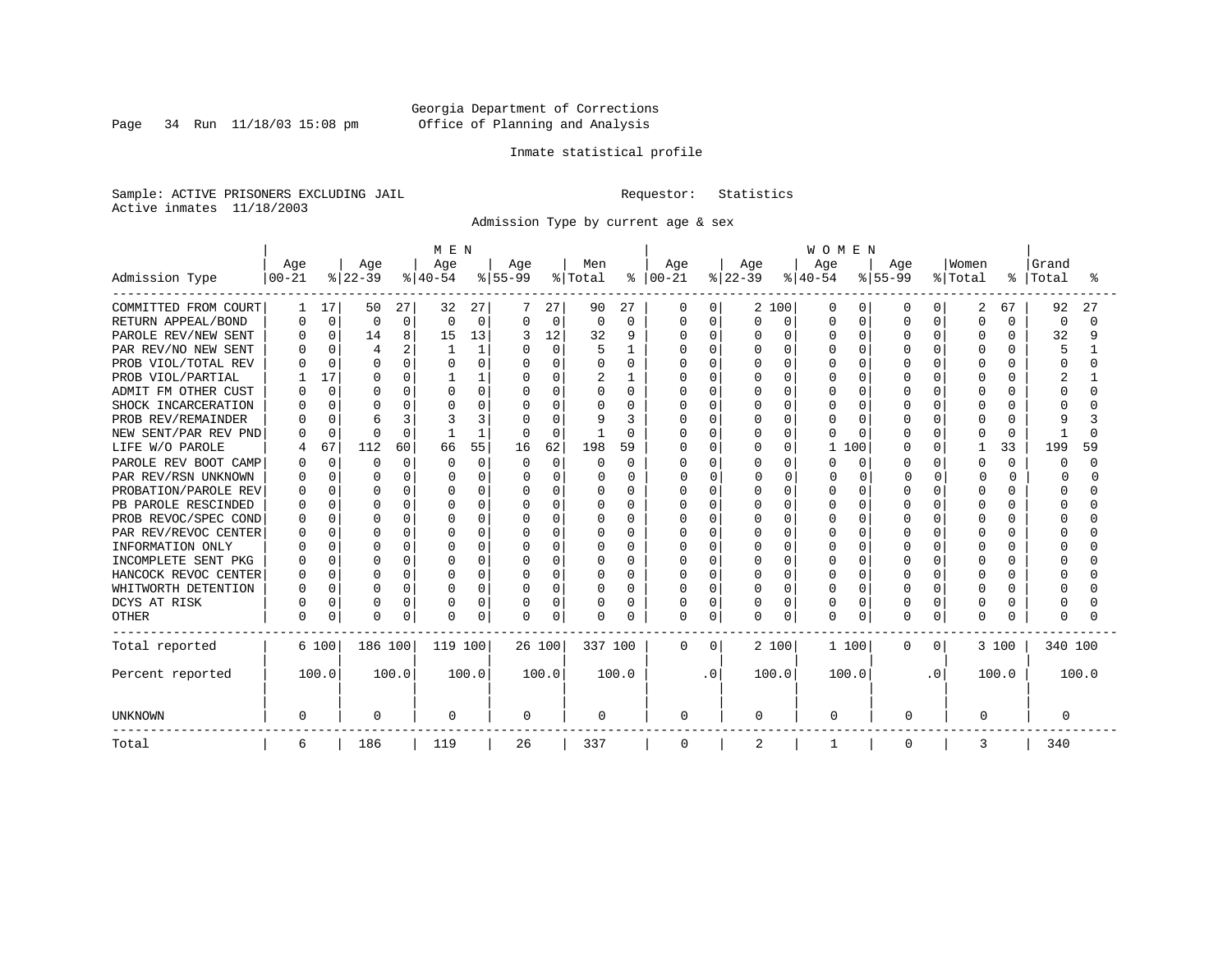Georgia Department of Corrections
Office of Planning and Analysis

Inmate statistical profile

Sample: ACTIVE PRISONERS EXCLUDING JAIL  Requestor: Statistics
Active inmates 11/18/2003

Admission Type by current age & sex

| Admission Type | MEN Age 00-21 | % | Age 22-39 | % | Age 40-54 | % | Age 55-99 | % | Men Total | % | WOMEN Age 00-21 | % | Age 22-39 | % | Age 40-54 | % | Age 55-99 | % | Women Total | % | Grand Total | % |
|---|---|---|---|---|---|---|---|---|---|---|---|---|---|---|---|---|---|---|---|---|---|---|
| COMMITTED FROM COURT | 1 | 17 | 50 | 27 | 32 | 27 | 7 | 27 | 90 | 27 | 0 | 0 | 2 | 100 | 0 | 0 | 0 | 0 | 2 | 67 | 92 | 27 |
| RETURN APPEAL/BOND | 0 | 0 | 0 | 0 | 0 | 0 | 0 | 0 | 0 | 0 | 0 | 0 | 0 | 0 | 0 | 0 | 0 | 0 | 0 | 0 | 0 | 0 |
| PAROLE REV/NEW SENT | 0 | 0 | 14 | 8 | 15 | 13 | 3 | 12 | 32 | 9 | 0 | 0 | 0 | 0 | 0 | 0 | 0 | 0 | 0 | 0 | 32 | 9 |
| PAR REV/NO NEW SENT | 0 | 0 | 4 | 2 | 1 | 1 | 0 | 0 | 5 | 1 | 0 | 0 | 0 | 0 | 0 | 0 | 0 | 0 | 0 | 0 | 5 | 1 |
| PROB VIOL/TOTAL REV | 0 | 0 | 0 | 0 | 0 | 0 | 0 | 0 | 0 | 0 | 0 | 0 | 0 | 0 | 0 | 0 | 0 | 0 | 0 | 0 | 0 | 0 |
| PROB VIOL/PARTIAL | 1 | 17 | 0 | 0 | 1 | 1 | 0 | 0 | 2 | 1 | 0 | 0 | 0 | 0 | 0 | 0 | 0 | 0 | 0 | 0 | 2 | 1 |
| ADMIT FM OTHER CUST | 0 | 0 | 0 | 0 | 0 | 0 | 0 | 0 | 0 | 0 | 0 | 0 | 0 | 0 | 0 | 0 | 0 | 0 | 0 | 0 | 0 | 0 |
| SHOCK INCARCERATION | 0 | 0 | 0 | 0 | 0 | 0 | 0 | 0 | 0 | 0 | 0 | 0 | 0 | 0 | 0 | 0 | 0 | 0 | 0 | 0 | 0 | 0 |
| PROB REV/REMAINDER | 0 | 0 | 6 | 3 | 3 | 3 | 0 | 0 | 9 | 3 | 0 | 0 | 0 | 0 | 0 | 0 | 0 | 0 | 0 | 0 | 9 | 3 |
| NEW SENT/PAR REV PND | 0 | 0 | 0 | 0 | 1 | 1 | 0 | 0 | 1 | 0 | 0 | 0 | 0 | 0 | 0 | 0 | 0 | 0 | 0 | 0 | 1 | 0 |
| LIFE W/O PAROLE | 4 | 67 | 112 | 60 | 66 | 55 | 16 | 62 | 198 | 59 | 0 | 0 | 0 | 0 | 1 | 100 | 0 | 0 | 1 | 33 | 199 | 59 |
| PAROLE REV BOOT CAMP | 0 | 0 | 0 | 0 | 0 | 0 | 0 | 0 | 0 | 0 | 0 | 0 | 0 | 0 | 0 | 0 | 0 | 0 | 0 | 0 | 0 | 0 |
| PAR REV/RSN UNKNOWN | 0 | 0 | 0 | 0 | 0 | 0 | 0 | 0 | 0 | 0 | 0 | 0 | 0 | 0 | 0 | 0 | 0 | 0 | 0 | 0 | 0 | 0 |
| PROBATION/PAROLE REV | 0 | 0 | 0 | 0 | 0 | 0 | 0 | 0 | 0 | 0 | 0 | 0 | 0 | 0 | 0 | 0 | 0 | 0 | 0 | 0 | 0 | 0 |
| PB PAROLE RESCINDED | 0 | 0 | 0 | 0 | 0 | 0 | 0 | 0 | 0 | 0 | 0 | 0 | 0 | 0 | 0 | 0 | 0 | 0 | 0 | 0 | 0 | 0 |
| PROB REVOC/SPEC COND | 0 | 0 | 0 | 0 | 0 | 0 | 0 | 0 | 0 | 0 | 0 | 0 | 0 | 0 | 0 | 0 | 0 | 0 | 0 | 0 | 0 | 0 |
| PAR REV/REVOC CENTER | 0 | 0 | 0 | 0 | 0 | 0 | 0 | 0 | 0 | 0 | 0 | 0 | 0 | 0 | 0 | 0 | 0 | 0 | 0 | 0 | 0 | 0 |
| INFORMATION ONLY | 0 | 0 | 0 | 0 | 0 | 0 | 0 | 0 | 0 | 0 | 0 | 0 | 0 | 0 | 0 | 0 | 0 | 0 | 0 | 0 | 0 | 0 |
| INCOMPLETE SENT PKG | 0 | 0 | 0 | 0 | 0 | 0 | 0 | 0 | 0 | 0 | 0 | 0 | 0 | 0 | 0 | 0 | 0 | 0 | 0 | 0 | 0 | 0 |
| HANCOCK REVOC CENTER | 0 | 0 | 0 | 0 | 0 | 0 | 0 | 0 | 0 | 0 | 0 | 0 | 0 | 0 | 0 | 0 | 0 | 0 | 0 | 0 | 0 | 0 |
| WHITWORTH DETENTION | 0 | 0 | 0 | 0 | 0 | 0 | 0 | 0 | 0 | 0 | 0 | 0 | 0 | 0 | 0 | 0 | 0 | 0 | 0 | 0 | 0 | 0 |
| DCYS AT RISK | 0 | 0 | 0 | 0 | 0 | 0 | 0 | 0 | 0 | 0 | 0 | 0 | 0 | 0 | 0 | 0 | 0 | 0 | 0 | 0 | 0 | 0 |
| OTHER | 0 | 0 | 0 | 0 | 0 | 0 | 0 | 0 | 0 | 0 | 0 | 0 | 0 | 0 | 0 | 0 | 0 | 0 | 0 | 0 | 0 | 0 |
| Total reported | 6 | 100 | 186 | 100 | 119 | 100 | 26 | 100 | 337 | 100 | 0 | 0 | 2 | 100 | 1 | 100 | 0 | 0 | 3 | 100 | 340 | 100 |
| Percent reported | 100.0 | | 100.0 | | 100.0 | | 100.0 | | 100.0 | | .0 | | 100.0 | | 100.0 | | .0 | | 100.0 | | 100.0 | |
| UNKNOWN | 0 | | 0 | | 0 | | 0 | | 0 | | 0 | | 0 | | 0 | | 0 | | 0 | | 0 | |
| Total | 6 | | 186 | | 119 | | 26 | | 337 | | 0 | | 2 | | 1 | | 0 | | 3 | | 340 | |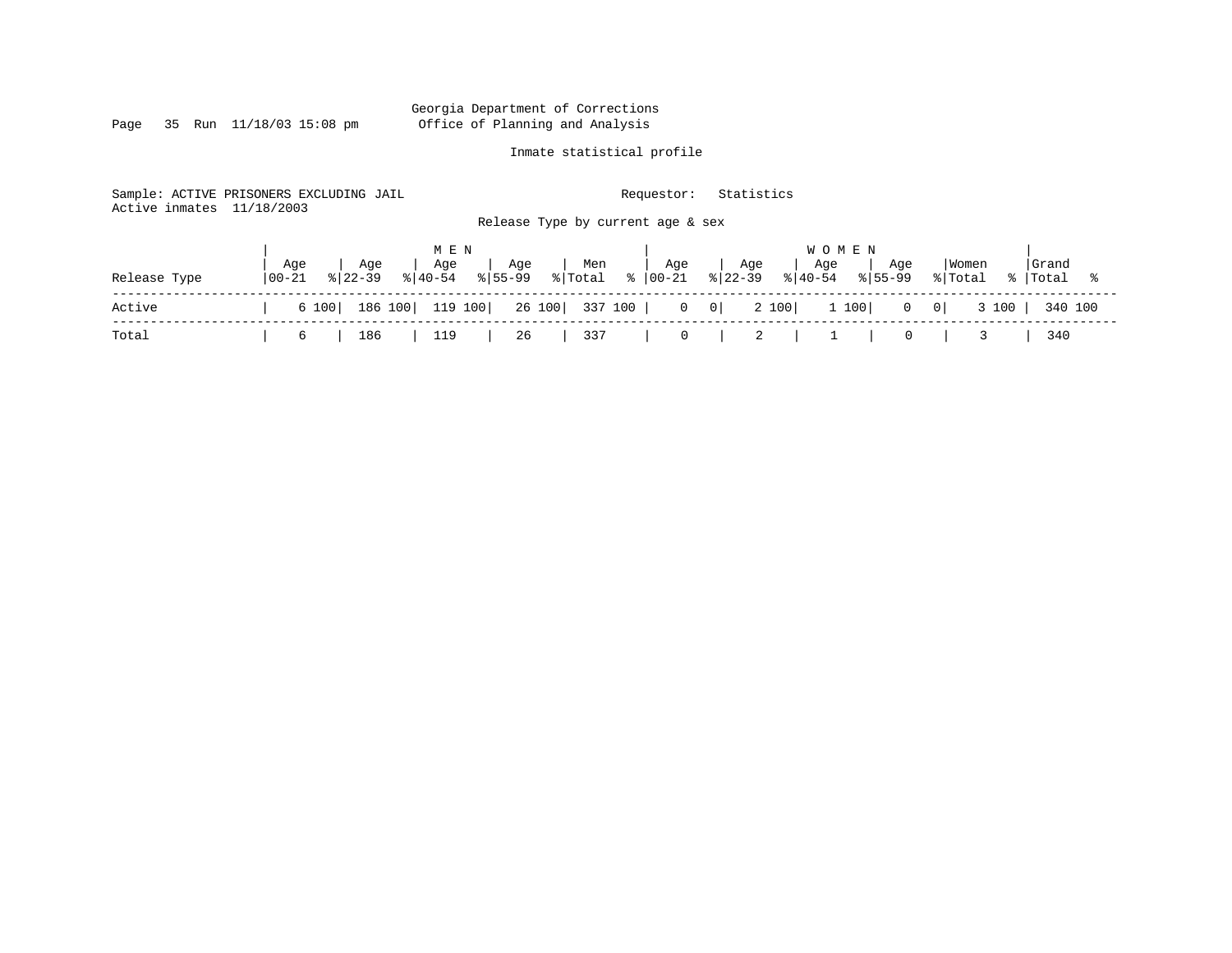Georgia Department of Corrections
Office of Planning and Analysis

Inmate statistical profile

Sample: ACTIVE PRISONERS EXCLUDING JAIL    Requestor: Statistics
Active inmates 11/18/2003

Release Type by current age & sex

| | MEN | | | | | | | | | | WOMEN | | | | | | | | | | | |
|---|---|---|---|---|---|---|---|---|---|---|---|---|---|---|---|---|---|---|---|---|---|---|
| Release Type | Age 00-21 | % | Age 22-39 | % | Age 40-54 | % | Age 55-99 | % | Men Total | % | Age 00-21 | % | Age 22-39 | % | Age 40-54 | % | Age 55-99 | % | Women Total | % | Grand Total | % |
| Active | 6 | 100 | 186 | 100 | 119 | 100 | 26 | 100 | 337 | 100 | 0 | 0 | 2 | 100 | 1 | 100 | 0 | 0 | 3 | 100 | 340 | 100 |
| Total | 6 | | 186 | | 119 | | 26 | | 337 | | 0 | | 2 | | 1 | | 0 | | 3 | | 340 | |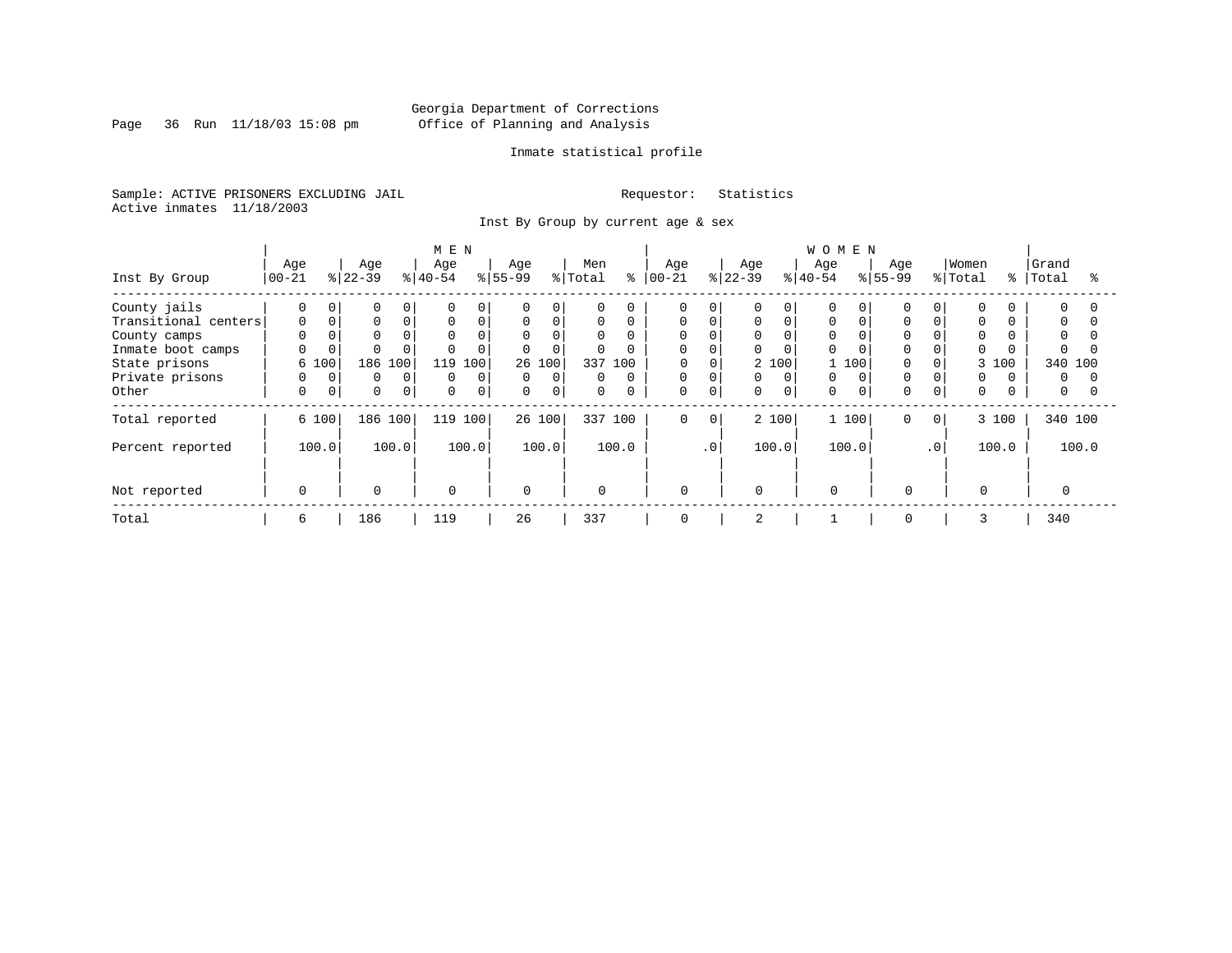Georgia Department of Corrections
Office of Planning and Analysis

Inmate statistical profile

Sample: ACTIVE PRISONERS EXCLUDING JAIL                    Requestor: Statistics
Active inmates 11/18/2003

Inst By Group by current age & sex

| Inst By Group | MEN Age 00-21 | % | Age 22-39 | % | Age 40-54 | % | Age 55-99 | % | Men Total | % | WOMEN Age 00-21 | % | Age 22-39 | % | Age 40-54 | % | Age 55-99 | % | Women Total | % | Grand Total | % |
|---|---|---|---|---|---|---|---|---|---|---|---|---|---|---|---|---|---|---|---|---|---|---|
| County jails | 0 | 0 | 0 | 0 | 0 | 0 | 0 | 0 | 0 | 0 | 0 | 0 | 0 | 0 | 0 | 0 | 0 | 0 | 0 | 0 | 0 | 0 |
| Transitional centers | 0 | 0 | 0 | 0 | 0 | 0 | 0 | 0 | 0 | 0 | 0 | 0 | 0 | 0 | 0 | 0 | 0 | 0 | 0 | 0 | 0 | 0 |
| County camps | 0 | 0 | 0 | 0 | 0 | 0 | 0 | 0 | 0 | 0 | 0 | 0 | 0 | 0 | 0 | 0 | 0 | 0 | 0 | 0 | 0 | 0 |
| Inmate boot camps | 0 | 0 | 0 | 0 | 0 | 0 | 0 | 0 | 0 | 0 | 0 | 0 | 0 | 0 | 0 | 0 | 0 | 0 | 0 | 0 | 0 | 0 |
| State prisons | 6 | 100 | 186 | 100 | 119 | 100 | 26 | 100 | 337 | 100 | 0 | 0 | 2 | 100 | 1 | 100 | 0 | 0 | 3 | 100 | 340 | 100 |
| Private prisons | 0 | 0 | 0 | 0 | 0 | 0 | 0 | 0 | 0 | 0 | 0 | 0 | 0 | 0 | 0 | 0 | 0 | 0 | 0 | 0 | 0 | 0 |
| Other | 0 | 0 | 0 | 0 | 0 | 0 | 0 | 0 | 0 | 0 | 0 | 0 | 0 | 0 | 0 | 0 | 0 | 0 | 0 | 0 | 0 | 0 |
| Total reported | 6 | 100 | 186 | 100 | 119 | 100 | 26 | 100 | 337 | 100 | 0 | 0 | 2 | 100 | 1 | 100 | 0 | 0 | 3 | 100 | 340 | 100 |
| Percent reported | | 100.0 | | 100.0 | | 100.0 | | 100.0 | | 100.0 | | .0 | | 100.0 | | 100.0 | | .0 | | 100.0 | | 100.0 |
| Not reported | 0 | | 0 | | 0 | | 0 | | 0 | | 0 | | 0 | | 0 | | 0 | | 0 | | 0 | |
| Total | 6 | | 186 | | 119 | | 26 | | 337 | | 0 | | 2 | | 1 | | 0 | | 3 | | 340 | |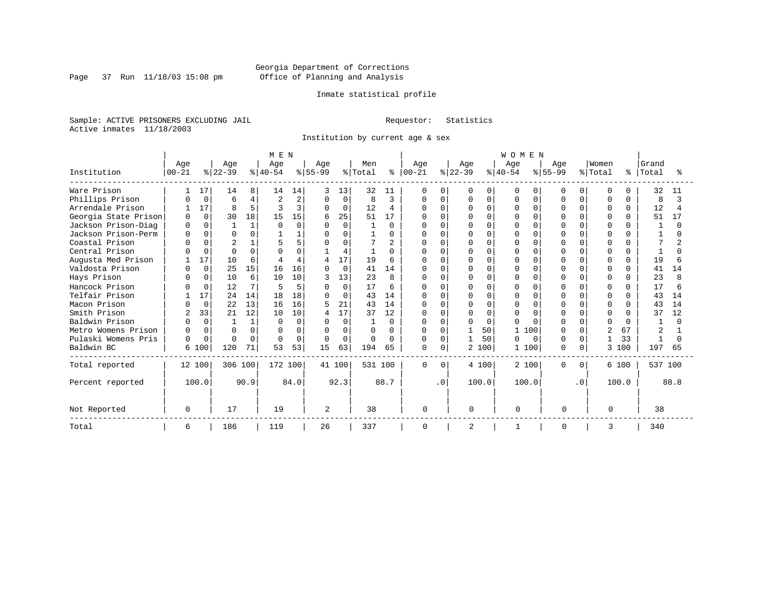Georgia Department of Corrections
Office of Planning and Analysis

Run 11/18/03 15:08 pm

Inmate statistical profile

Sample: ACTIVE PRISONERS EXCLUDING JAIL

Requestor: Statistics

Active inmates 11/18/2003

Institution by current age & sex

| Institution | MEN Age 00-21 | % | Age 22-39 | % | Age 40-54 | % | Age 55-99 | % | Men Total | % | WOMEN Age 00-21 | % | Age 22-39 | % | Age 40-54 | % | Age 55-99 | % | Women Total | % | Grand Total | % |
|---|---|---|---|---|---|---|---|---|---|---|---|---|---|---|---|---|---|---|---|---|---|---|
| Ware Prison | 1 | 17 | 14 | 8 | 14 | 14 | 3 | 13 | 32 | 11 | 0 | 0 | 0 | 0 | 0 | 0 | 0 | 0 | 0 | 0 | 32 | 11 |
| Phillips Prison | 0 | 0 | 6 | 4 | 2 | 2 | 0 | 0 | 8 | 3 | 0 | 0 | 0 | 0 | 0 | 0 | 0 | 0 | 0 | 0 | 8 | 3 |
| Arrendale Prison | 1 | 17 | 8 | 5 | 3 | 3 | 0 | 0 | 12 | 4 | 0 | 0 | 0 | 0 | 0 | 0 | 0 | 0 | 0 | 0 | 12 | 4 |
| Georgia State Prison | 0 | 0 | 30 | 18 | 15 | 15 | 6 | 25 | 51 | 17 | 0 | 0 | 0 | 0 | 0 | 0 | 0 | 0 | 0 | 0 | 51 | 17 |
| Jackson Prison-Diag | 0 | 0 | 1 | 1 | 0 | 0 | 0 | 0 | 1 | 0 | 0 | 0 | 0 | 0 | 0 | 0 | 0 | 0 | 0 | 0 | 1 | 0 |
| Jackson Prison-Perm | 0 | 0 | 0 | 0 | 1 | 1 | 0 | 0 | 1 | 0 | 0 | 0 | 0 | 0 | 0 | 0 | 0 | 0 | 0 | 0 | 1 | 0 |
| Coastal Prison | 0 | 0 | 2 | 1 | 5 | 5 | 0 | 0 | 7 | 2 | 0 | 0 | 0 | 0 | 0 | 0 | 0 | 0 | 0 | 0 | 7 | 2 |
| Central Prison | 0 | 0 | 0 | 0 | 0 | 0 | 1 | 4 | 1 | 0 | 0 | 0 | 0 | 0 | 0 | 0 | 0 | 0 | 0 | 0 | 1 | 0 |
| Augusta Med Prison | 1 | 17 | 10 | 6 | 4 | 4 | 4 | 17 | 19 | 6 | 0 | 0 | 0 | 0 | 0 | 0 | 0 | 0 | 0 | 0 | 19 | 6 |
| Valdosta Prison | 0 | 0 | 25 | 15 | 16 | 16 | 0 | 0 | 41 | 14 | 0 | 0 | 0 | 0 | 0 | 0 | 0 | 0 | 0 | 0 | 41 | 14 |
| Hays Prison | 0 | 0 | 10 | 6 | 10 | 10 | 3 | 13 | 23 | 8 | 0 | 0 | 0 | 0 | 0 | 0 | 0 | 0 | 0 | 0 | 23 | 8 |
| Hancock Prison | 0 | 0 | 12 | 7 | 5 | 5 | 0 | 0 | 17 | 6 | 0 | 0 | 0 | 0 | 0 | 0 | 0 | 0 | 0 | 0 | 17 | 6 |
| Telfair Prison | 1 | 17 | 24 | 14 | 18 | 18 | 0 | 0 | 43 | 14 | 0 | 0 | 0 | 0 | 0 | 0 | 0 | 0 | 0 | 0 | 43 | 14 |
| Macon Prison | 0 | 0 | 22 | 13 | 16 | 16 | 5 | 21 | 43 | 14 | 0 | 0 | 0 | 0 | 0 | 0 | 0 | 0 | 0 | 0 | 43 | 14 |
| Smith Prison | 2 | 33 | 21 | 12 | 10 | 10 | 4 | 17 | 37 | 12 | 0 | 0 | 0 | 0 | 0 | 0 | 0 | 0 | 0 | 0 | 37 | 12 |
| Baldwin Prison | 0 | 0 | 1 | 1 | 0 | 0 | 0 | 0 | 1 | 0 | 0 | 0 | 0 | 0 | 0 | 0 | 0 | 0 | 0 | 0 | 1 | 0 |
| Metro Womens Prison | 0 | 0 | 0 | 0 | 0 | 0 | 0 | 0 | 0 | 0 | 0 | 0 | 1 | 50 | 1 | 100 | 0 | 0 | 2 | 67 | 2 | 1 |
| Pulaski Womens Pris | 0 | 0 | 0 | 0 | 0 | 0 | 0 | 0 | 0 | 0 | 0 | 0 | 1 | 50 | 0 | 0 | 0 | 0 | 1 | 33 | 1 | 0 |
| Baldwin BC | 6 | 100 | 120 | 71 | 53 | 53 | 15 | 63 | 194 | 65 | 0 | 0 | 2 | 100 | 1 | 100 | 0 | 0 | 3 | 100 | 197 | 65 |
| Total reported | 12 | 100 | 306 | 100 | 172 | 100 | 41 | 100 | 531 | 100 | 0 | 0 | 4 | 100 | 2 | 100 | 0 | 0 | 6 | 100 | 537 | 100 |
| Percent reported | | 100.0 | | 90.9 | | 84.0 | | 92.3 | | 88.7 | | .0 | | 100.0 | | 100.0 | | .0 | | 100.0 | | 88.8 |
| Not Reported | 0 | | 17 | | 19 | | 2 | | 38 | | 0 | | 0 | | 0 | | 0 | | 0 | | 38 | |
| Total | 6 | | 186 | | 119 | | 26 | | 337 | | 0 | | 2 | | 1 | | 0 | | 3 | | 340 | |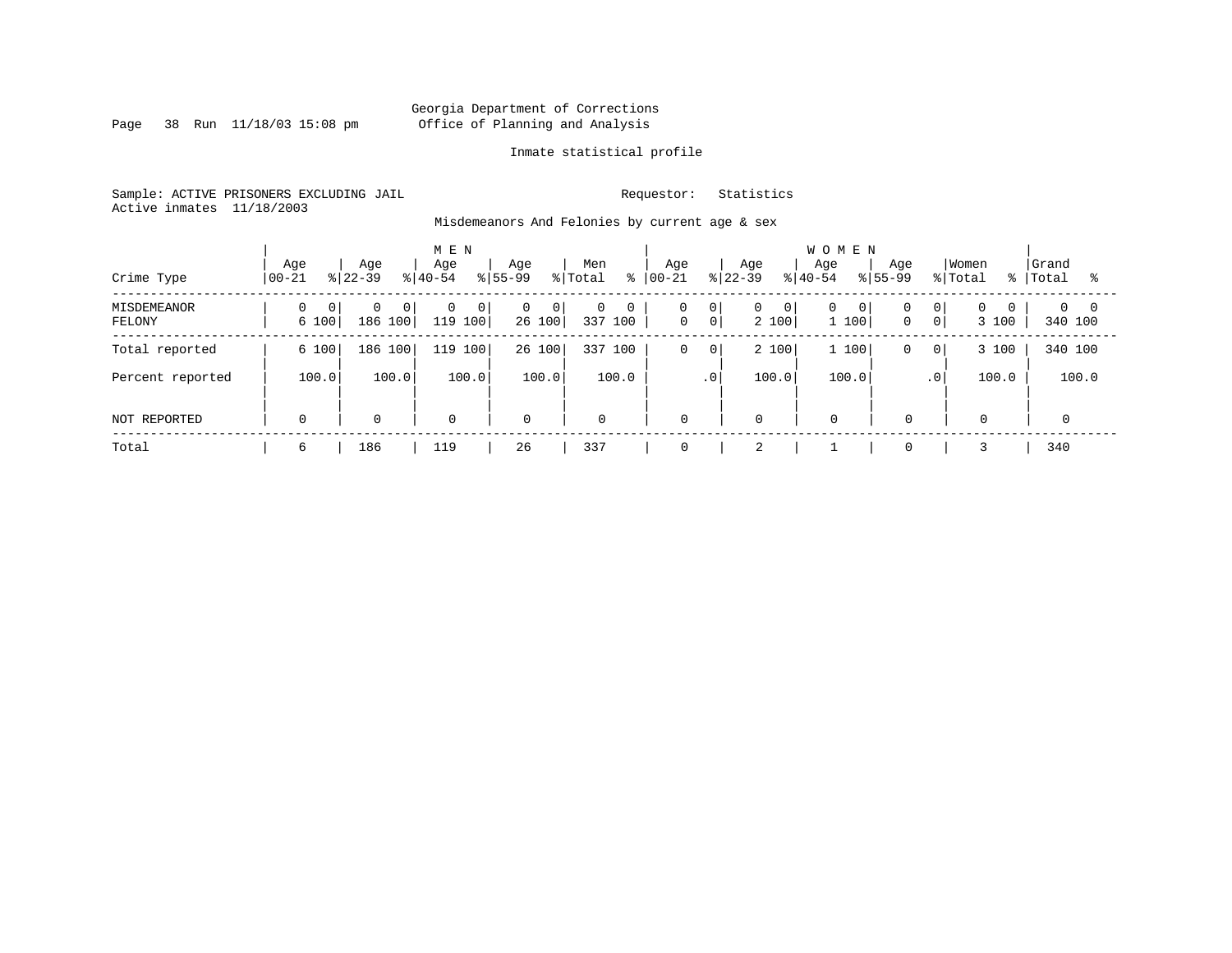Georgia Department of Corrections
Office of Planning and Analysis

Inmate statistical profile

Sample: ACTIVE PRISONERS EXCLUDING JAIL

Requestor: Statistics

Active inmates 11/18/2003

Misdemeanors And Felonies by current age & sex

| Crime Type | MEN Age 00-21 | % | Age 22-39 | % | Age 40-54 | % | Age 55-99 | % | Men Total | % | WOMEN Age 00-21 | % | Age 22-39 | % | Age 40-54 | % | Age 55-99 | % | Women Total | % | Grand Total | % |
|---|---|---|---|---|---|---|---|---|---|---|---|---|---|---|---|---|---|---|---|---|---|---|
| MISDEMEANOR | 0 | 0 | 0 | 0 | 0 | 0 | 0 | 0 | 0 | 0 | 0 | 0 | 0 | 0 | 0 | 0 | 0 | 0 | 0 | 0 | 0 | 0 |
| FELONY | 6 | 100 | 186 | 100 | 119 | 100 | 26 | 100 | 337 | 100 | 0 | 0 | 2 | 100 | 1 | 100 | 0 | 0 | 3 | 100 | 340 | 100 |
| Total reported | 6 | 100 | 186 | 100 | 119 | 100 | 26 | 100 | 337 | 100 | 0 | 0 | 2 | 100 | 1 | 100 | 0 | 0 | 3 | 100 | 340 | 100 |
| Percent reported | | 100.0 | | 100.0 | | 100.0 | | 100.0 | | 100.0 | | .0 | | 100.0 | | 100.0 | | .0 | | 100.0 | | 100.0 |
| NOT REPORTED | 0 | | 0 | | 0 | | 0 | | 0 | | 0 | | 0 | | 0 | | 0 | | 0 | | 0 | |
| Total | 6 | | 186 | | 119 | | 26 | | 337 | | 0 | | 2 | | 1 | | 0 | | 3 | | 340 | |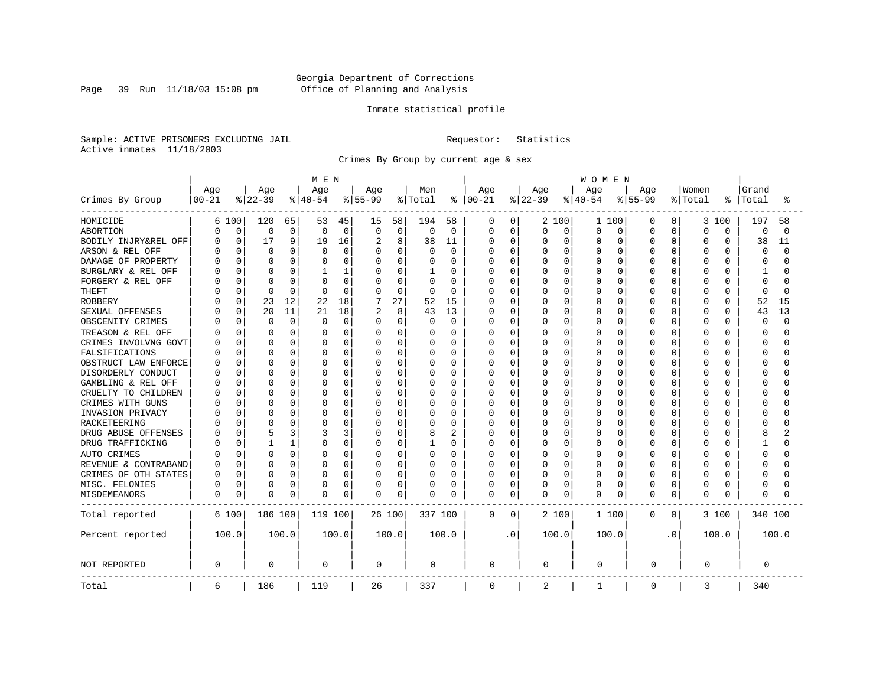Georgia Department of Corrections
Office of Planning and Analysis

Inmate statistical profile

Sample: ACTIVE PRISONERS EXCLUDING JAIL    Requestor: Statistics
Active inmates 11/18/2003

Crimes By Group by current age & sex

| Crimes By Group | MEN Age 00-21 | % | Age 22-39 | % | Age 40-54 | % | Age 55-99 | % | Men Total | % | WOMEN Age 00-21 | % | Age 22-39 | % | Age 40-54 | % | Age 55-99 | % | Women Total | % | Grand Total | % |
|---|---|---|---|---|---|---|---|---|---|---|---|---|---|---|---|---|---|---|---|---|---|---|
| HOMICIDE | 6 | 100 | 120 | 65 | 53 | 45 | 15 | 58 | 194 | 58 | 0 | 0 | 2 | 100 | 1 | 100 | 0 | 0 | 3 | 100 | 197 | 58 |
| ABORTION | 0 | 0 | 0 | 0 | 0 | 0 | 0 | 0 | 0 | 0 | 0 | 0 | 0 | 0 | 0 | 0 | 0 | 0 | 0 | 0 | 0 | 0 |
| BODILY INJRY&REL OFF | 0 | 0 | 17 | 9 | 19 | 16 | 2 | 8 | 38 | 11 | 0 | 0 | 0 | 0 | 0 | 0 | 0 | 0 | 0 | 0 | 38 | 11 |
| ARSON & REL OFF | 0 | 0 | 0 | 0 | 0 | 0 | 0 | 0 | 0 | 0 | 0 | 0 | 0 | 0 | 0 | 0 | 0 | 0 | 0 | 0 | 0 | 0 |
| DAMAGE OF PROPERTY | 0 | 0 | 0 | 0 | 0 | 0 | 0 | 0 | 0 | 0 | 0 | 0 | 0 | 0 | 0 | 0 | 0 | 0 | 0 | 0 | 0 | 0 |
| BURGLARY & REL OFF | 0 | 0 | 0 | 0 | 1 | 1 | 0 | 0 | 1 | 0 | 0 | 0 | 0 | 0 | 0 | 0 | 0 | 0 | 0 | 0 | 1 | 0 |
| FORGERY & REL OFF | 0 | 0 | 0 | 0 | 0 | 0 | 0 | 0 | 0 | 0 | 0 | 0 | 0 | 0 | 0 | 0 | 0 | 0 | 0 | 0 | 0 | 0 |
| THEFT | 0 | 0 | 0 | 0 | 0 | 0 | 0 | 0 | 0 | 0 | 0 | 0 | 0 | 0 | 0 | 0 | 0 | 0 | 0 | 0 | 0 | 0 |
| ROBBERY | 0 | 0 | 23 | 12 | 22 | 18 | 7 | 27 | 52 | 15 | 0 | 0 | 0 | 0 | 0 | 0 | 0 | 0 | 0 | 0 | 52 | 15 |
| SEXUAL OFFENSES | 0 | 0 | 20 | 11 | 21 | 18 | 2 | 8 | 43 | 13 | 0 | 0 | 0 | 0 | 0 | 0 | 0 | 0 | 0 | 0 | 43 | 13 |
| OBSCENITY CRIMES | 0 | 0 | 0 | 0 | 0 | 0 | 0 | 0 | 0 | 0 | 0 | 0 | 0 | 0 | 0 | 0 | 0 | 0 | 0 | 0 | 0 | 0 |
| TREASON & REL OFF | 0 | 0 | 0 | 0 | 0 | 0 | 0 | 0 | 0 | 0 | 0 | 0 | 0 | 0 | 0 | 0 | 0 | 0 | 0 | 0 | 0 | 0 |
| CRIMES INVOLVNG GOVT | 0 | 0 | 0 | 0 | 0 | 0 | 0 | 0 | 0 | 0 | 0 | 0 | 0 | 0 | 0 | 0 | 0 | 0 | 0 | 0 | 0 | 0 |
| FALSIFICATIONS | 0 | 0 | 0 | 0 | 0 | 0 | 0 | 0 | 0 | 0 | 0 | 0 | 0 | 0 | 0 | 0 | 0 | 0 | 0 | 0 | 0 | 0 |
| OBSTRUCT LAW ENFORCE | 0 | 0 | 0 | 0 | 0 | 0 | 0 | 0 | 0 | 0 | 0 | 0 | 0 | 0 | 0 | 0 | 0 | 0 | 0 | 0 | 0 | 0 |
| DISORDERLY CONDUCT | 0 | 0 | 0 | 0 | 0 | 0 | 0 | 0 | 0 | 0 | 0 | 0 | 0 | 0 | 0 | 0 | 0 | 0 | 0 | 0 | 0 | 0 |
| GAMBLING & REL OFF | 0 | 0 | 0 | 0 | 0 | 0 | 0 | 0 | 0 | 0 | 0 | 0 | 0 | 0 | 0 | 0 | 0 | 0 | 0 | 0 | 0 | 0 |
| CRUELTY TO CHILDREN | 0 | 0 | 0 | 0 | 0 | 0 | 0 | 0 | 0 | 0 | 0 | 0 | 0 | 0 | 0 | 0 | 0 | 0 | 0 | 0 | 0 | 0 |
| CRIMES WITH GUNS | 0 | 0 | 0 | 0 | 0 | 0 | 0 | 0 | 0 | 0 | 0 | 0 | 0 | 0 | 0 | 0 | 0 | 0 | 0 | 0 | 0 | 0 |
| INVASION PRIVACY | 0 | 0 | 0 | 0 | 0 | 0 | 0 | 0 | 0 | 0 | 0 | 0 | 0 | 0 | 0 | 0 | 0 | 0 | 0 | 0 | 0 | 0 |
| RACKETEERING | 0 | 0 | 0 | 0 | 0 | 0 | 0 | 0 | 0 | 0 | 0 | 0 | 0 | 0 | 0 | 0 | 0 | 0 | 0 | 0 | 0 | 0 |
| DRUG ABUSE OFFENSES | 0 | 0 | 5 | 3 | 3 | 3 | 0 | 0 | 8 | 2 | 0 | 0 | 0 | 0 | 0 | 0 | 0 | 0 | 0 | 0 | 8 | 2 |
| DRUG TRAFFICKING | 0 | 0 | 1 | 1 | 0 | 0 | 0 | 0 | 1 | 0 | 0 | 0 | 0 | 0 | 0 | 0 | 0 | 0 | 0 | 0 | 1 | 0 |
| AUTO CRIMES | 0 | 0 | 0 | 0 | 0 | 0 | 0 | 0 | 0 | 0 | 0 | 0 | 0 | 0 | 0 | 0 | 0 | 0 | 0 | 0 | 0 | 0 |
| REVENUE & CONTRABAND | 0 | 0 | 0 | 0 | 0 | 0 | 0 | 0 | 0 | 0 | 0 | 0 | 0 | 0 | 0 | 0 | 0 | 0 | 0 | 0 | 0 | 0 |
| CRIMES OF OTH STATES | 0 | 0 | 0 | 0 | 0 | 0 | 0 | 0 | 0 | 0 | 0 | 0 | 0 | 0 | 0 | 0 | 0 | 0 | 0 | 0 | 0 | 0 |
| MISC. FELONIES | 0 | 0 | 0 | 0 | 0 | 0 | 0 | 0 | 0 | 0 | 0 | 0 | 0 | 0 | 0 | 0 | 0 | 0 | 0 | 0 | 0 | 0 |
| MISDEMEANORS | 0 | 0 | 0 | 0 | 0 | 0 | 0 | 0 | 0 | 0 | 0 | 0 | 0 | 0 | 0 | 0 | 0 | 0 | 0 | 0 | 0 | 0 |
| Total reported | 6 | 100 | 186 | 100 | 119 | 100 | 26 | 100 | 337 | 100 | 0 | 0 | 2 | 100 | 1 | 100 | 0 | 0 | 3 | 100 | 340 | 100 |
| Percent reported | 100.0 | | 100.0 | | 100.0 | | 100.0 | | 100.0 | | .0 | | 100.0 | | 100.0 | | .0 | | 100.0 | | 100.0 | |
| NOT REPORTED | 0 | | 0 | | 0 | | 0 | | 0 | | 0 | | 0 | | 0 | | 0 | | 0 | | 0 | |
| Total | 6 | | 186 | | 119 | | 26 | | 337 | | 0 | | 2 | | 1 | | 0 | | 3 | | 340 | |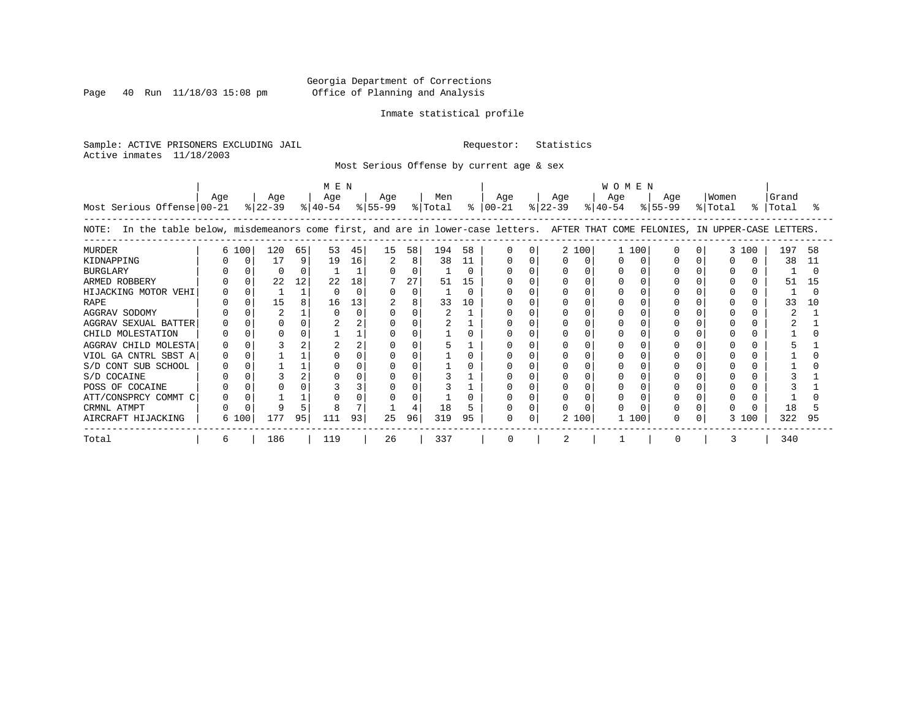Georgia Department of Corrections
Office of Planning and Analysis

Inmate statistical profile

Sample: ACTIVE PRISONERS EXCLUDING JAIL    Requestor: Statistics
Active inmates 11/18/2003

Most Serious Offense by current age & sex

NOTE: In the table below, misdemeanors come first, and are in lower-case letters. AFTER THAT COME FELONIES, IN UPPER-CASE LETTERS.

| Most Serious Offense | MEN Age 00-21 | % | MEN Age 22-39 | % | MEN Age 40-54 | % | MEN Age 55-99 | % | Men Total | % | WOMEN Age 00-21 | % | WOMEN Age 22-39 | % | WOMEN Age 40-54 | % | WOMEN Age 55-99 | % | Women Total | % | Grand Total | % |
|---|---|---|---|---|---|---|---|---|---|---|---|---|---|---|---|---|---|---|---|---|---|---|
| MURDER | 6 | 100 | 120 | 65 | 53 | 45 | 15 | 58 | 194 | 58 | 0 | 0 | 2 | 100 | 1 | 100 | 0 | 0 | 3 | 100 | 197 | 58 |
| KIDNAPPING | 0 | 0 | 17 | 9 | 19 | 16 | 2 | 8 | 38 | 11 | 0 | 0 | 0 | 0 | 0 | 0 | 0 | 0 | 0 | 0 | 38 | 11 |
| BURGLARY | 0 | 0 | 0 | 0 | 1 | 1 | 0 | 0 | 1 | 0 | 0 | 0 | 0 | 0 | 0 | 0 | 0 | 0 | 0 | 0 | 1 | 0 |
| ARMED ROBBERY | 0 | 0 | 22 | 12 | 22 | 18 | 7 | 27 | 51 | 15 | 0 | 0 | 0 | 0 | 0 | 0 | 0 | 0 | 0 | 0 | 51 | 15 |
| HIJACKING MOTOR VEHI | 0 | 0 | 1 | 1 | 0 | 0 | 0 | 0 | 1 | 0 | 0 | 0 | 0 | 0 | 0 | 0 | 0 | 0 | 0 | 0 | 1 | 0 |
| RAPE | 0 | 0 | 15 | 8 | 16 | 13 | 2 | 8 | 33 | 10 | 0 | 0 | 0 | 0 | 0 | 0 | 0 | 0 | 0 | 0 | 33 | 10 |
| AGGRAV SODOMY | 0 | 0 | 2 | 1 | 0 | 0 | 0 | 0 | 2 | 1 | 0 | 0 | 0 | 0 | 0 | 0 | 0 | 0 | 0 | 0 | 2 | 1 |
| AGGRAV SEXUAL BATTER | 0 | 0 | 0 | 0 | 2 | 2 | 0 | 0 | 2 | 1 | 0 | 0 | 0 | 0 | 0 | 0 | 0 | 0 | 0 | 0 | 2 | 1 |
| CHILD MOLESTATION | 0 | 0 | 0 | 0 | 1 | 1 | 0 | 0 | 1 | 0 | 0 | 0 | 0 | 0 | 0 | 0 | 0 | 0 | 0 | 0 | 1 | 0 |
| AGGRAV CHILD MOLESTA | 0 | 0 | 3 | 2 | 2 | 2 | 0 | 0 | 5 | 1 | 0 | 0 | 0 | 0 | 0 | 0 | 0 | 0 | 0 | 0 | 5 | 1 |
| VIOL GA CNTRL SBST A | 0 | 0 | 1 | 1 | 0 | 0 | 0 | 0 | 1 | 0 | 0 | 0 | 0 | 0 | 0 | 0 | 0 | 0 | 0 | 0 | 1 | 0 |
| S/D CONT SUB SCHOOL | 0 | 0 | 1 | 1 | 0 | 0 | 0 | 0 | 1 | 0 | 0 | 0 | 0 | 0 | 0 | 0 | 0 | 0 | 0 | 0 | 1 | 0 |
| S/D COCAINE | 0 | 0 | 3 | 2 | 0 | 0 | 0 | 0 | 3 | 1 | 0 | 0 | 0 | 0 | 0 | 0 | 0 | 0 | 0 | 0 | 3 | 1 |
| POSS OF COCAINE | 0 | 0 | 0 | 0 | 3 | 3 | 0 | 0 | 3 | 1 | 0 | 0 | 0 | 0 | 0 | 0 | 0 | 0 | 0 | 0 | 3 | 1 |
| ATT/CONSPRCY COMMT C | 0 | 0 | 1 | 1 | 0 | 0 | 0 | 0 | 1 | 0 | 0 | 0 | 0 | 0 | 0 | 0 | 0 | 0 | 0 | 0 | 1 | 0 |
| CRMNL ATMPT | 0 | 0 | 9 | 5 | 8 | 7 | 1 | 4 | 18 | 5 | 0 | 0 | 0 | 0 | 0 | 0 | 0 | 0 | 0 | 0 | 18 | 5 |
| AIRCRAFT HIJACKING | 6 | 100 | 177 | 95 | 111 | 93 | 25 | 96 | 319 | 95 | 0 | 0 | 2 | 100 | 1 | 100 | 0 | 0 | 3 | 100 | 322 | 95 |
| Total | 6 | | 186 | | 119 | | 26 | | 337 | | 0 | | 2 | | 1 | | 0 | | 3 | | 340 | |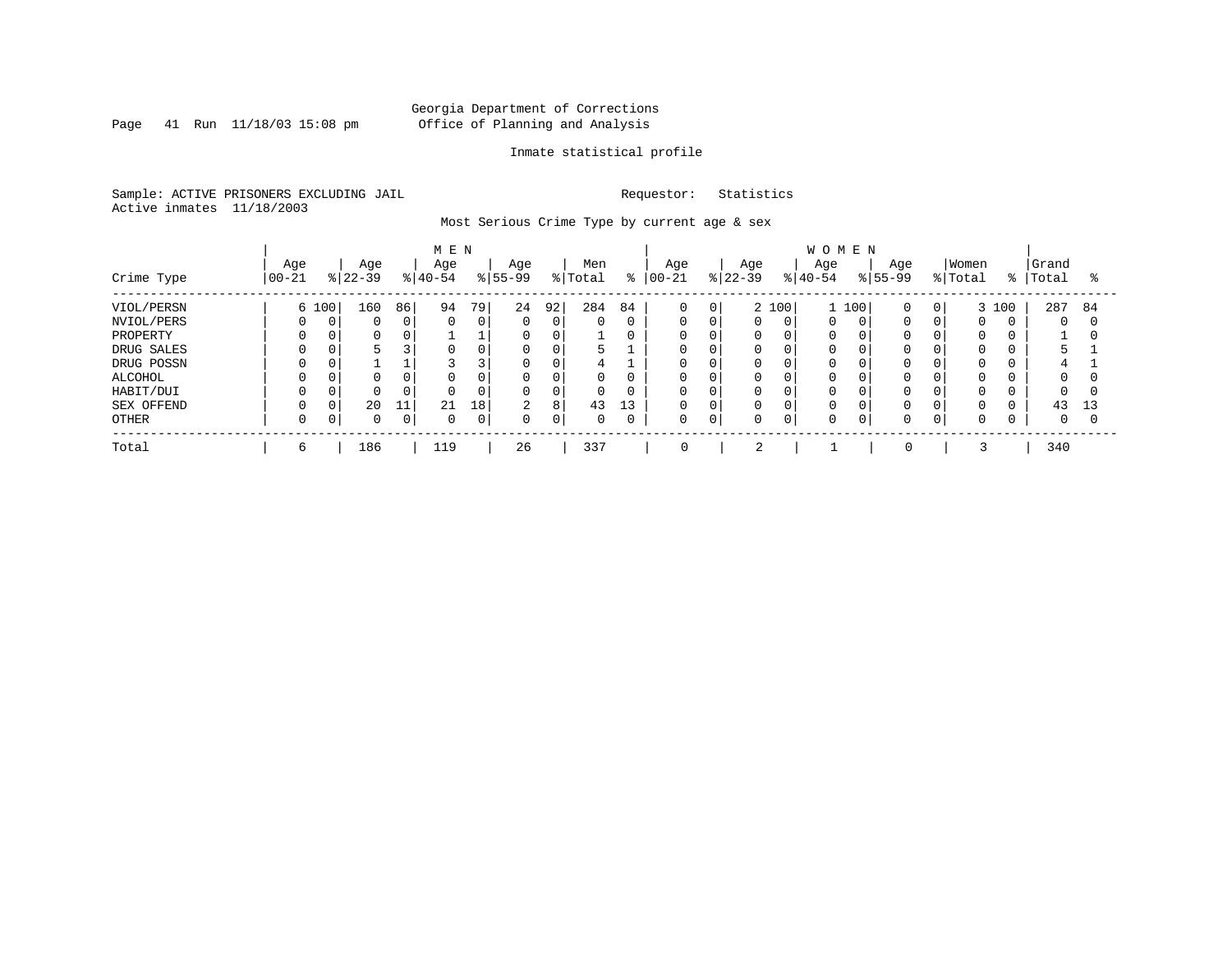Georgia Department of Corrections
Office of Planning and Analysis

Inmate statistical profile

Sample: ACTIVE PRISONERS EXCLUDING JAIL                    Requestor: Statistics
Active inmates 11/18/2003

Most Serious Crime Type by current age & sex

| | MEN | | | | | | | | | | WOMEN | | | | | | | | | | | |
|---|---|---|---|---|---|---|---|---|---|---|---|---|---|---|---|---|---|---|---|---|---|---|
| Crime Type | Age 00-21 | % | Age 22-39 | % | Age 40-54 | % | Age 55-99 | % | Men Total | % | Age 00-21 | % | Age 22-39 | % | Age 40-54 | % | Age 55-99 | % | Women Total | % | Grand Total | % |
| VIOL/PERSN | 6 | 100 | 160 | 86 | 94 | 79 | 24 | 92 | 284 | 84 | 0 | 0 | 2 | 100 | 1 | 100 | 0 | 0 | 3 | 100 | 287 | 84 |
| NVIOL/PERS | 0 | 0 | 0 | 0 | 0 | 0 | 0 | 0 | 0 | 0 | 0 | 0 | 0 | 0 | 0 | 0 | 0 | 0 | 0 | 0 | 0 | 0 |
| PROPERTY | 0 | 0 | 0 | 0 | 1 | 1 | 0 | 0 | 1 | 0 | 0 | 0 | 0 | 0 | 0 | 0 | 0 | 0 | 0 | 0 | 1 | 0 |
| DRUG SALES | 0 | 0 | 5 | 3 | 0 | 0 | 0 | 0 | 5 | 1 | 0 | 0 | 0 | 0 | 0 | 0 | 0 | 0 | 0 | 0 | 5 | 1 |
| DRUG POSSN | 0 | 0 | 1 | 1 | 3 | 3 | 0 | 0 | 4 | 1 | 0 | 0 | 0 | 0 | 0 | 0 | 0 | 0 | 0 | 0 | 4 | 1 |
| ALCOHOL | 0 | 0 | 0 | 0 | 0 | 0 | 0 | 0 | 0 | 0 | 0 | 0 | 0 | 0 | 0 | 0 | 0 | 0 | 0 | 0 | 0 | 0 |
| HABIT/DUI | 0 | 0 | 0 | 0 | 0 | 0 | 0 | 0 | 0 | 0 | 0 | 0 | 0 | 0 | 0 | 0 | 0 | 0 | 0 | 0 | 0 | 0 |
| SEX OFFEND | 0 | 0 | 20 | 11 | 21 | 18 | 2 | 8 | 43 | 13 | 0 | 0 | 0 | 0 | 0 | 0 | 0 | 0 | 0 | 0 | 43 | 13 |
| OTHER | 0 | 0 | 0 | 0 | 0 | 0 | 0 | 0 | 0 | 0 | 0 | 0 | 0 | 0 | 0 | 0 | 0 | 0 | 0 | 0 | 0 | 0 |
| Total | 6 | | 186 | | 119 | | 26 | | 337 | | 0 | | 2 | | 1 | | 0 | | 3 | | 340 | |